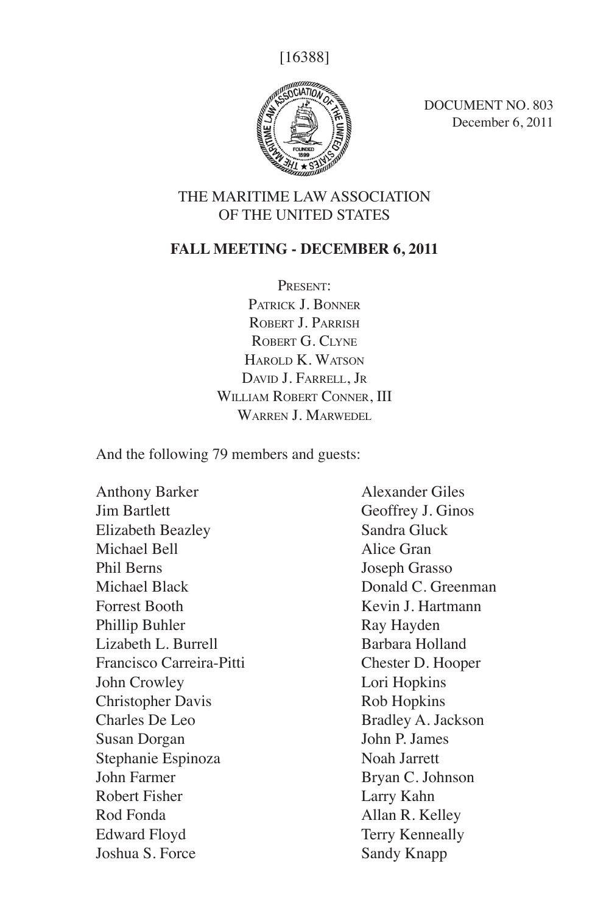[16388]

DOCUMENT NO. 803
December 6, 2011

# THE MARITIME LAW ASSOCIATION OF THE UNITED STATES

## FALL MEETING - DECEMBER 6, 2011

PRESENT:
PATRICK J. BONNER
ROBERT J. PARRISH
ROBERT G. CLYNE
HAROLD K. WATSON
DAVID J. FARRELL, JR
WILLIAM ROBERT CONNER, III
WARREN J. MARWEDEL

And the following 79 members and guests:

Anthony Barker
Jim Bartlett
Elizabeth Beazley
Michael Bell
Phil Berns
Michael Black
Forrest Booth
Phillip Buhler
Lizabeth L. Burrell
Francisco Carreira-Pitti
John Crowley
Christopher Davis
Charles De Leo
Susan Dorgan
Stephanie Espinoza
John Farmer
Robert Fisher
Rod Fonda
Edward Floyd
Joshua S. Force
Alexander Giles
Geoffrey J. Ginos
Sandra Gluck
Alice Gran
Joseph Grasso
Donald C. Greenman
Kevin J. Hartmann
Ray Hayden
Barbara Holland
Chester D. Hooper
Lori Hopkins
Rob Hopkins
Bradley A. Jackson
John P. James
Noah Jarrett
Bryan C. Johnson
Larry Kahn
Allan R. Kelley
Terry Kenneally
Sandy Knapp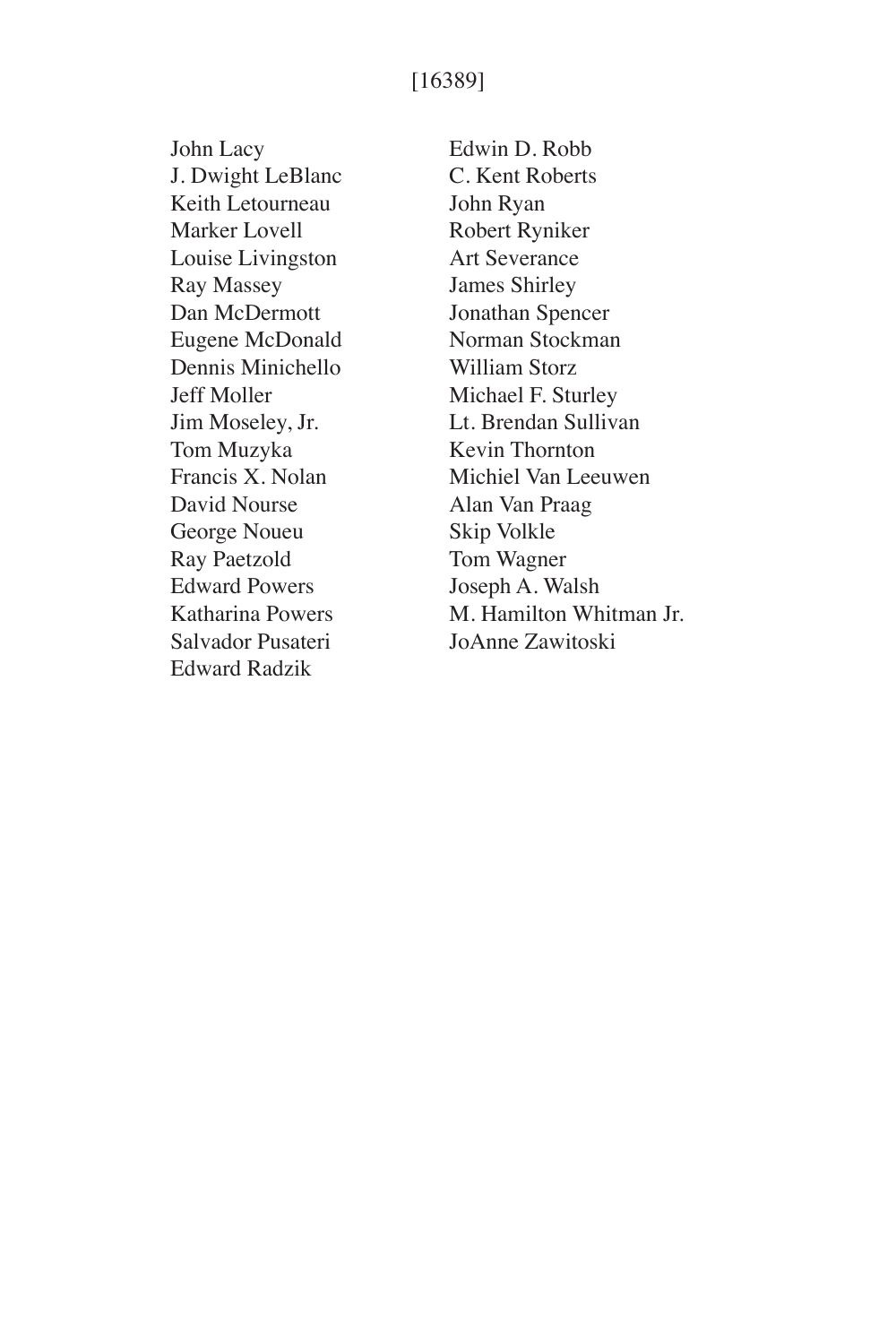John Lacy
J. Dwight LeBlanc
Keith Letourneau
Marker Lovell
Louise Livingston
Ray Massey
Dan McDermott
Eugene McDonald
Dennis Minichello
Jeff Moller
Jim Moseley, Jr.
Tom Muzyka
Francis X. Nolan
David Nourse
George Noueu
Ray Paetzold
Edward Powers
Katharina Powers
Salvador Pusateri
Edward Radzik
Edwin D. Robb
C. Kent Roberts
John Ryan
Robert Ryniker
Art Severance
James Shirley
Jonathan Spencer
Norman Stockman
William Storz
Michael F. Sturley
Lt. Brendan Sullivan
Kevin Thornton
Michiel Van Leeuwen
Alan Van Praag
Skip Volkle
Tom Wagner
Joseph A. Walsh
M. Hamilton Whitman Jr.
JoAnne Zawitoski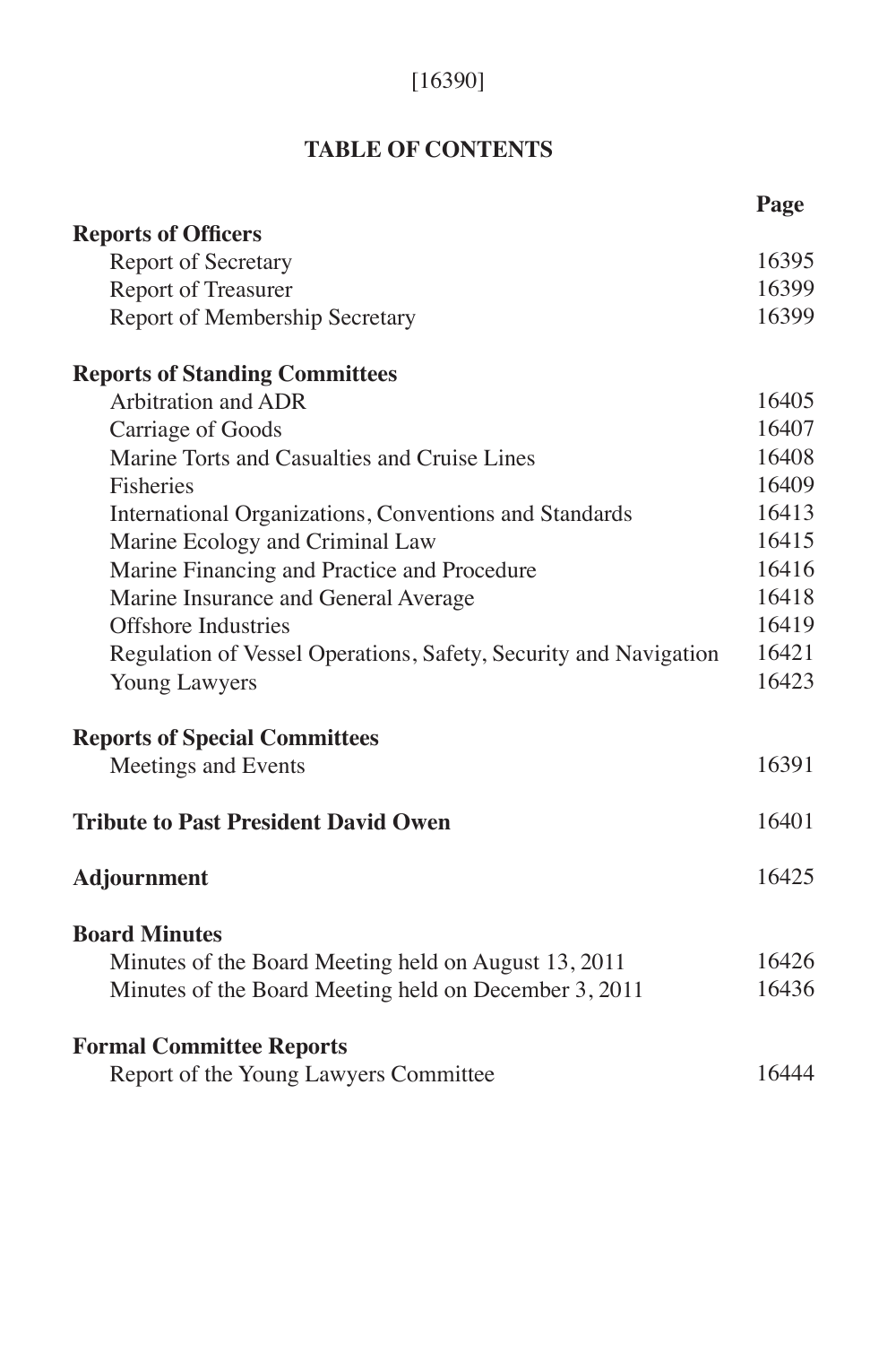## TABLE OF CONTENTS

| | Page |
|---|---|
| **Reports of Officers** | |
| Report of Secretary | 16395 |
| Report of Treasurer | 16399 |
| Report of Membership Secretary | 16399 |
| **Reports of Standing Committees** | |
| Arbitration and ADR | 16405 |
| Carriage of Goods | 16407 |
| Marine Torts and Casualties and Cruise Lines | 16408 |
| Fisheries | 16409 |
| International Organizations, Conventions and Standards | 16413 |
| Marine Ecology and Criminal Law | 16415 |
| Marine Financing and Practice and Procedure | 16416 |
| Marine Insurance and General Average | 16418 |
| Offshore Industries | 16419 |
| Regulation of Vessel Operations, Safety, Security and Navigation | 16421 |
| Young Lawyers | 16423 |
| **Reports of Special Committees** | |
| Meetings and Events | 16391 |
| **Tribute to Past President David Owen** | 16401 |
| **Adjournment** | 16425 |
| **Board Minutes** | |
| Minutes of the Board Meeting held on August 13, 2011 | 16426 |
| Minutes of the Board Meeting held on December 3, 2011 | 16436 |
| **Formal Committee Reports** | |
| Report of the Young Lawyers Committee | 16444 |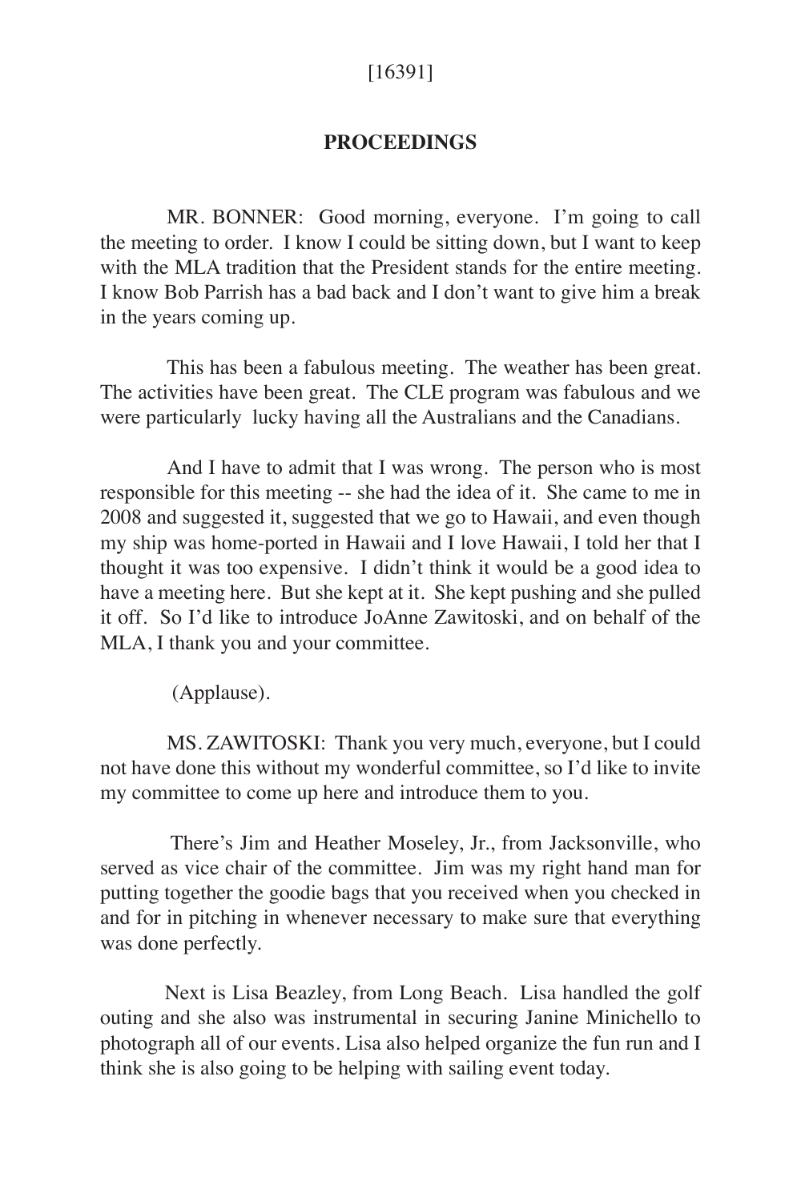[16391]

**PROCEEDINGS**

MR. BONNER: Good morning, everyone. I'm going to call the meeting to order. I know I could be sitting down, but I want to keep with the MLA tradition that the President stands for the entire meeting. I know Bob Parrish has a bad back and I don't want to give him a break in the years coming up.

This has been a fabulous meeting. The weather has been great. The activities have been great. The CLE program was fabulous and we were particularly lucky having all the Australians and the Canadians.

And I have to admit that I was wrong. The person who is most responsible for this meeting -- she had the idea of it. She came to me in 2008 and suggested it, suggested that we go to Hawaii, and even though my ship was home-ported in Hawaii and I love Hawaii, I told her that I thought it was too expensive. I didn't think it would be a good idea to have a meeting here. But she kept at it. She kept pushing and she pulled it off. So I'd like to introduce JoAnne Zawitoski, and on behalf of the MLA, I thank you and your committee.

(Applause).

MS. ZAWITOSKI: Thank you very much, everyone, but I could not have done this without my wonderful committee, so I'd like to invite my committee to come up here and introduce them to you.

There's Jim and Heather Moseley, Jr., from Jacksonville, who served as vice chair of the committee. Jim was my right hand man for putting together the goodie bags that you received when you checked in and for in pitching in whenever necessary to make sure that everything was done perfectly.

Next is Lisa Beazley, from Long Beach. Lisa handled the golf outing and she also was instrumental in securing Janine Minichello to photograph all of our events. Lisa also helped organize the fun run and I think she is also going to be helping with sailing event today.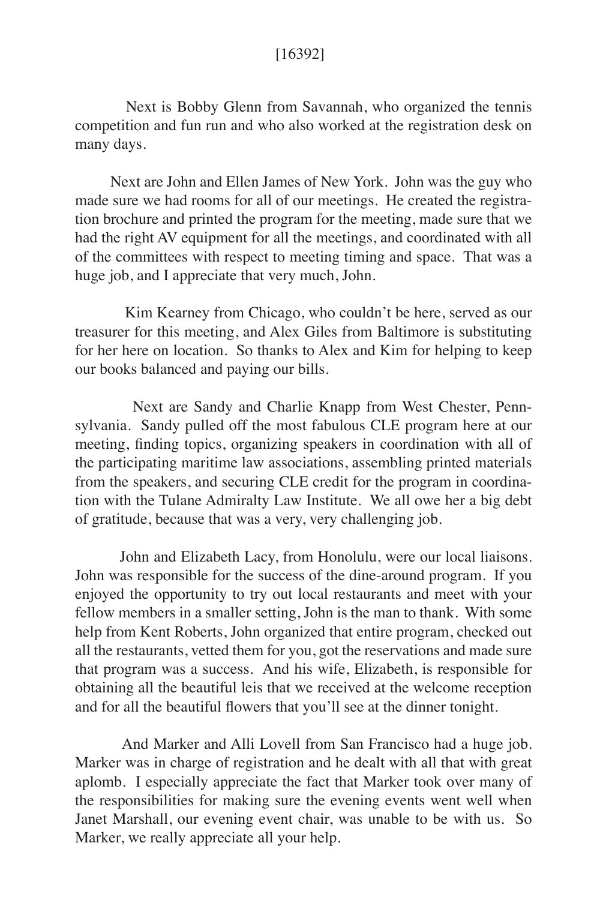Next is Bobby Glenn from Savannah, who organized the tennis competition and fun run and who also worked at the registration desk on many days.

Next are John and Ellen James of New York. John was the guy who made sure we had rooms for all of our meetings. He created the registration brochure and printed the program for the meeting, made sure that we had the right AV equipment for all the meetings, and coordinated with all of the committees with respect to meeting timing and space. That was a huge job, and I appreciate that very much, John.

Kim Kearney from Chicago, who couldn't be here, served as our treasurer for this meeting, and Alex Giles from Baltimore is substituting for her here on location. So thanks to Alex and Kim for helping to keep our books balanced and paying our bills.

Next are Sandy and Charlie Knapp from West Chester, Pennsylvania. Sandy pulled off the most fabulous CLE program here at our meeting, finding topics, organizing speakers in coordination with all of the participating maritime law associations, assembling printed materials from the speakers, and securing CLE credit for the program in coordination with the Tulane Admiralty Law Institute. We all owe her a big debt of gratitude, because that was a very, very challenging job.

John and Elizabeth Lacy, from Honolulu, were our local liaisons. John was responsible for the success of the dine-around program. If you enjoyed the opportunity to try out local restaurants and meet with your fellow members in a smaller setting, John is the man to thank. With some help from Kent Roberts, John organized that entire program, checked out all the restaurants, vetted them for you, got the reservations and made sure that program was a success. And his wife, Elizabeth, is responsible for obtaining all the beautiful leis that we received at the welcome reception and for all the beautiful flowers that you'll see at the dinner tonight.

And Marker and Alli Lovell from San Francisco had a huge job. Marker was in charge of registration and he dealt with all that with great aplomb. I especially appreciate the fact that Marker took over many of the responsibilities for making sure the evening events went well when Janet Marshall, our evening event chair, was unable to be with us. So Marker, we really appreciate all your help.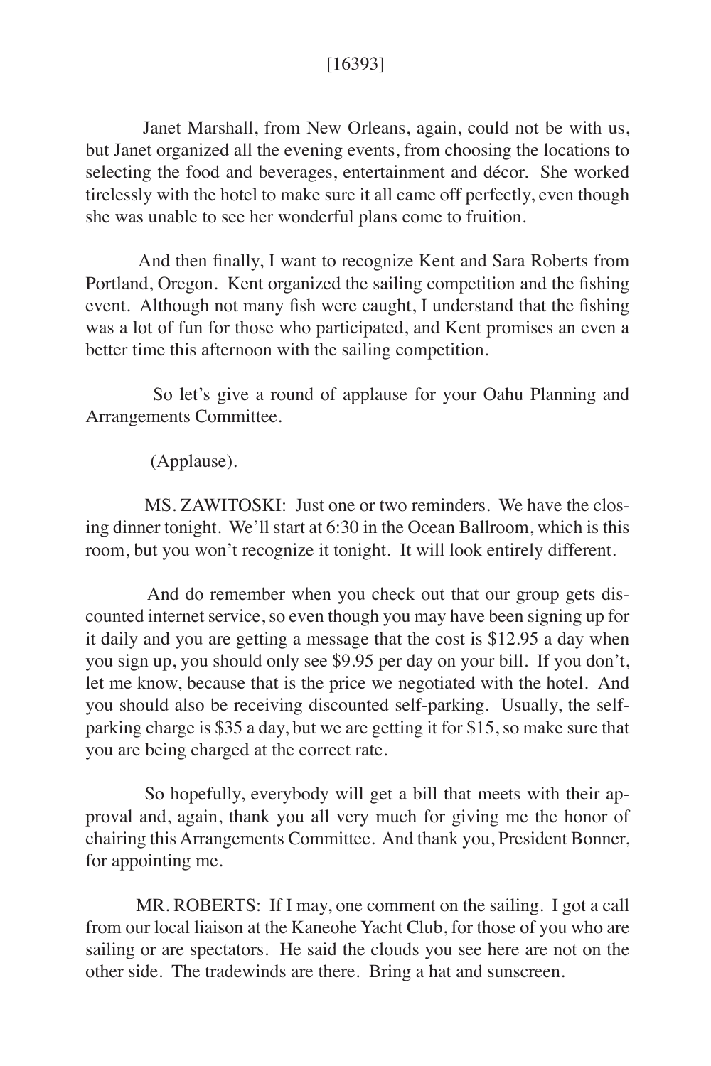Janet Marshall, from New Orleans, again, could not be with us, but Janet organized all the evening events, from choosing the locations to selecting the food and beverages, entertainment and décor. She worked tirelessly with the hotel to make sure it all came off perfectly, even though she was unable to see her wonderful plans come to fruition.

And then finally, I want to recognize Kent and Sara Roberts from Portland, Oregon. Kent organized the sailing competition and the fishing event. Although not many fish were caught, I understand that the fishing was a lot of fun for those who participated, and Kent promises an even a better time this afternoon with the sailing competition.

So let's give a round of applause for your Oahu Planning and Arrangements Committee.

(Applause).

MS. ZAWITOSKI: Just one or two reminders. We have the closing dinner tonight. We'll start at 6:30 in the Ocean Ballroom, which is this room, but you won't recognize it tonight. It will look entirely different.

And do remember when you check out that our group gets discounted internet service, so even though you may have been signing up for it daily and you are getting a message that the cost is $12.95 a day when you sign up, you should only see $9.95 per day on your bill. If you don't, let me know, because that is the price we negotiated with the hotel. And you should also be receiving discounted self-parking. Usually, the self-parking charge is $35 a day, but we are getting it for $15, so make sure that you are being charged at the correct rate.

So hopefully, everybody will get a bill that meets with their approval and, again, thank you all very much for giving me the honor of chairing this Arrangements Committee. And thank you, President Bonner, for appointing me.

MR. ROBERTS: If I may, one comment on the sailing. I got a call from our local liaison at the Kaneohe Yacht Club, for those of you who are sailing or are spectators. He said the clouds you see here are not on the other side. The tradewinds are there. Bring a hat and sunscreen.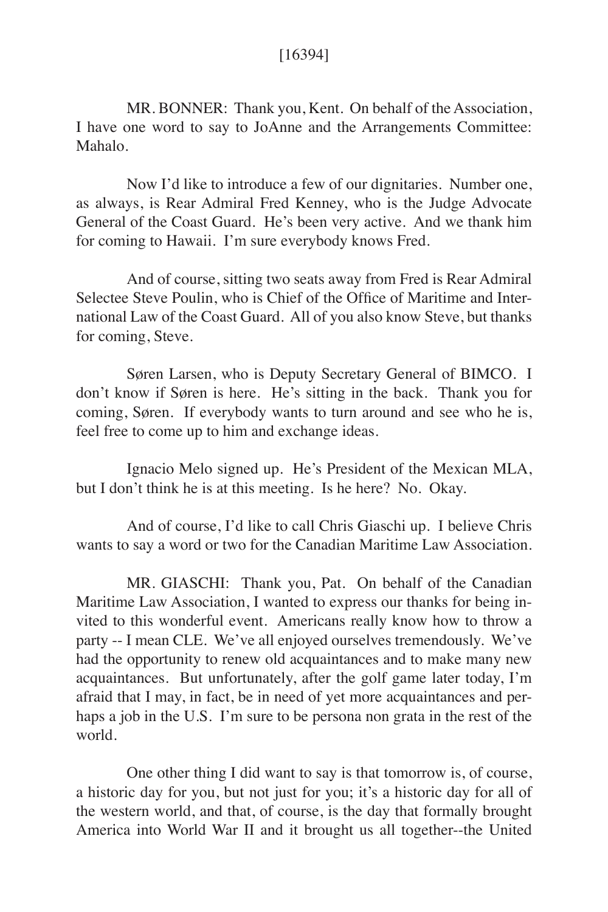MR. BONNER: Thank you, Kent. On behalf of the Association, I have one word to say to JoAnne and the Arrangements Committee: Mahalo.

Now I'd like to introduce a few of our dignitaries. Number one, as always, is Rear Admiral Fred Kenney, who is the Judge Advocate General of the Coast Guard. He's been very active. And we thank him for coming to Hawaii. I'm sure everybody knows Fred.

And of course, sitting two seats away from Fred is Rear Admiral Selectee Steve Poulin, who is Chief of the Office of Maritime and International Law of the Coast Guard. All of you also know Steve, but thanks for coming, Steve.

Søren Larsen, who is Deputy Secretary General of BIMCO. I don't know if Søren is here. He's sitting in the back. Thank you for coming, Søren. If everybody wants to turn around and see who he is, feel free to come up to him and exchange ideas.

Ignacio Melo signed up. He's President of the Mexican MLA, but I don't think he is at this meeting. Is he here? No. Okay.

And of course, I'd like to call Chris Giaschi up. I believe Chris wants to say a word or two for the Canadian Maritime Law Association.

MR. GIASCHI: Thank you, Pat. On behalf of the Canadian Maritime Law Association, I wanted to express our thanks for being invited to this wonderful event. Americans really know how to throw a party -- I mean CLE. We've all enjoyed ourselves tremendously. We've had the opportunity to renew old acquaintances and to make many new acquaintances. But unfortunately, after the golf game later today, I'm afraid that I may, in fact, be in need of yet more acquaintances and perhaps a job in the U.S. I'm sure to be persona non grata in the rest of the world.

One other thing I did want to say is that tomorrow is, of course, a historic day for you, but not just for you; it's a historic day for all of the western world, and that, of course, is the day that formally brought America into World War II and it brought us all together--the United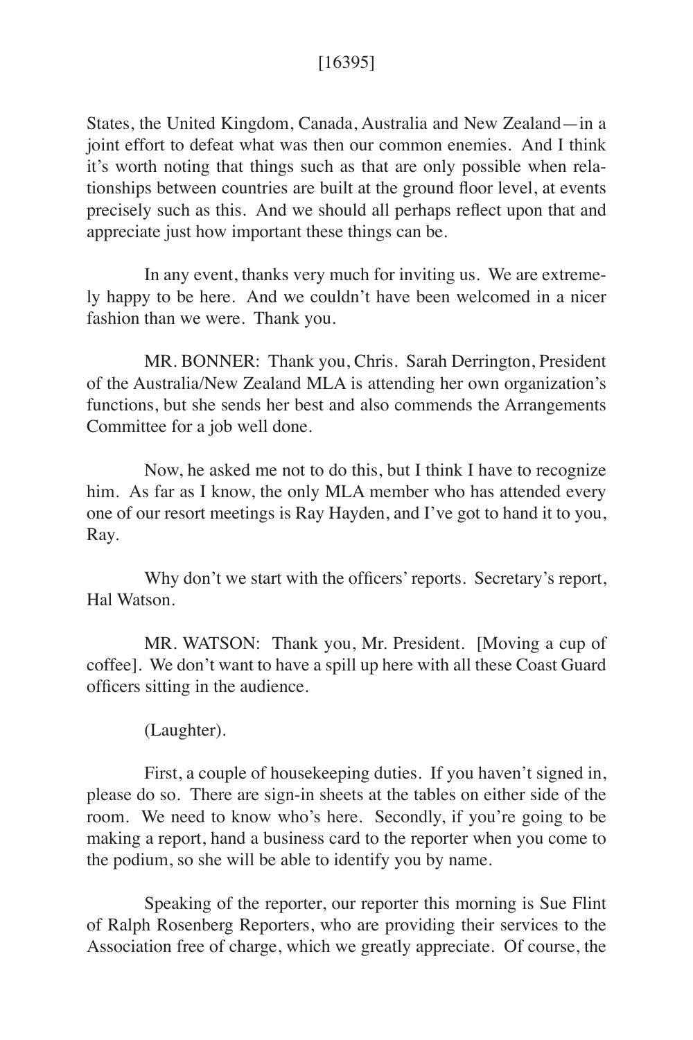States, the United Kingdom, Canada, Australia and New Zealand—in a joint effort to defeat what was then our common enemies. And I think it's worth noting that things such as that are only possible when relationships between countries are built at the ground floor level, at events precisely such as this. And we should all perhaps reflect upon that and appreciate just how important these things can be.

In any event, thanks very much for inviting us. We are extremely happy to be here. And we couldn't have been welcomed in a nicer fashion than we were. Thank you.

MR. BONNER: Thank you, Chris. Sarah Derrington, President of the Australia/New Zealand MLA is attending her own organization's functions, but she sends her best and also commends the Arrangements Committee for a job well done.

Now, he asked me not to do this, but I think I have to recognize him. As far as I know, the only MLA member who has attended every one of our resort meetings is Ray Hayden, and I've got to hand it to you, Ray.

Why don't we start with the officers' reports. Secretary's report, Hal Watson.

MR. WATSON: Thank you, Mr. President. [Moving a cup of coffee]. We don't want to have a spill up here with all these Coast Guard officers sitting in the audience.

(Laughter).

First, a couple of housekeeping duties. If you haven't signed in, please do so. There are sign-in sheets at the tables on either side of the room. We need to know who's here. Secondly, if you're going to be making a report, hand a business card to the reporter when you come to the podium, so she will be able to identify you by name.

Speaking of the reporter, our reporter this morning is Sue Flint of Ralph Rosenberg Reporters, who are providing their services to the Association free of charge, which we greatly appreciate. Of course, the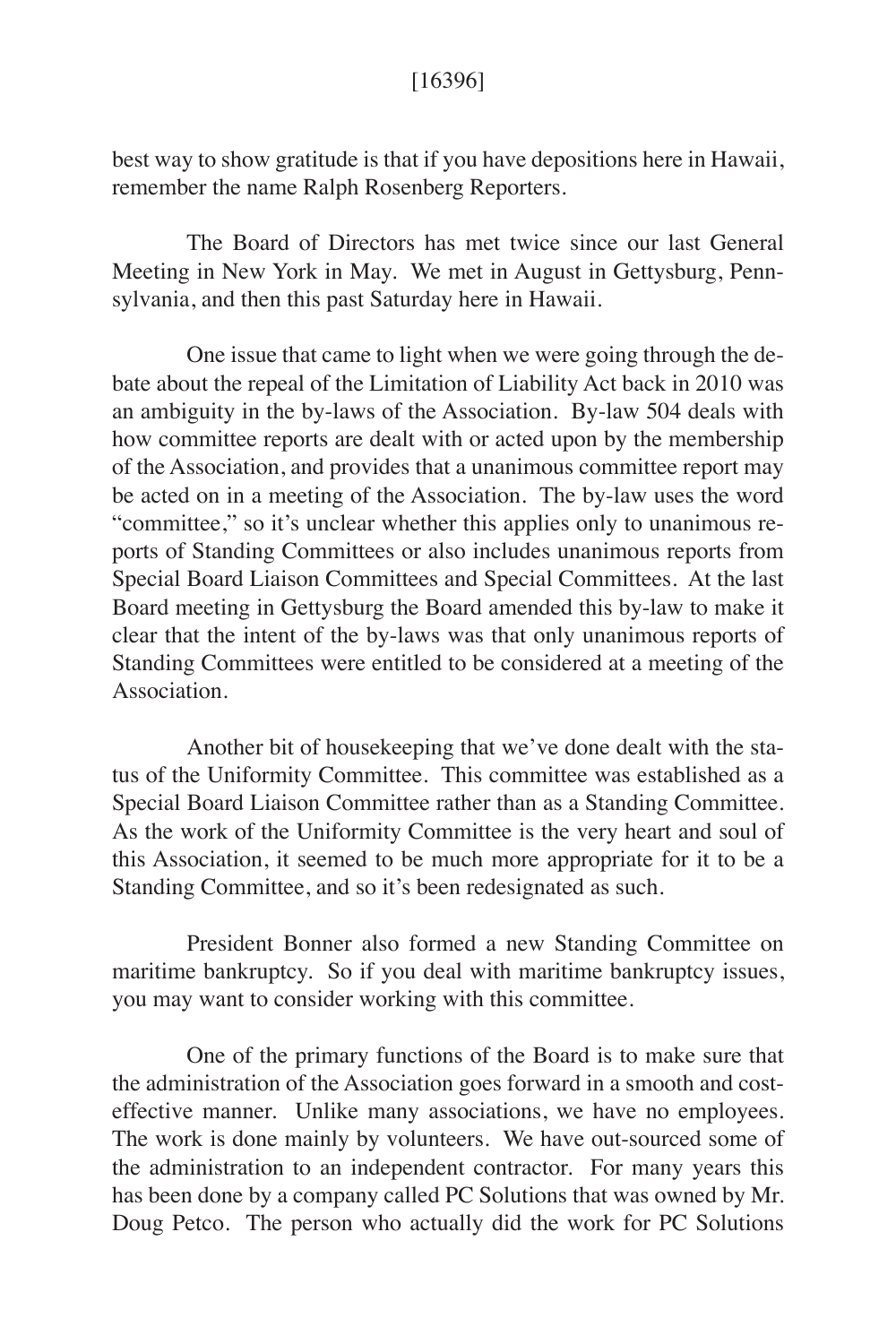best way to show gratitude is that if you have depositions here in Hawaii, remember the name Ralph Rosenberg Reporters.

The Board of Directors has met twice since our last General Meeting in New York in May. We met in August in Gettysburg, Pennsylvania, and then this past Saturday here in Hawaii.

One issue that came to light when we were going through the debate about the repeal of the Limitation of Liability Act back in 2010 was an ambiguity in the by-laws of the Association. By-law 504 deals with how committee reports are dealt with or acted upon by the membership of the Association, and provides that a unanimous committee report may be acted on in a meeting of the Association. The by-law uses the word "committee," so it's unclear whether this applies only to unanimous reports of Standing Committees or also includes unanimous reports from Special Board Liaison Committees and Special Committees. At the last Board meeting in Gettysburg the Board amended this by-law to make it clear that the intent of the by-laws was that only unanimous reports of Standing Committees were entitled to be considered at a meeting of the Association.

Another bit of housekeeping that we've done dealt with the status of the Uniformity Committee. This committee was established as a Special Board Liaison Committee rather than as a Standing Committee. As the work of the Uniformity Committee is the very heart and soul of this Association, it seemed to be much more appropriate for it to be a Standing Committee, and so it's been redesignated as such.

President Bonner also formed a new Standing Committee on maritime bankruptcy. So if you deal with maritime bankruptcy issues, you may want to consider working with this committee.

One of the primary functions of the Board is to make sure that the administration of the Association goes forward in a smooth and cost-effective manner. Unlike many associations, we have no employees. The work is done mainly by volunteers. We have out-sourced some of the administration to an independent contractor. For many years this has been done by a company called PC Solutions that was owned by Mr. Doug Petco. The person who actually did the work for PC Solutions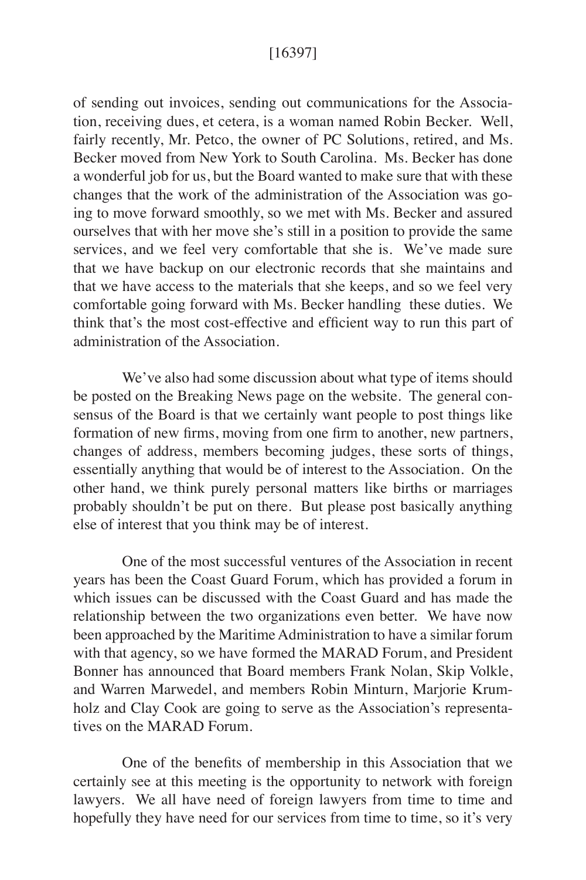of sending out invoices, sending out communications for the Association, receiving dues, et cetera, is a woman named Robin Becker. Well, fairly recently, Mr. Petco, the owner of PC Solutions, retired, and Ms. Becker moved from New York to South Carolina. Ms. Becker has done a wonderful job for us, but the Board wanted to make sure that with these changes that the work of the administration of the Association was going to move forward smoothly, so we met with Ms. Becker and assured ourselves that with her move she's still in a position to provide the same services, and we feel very comfortable that she is. We've made sure that we have backup on our electronic records that she maintains and that we have access to the materials that she keeps, and so we feel very comfortable going forward with Ms. Becker handling these duties. We think that's the most cost-effective and efficient way to run this part of administration of the Association.

We've also had some discussion about what type of items should be posted on the Breaking News page on the website. The general consensus of the Board is that we certainly want people to post things like formation of new firms, moving from one firm to another, new partners, changes of address, members becoming judges, these sorts of things, essentially anything that would be of interest to the Association. On the other hand, we think purely personal matters like births or marriages probably shouldn't be put on there. But please post basically anything else of interest that you think may be of interest.

One of the most successful ventures of the Association in recent years has been the Coast Guard Forum, which has provided a forum in which issues can be discussed with the Coast Guard and has made the relationship between the two organizations even better. We have now been approached by the Maritime Administration to have a similar forum with that agency, so we have formed the MARAD Forum, and President Bonner has announced that Board members Frank Nolan, Skip Volkle, and Warren Marwedel, and members Robin Minturn, Marjorie Krumholz and Clay Cook are going to serve as the Association's representatives on the MARAD Forum.

One of the benefits of membership in this Association that we certainly see at this meeting is the opportunity to network with foreign lawyers. We all have need of foreign lawyers from time to time and hopefully they have need for our services from time to time, so it's very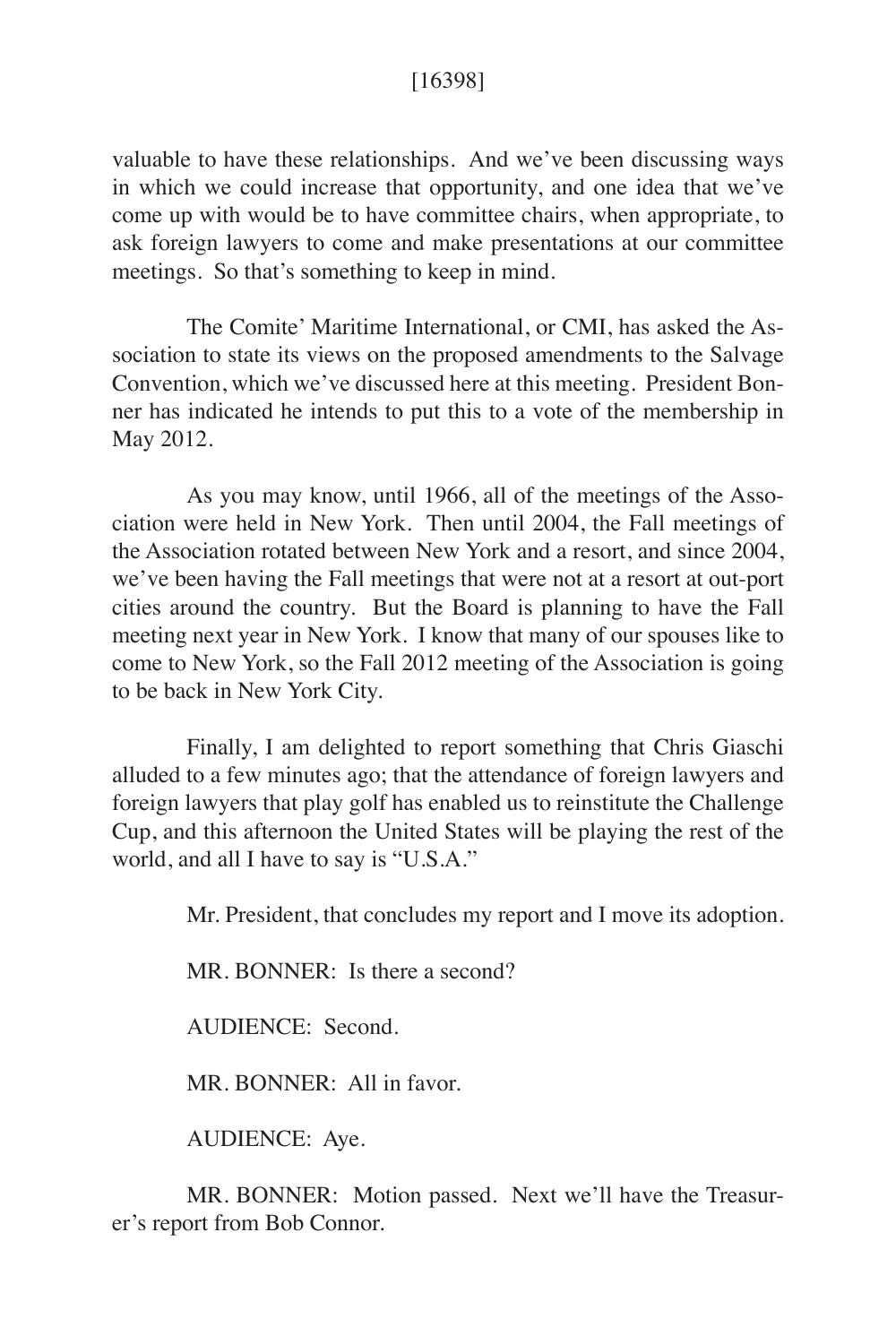valuable to have these relationships. And we've been discussing ways in which we could increase that opportunity, and one idea that we've come up with would be to have committee chairs, when appropriate, to ask foreign lawyers to come and make presentations at our committee meetings. So that's something to keep in mind.

The Comite' Maritime International, or CMI, has asked the Association to state its views on the proposed amendments to the Salvage Convention, which we've discussed here at this meeting. President Bonner has indicated he intends to put this to a vote of the membership in May 2012.

As you may know, until 1966, all of the meetings of the Association were held in New York. Then until 2004, the Fall meetings of the Association rotated between New York and a resort, and since 2004, we've been having the Fall meetings that were not at a resort at out-port cities around the country. But the Board is planning to have the Fall meeting next year in New York. I know that many of our spouses like to come to New York, so the Fall 2012 meeting of the Association is going to be back in New York City.

Finally, I am delighted to report something that Chris Giaschi alluded to a few minutes ago; that the attendance of foreign lawyers and foreign lawyers that play golf has enabled us to reinstitute the Challenge Cup, and this afternoon the United States will be playing the rest of the world, and all I have to say is "U.S.A."

Mr. President, that concludes my report and I move its adoption.

MR. BONNER: Is there a second?

AUDIENCE: Second.

MR. BONNER: All in favor.

AUDIENCE: Aye.

MR. BONNER: Motion passed. Next we'll have the Treasurer's report from Bob Connor.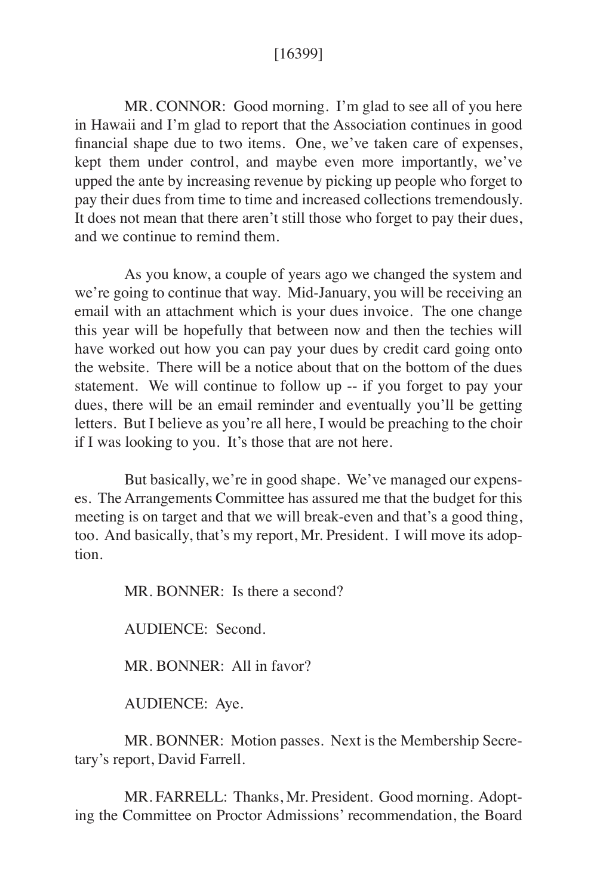[16399]

MR. CONNOR: Good morning. I'm glad to see all of you here in Hawaii and I'm glad to report that the Association continues in good financial shape due to two items. One, we've taken care of expenses, kept them under control, and maybe even more importantly, we've upped the ante by increasing revenue by picking up people who forget to pay their dues from time to time and increased collections tremendously. It does not mean that there aren't still those who forget to pay their dues, and we continue to remind them.

As you know, a couple of years ago we changed the system and we're going to continue that way. Mid-January, you will be receiving an email with an attachment which is your dues invoice. The one change this year will be hopefully that between now and then the techies will have worked out how you can pay your dues by credit card going onto the website. There will be a notice about that on the bottom of the dues statement. We will continue to follow up -- if you forget to pay your dues, there will be an email reminder and eventually you'll be getting letters. But I believe as you're all here, I would be preaching to the choir if I was looking to you. It's those that are not here.

But basically, we're in good shape. We've managed our expenses. The Arrangements Committee has assured me that the budget for this meeting is on target and that we will break-even and that's a good thing, too. And basically, that's my report, Mr. President. I will move its adoption.

MR. BONNER: Is there a second?

AUDIENCE: Second.

MR. BONNER: All in favor?

AUDIENCE: Aye.

MR. BONNER: Motion passes. Next is the Membership Secretary's report, David Farrell.

MR. FARRELL: Thanks, Mr. President. Good morning. Adopting the Committee on Proctor Admissions' recommendation, the Board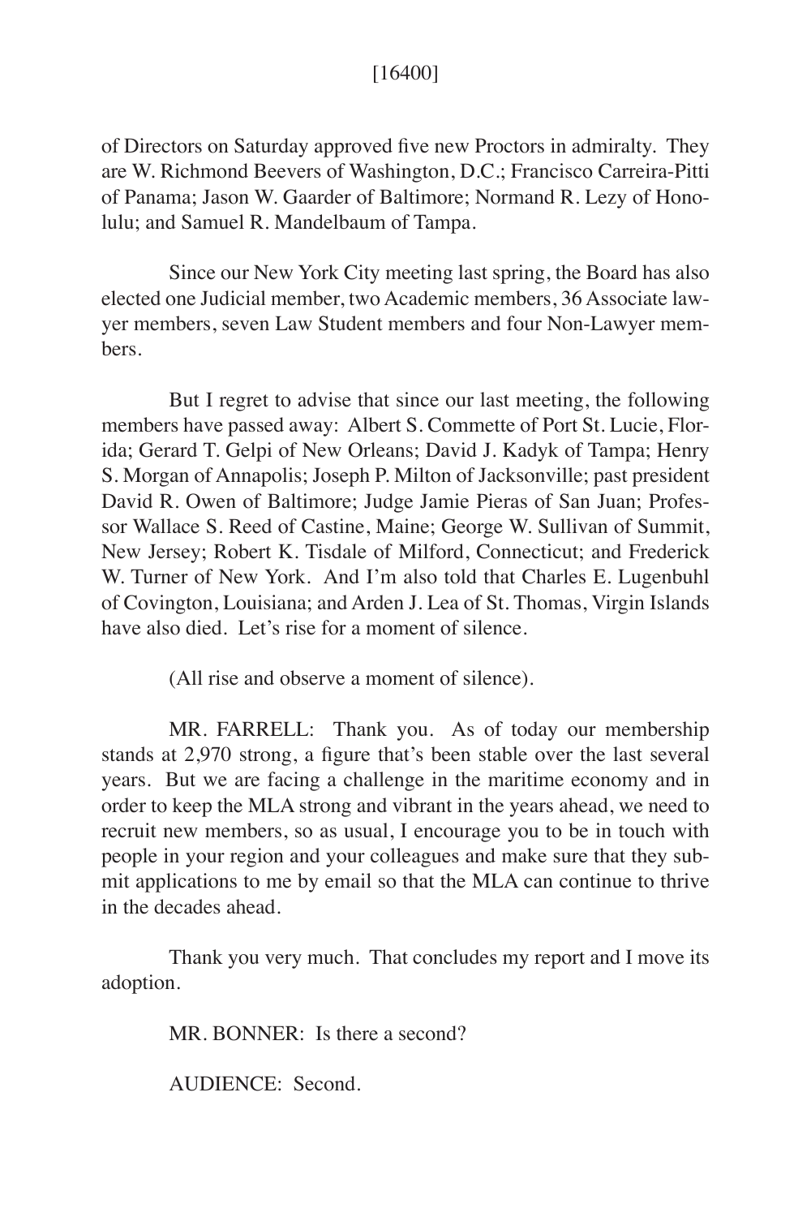of Directors on Saturday approved five new Proctors in admiralty. They are W. Richmond Beevers of Washington, D.C.; Francisco Carreira-Pitti of Panama; Jason W. Gaarder of Baltimore; Normand R. Lezy of Honolulu; and Samuel R. Mandelbaum of Tampa.

Since our New York City meeting last spring, the Board has also elected one Judicial member, two Academic members, 36 Associate lawyer members, seven Law Student members and four Non-Lawyer members.

But I regret to advise that since our last meeting, the following members have passed away: Albert S. Commette of Port St. Lucie, Florida; Gerard T. Gelpi of New Orleans; David J. Kadyk of Tampa; Henry S. Morgan of Annapolis; Joseph P. Milton of Jacksonville; past president David R. Owen of Baltimore; Judge Jamie Pieras of San Juan; Professor Wallace S. Reed of Castine, Maine; George W. Sullivan of Summit, New Jersey; Robert K. Tisdale of Milford, Connecticut; and Frederick W. Turner of New York. And I'm also told that Charles E. Lugenbuhl of Covington, Louisiana; and Arden J. Lea of St. Thomas, Virgin Islands have also died. Let's rise for a moment of silence.

(All rise and observe a moment of silence).

MR. FARRELL: Thank you. As of today our membership stands at 2,970 strong, a figure that's been stable over the last several years. But we are facing a challenge in the maritime economy and in order to keep the MLA strong and vibrant in the years ahead, we need to recruit new members, so as usual, I encourage you to be in touch with people in your region and your colleagues and make sure that they submit applications to me by email so that the MLA can continue to thrive in the decades ahead.

Thank you very much. That concludes my report and I move its adoption.

MR. BONNER: Is there a second?

AUDIENCE: Second.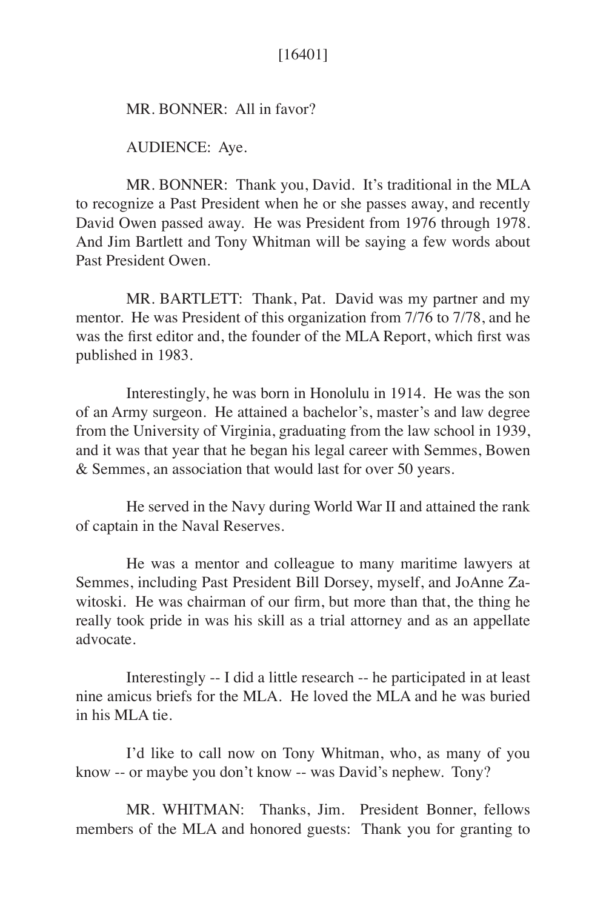[16401]

MR. BONNER: All in favor?

AUDIENCE: Aye.

MR. BONNER: Thank you, David. It's traditional in the MLA to recognize a Past President when he or she passes away, and recently David Owen passed away. He was President from 1976 through 1978. And Jim Bartlett and Tony Whitman will be saying a few words about Past President Owen.

MR. BARTLETT: Thank, Pat. David was my partner and my mentor. He was President of this organization from 7/76 to 7/78, and he was the first editor and, the founder of the MLA Report, which first was published in 1983.

Interestingly, he was born in Honolulu in 1914. He was the son of an Army surgeon. He attained a bachelor's, master's and law degree from the University of Virginia, graduating from the law school in 1939, and it was that year that he began his legal career with Semmes, Bowen & Semmes, an association that would last for over 50 years.

He served in the Navy during World War II and attained the rank of captain in the Naval Reserves.

He was a mentor and colleague to many maritime lawyers at Semmes, including Past President Bill Dorsey, myself, and JoAnne Zawitoski. He was chairman of our firm, but more than that, the thing he really took pride in was his skill as a trial attorney and as an appellate advocate.

Interestingly -- I did a little research -- he participated in at least nine amicus briefs for the MLA. He loved the MLA and he was buried in his MLA tie.

I'd like to call now on Tony Whitman, who, as many of you know -- or maybe you don't know -- was David's nephew. Tony?

MR. WHITMAN: Thanks, Jim. President Bonner, fellows members of the MLA and honored guests: Thank you for granting to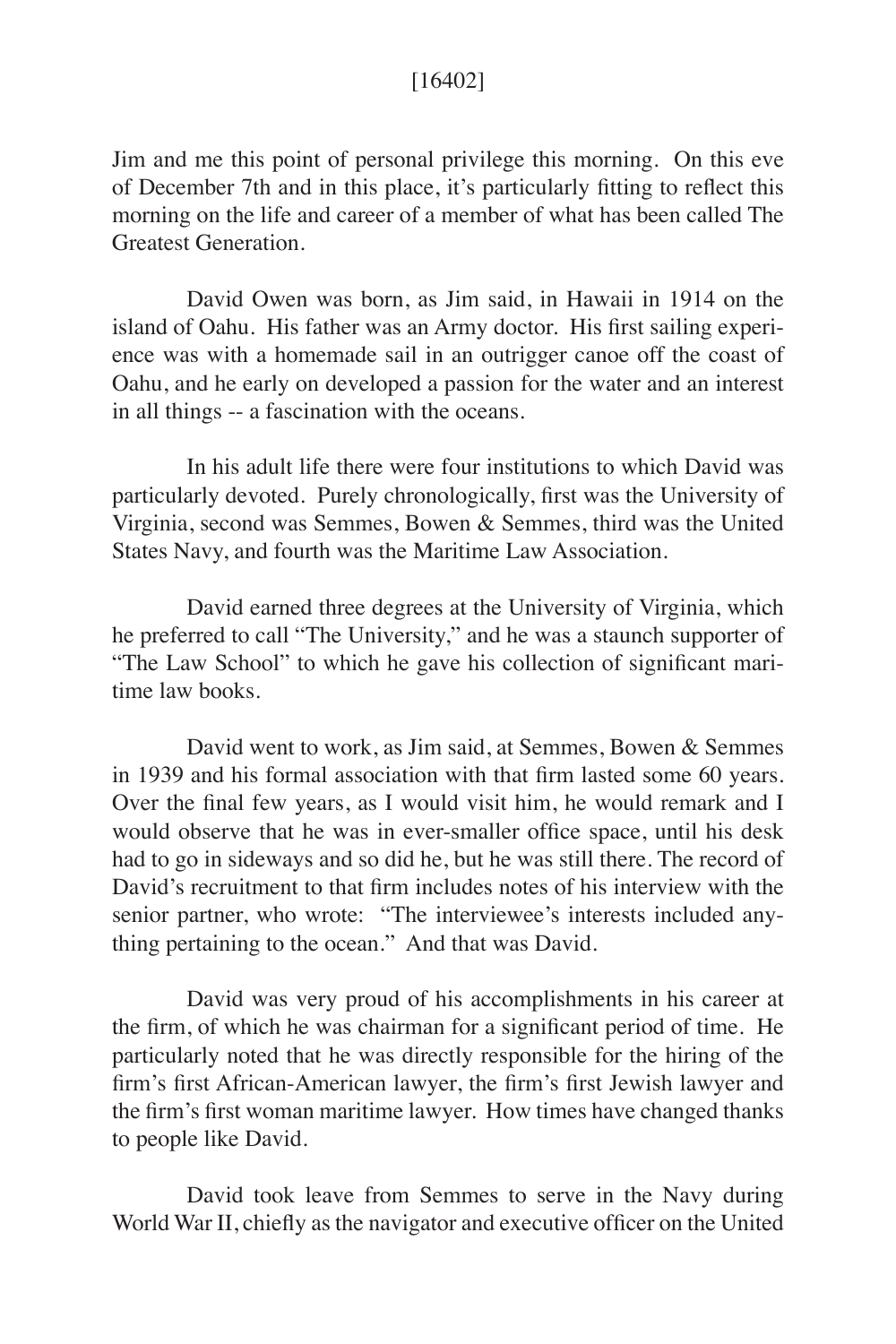Jim and me this point of personal privilege this morning. On this eve of December 7th and in this place, it's particularly fitting to reflect this morning on the life and career of a member of what has been called The Greatest Generation.

David Owen was born, as Jim said, in Hawaii in 1914 on the island of Oahu. His father was an Army doctor. His first sailing experience was with a homemade sail in an outrigger canoe off the coast of Oahu, and he early on developed a passion for the water and an interest in all things -- a fascination with the oceans.

In his adult life there were four institutions to which David was particularly devoted. Purely chronologically, first was the University of Virginia, second was Semmes, Bowen & Semmes, third was the United States Navy, and fourth was the Maritime Law Association.

David earned three degrees at the University of Virginia, which he preferred to call "The University," and he was a staunch supporter of "The Law School" to which he gave his collection of significant maritime law books.

David went to work, as Jim said, at Semmes, Bowen & Semmes in 1939 and his formal association with that firm lasted some 60 years. Over the final few years, as I would visit him, he would remark and I would observe that he was in ever-smaller office space, until his desk had to go in sideways and so did he, but he was still there. The record of David's recruitment to that firm includes notes of his interview with the senior partner, who wrote: "The interviewee's interests included anything pertaining to the ocean." And that was David.

David was very proud of his accomplishments in his career at the firm, of which he was chairman for a significant period of time. He particularly noted that he was directly responsible for the hiring of the firm's first African-American lawyer, the firm's first Jewish lawyer and the firm's first woman maritime lawyer. How times have changed thanks to people like David.

David took leave from Semmes to serve in the Navy during World War II, chiefly as the navigator and executive officer on the United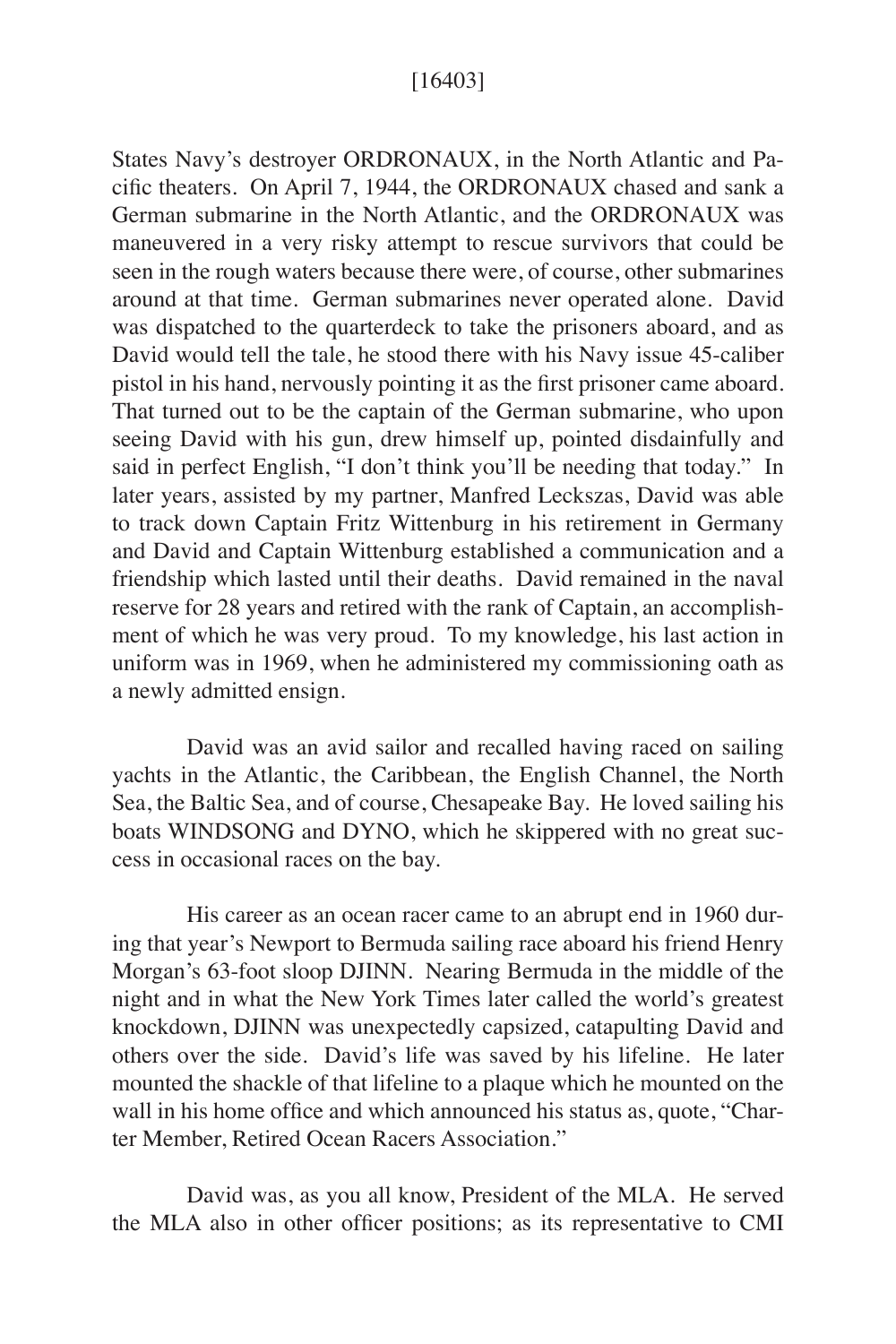States Navy's destroyer ORDRONAUX, in the North Atlantic and Pacific theaters. On April 7, 1944, the ORDRONAUX chased and sank a German submarine in the North Atlantic, and the ORDRONAUX was maneuvered in a very risky attempt to rescue survivors that could be seen in the rough waters because there were, of course, other submarines around at that time. German submarines never operated alone. David was dispatched to the quarterdeck to take the prisoners aboard, and as David would tell the tale, he stood there with his Navy issue 45-caliber pistol in his hand, nervously pointing it as the first prisoner came aboard. That turned out to be the captain of the German submarine, who upon seeing David with his gun, drew himself up, pointed disdainfully and said in perfect English, "I don't think you'll be needing that today." In later years, assisted by my partner, Manfred Leckszas, David was able to track down Captain Fritz Wittenburg in his retirement in Germany and David and Captain Wittenburg established a communication and a friendship which lasted until their deaths. David remained in the naval reserve for 28 years and retired with the rank of Captain, an accomplishment of which he was very proud. To my knowledge, his last action in uniform was in 1969, when he administered my commissioning oath as a newly admitted ensign.

David was an avid sailor and recalled having raced on sailing yachts in the Atlantic, the Caribbean, the English Channel, the North Sea, the Baltic Sea, and of course, Chesapeake Bay. He loved sailing his boats WINDSONG and DYNO, which he skippered with no great success in occasional races on the bay.

His career as an ocean racer came to an abrupt end in 1960 during that year's Newport to Bermuda sailing race aboard his friend Henry Morgan's 63-foot sloop DJINN. Nearing Bermuda in the middle of the night and in what the New York Times later called the world's greatest knockdown, DJINN was unexpectedly capsized, catapulting David and others over the side. David's life was saved by his lifeline. He later mounted the shackle of that lifeline to a plaque which he mounted on the wall in his home office and which announced his status as, quote, "Charter Member, Retired Ocean Racers Association."

David was, as you all know, President of the MLA. He served the MLA also in other officer positions; as its representative to CMI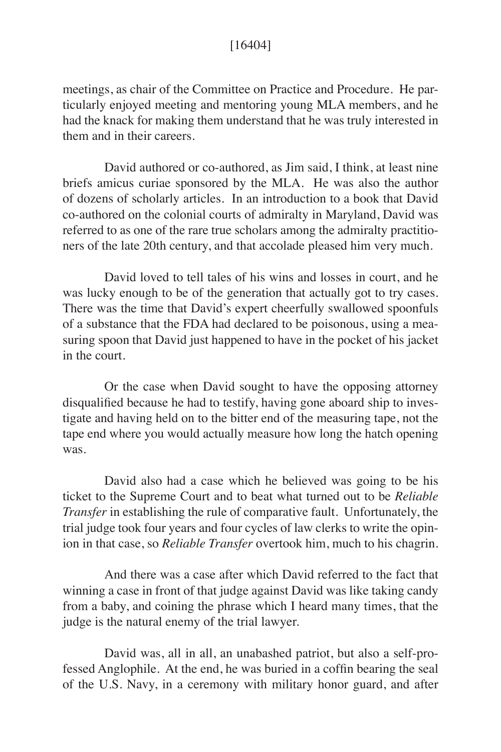meetings, as chair of the Committee on Practice and Procedure. He particularly enjoyed meeting and mentoring young MLA members, and he had the knack for making them understand that he was truly interested in them and in their careers.

David authored or co-authored, as Jim said, I think, at least nine briefs amicus curiae sponsored by the MLA. He was also the author of dozens of scholarly articles. In an introduction to a book that David co-authored on the colonial courts of admiralty in Maryland, David was referred to as one of the rare true scholars among the admiralty practitioners of the late 20th century, and that accolade pleased him very much.

David loved to tell tales of his wins and losses in court, and he was lucky enough to be of the generation that actually got to try cases. There was the time that David's expert cheerfully swallowed spoonfuls of a substance that the FDA had declared to be poisonous, using a measuring spoon that David just happened to have in the pocket of his jacket in the court.

Or the case when David sought to have the opposing attorney disqualified because he had to testify, having gone aboard ship to investigate and having held on to the bitter end of the measuring tape, not the tape end where you would actually measure how long the hatch opening was.

David also had a case which he believed was going to be his ticket to the Supreme Court and to beat what turned out to be *Reliable Transfer* in establishing the rule of comparative fault. Unfortunately, the trial judge took four years and four cycles of law clerks to write the opinion in that case, so *Reliable Transfer* overtook him, much to his chagrin.

And there was a case after which David referred to the fact that winning a case in front of that judge against David was like taking candy from a baby, and coining the phrase which I heard many times, that the judge is the natural enemy of the trial lawyer.

David was, all in all, an unabashed patriot, but also a self-professed Anglophile. At the end, he was buried in a coffin bearing the seal of the U.S. Navy, in a ceremony with military honor guard, and after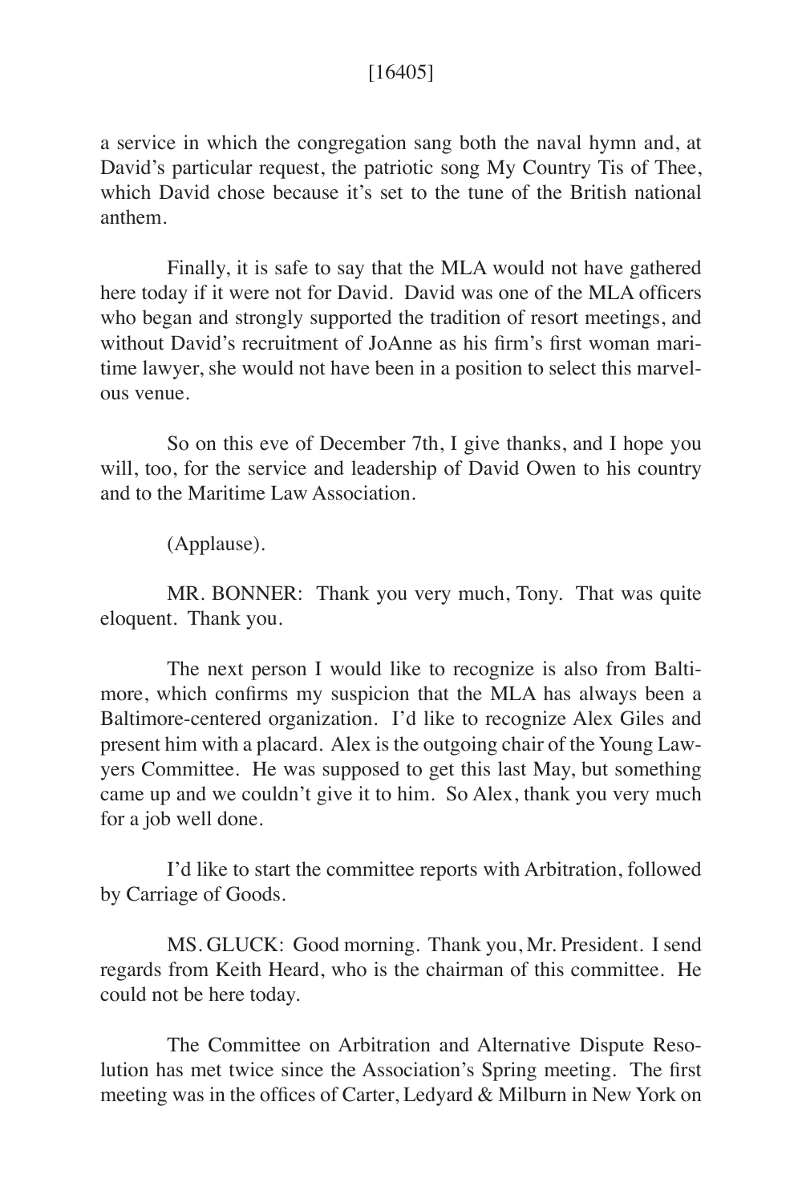a service in which the congregation sang both the naval hymn and, at David's particular request, the patriotic song My Country Tis of Thee, which David chose because it's set to the tune of the British national anthem.

Finally, it is safe to say that the MLA would not have gathered here today if it were not for David. David was one of the MLA officers who began and strongly supported the tradition of resort meetings, and without David's recruitment of JoAnne as his firm's first woman maritime lawyer, she would not have been in a position to select this marvelous venue.

So on this eve of December 7th, I give thanks, and I hope you will, too, for the service and leadership of David Owen to his country and to the Maritime Law Association.

(Applause).

MR. BONNER: Thank you very much, Tony. That was quite eloquent. Thank you.

The next person I would like to recognize is also from Baltimore, which confirms my suspicion that the MLA has always been a Baltimore-centered organization. I'd like to recognize Alex Giles and present him with a placard. Alex is the outgoing chair of the Young Lawyers Committee. He was supposed to get this last May, but something came up and we couldn't give it to him. So Alex, thank you very much for a job well done.

I'd like to start the committee reports with Arbitration, followed by Carriage of Goods.

MS. GLUCK: Good morning. Thank you, Mr. President. I send regards from Keith Heard, who is the chairman of this committee. He could not be here today.

The Committee on Arbitration and Alternative Dispute Resolution has met twice since the Association's Spring meeting. The first meeting was in the offices of Carter, Ledyard & Milburn in New York on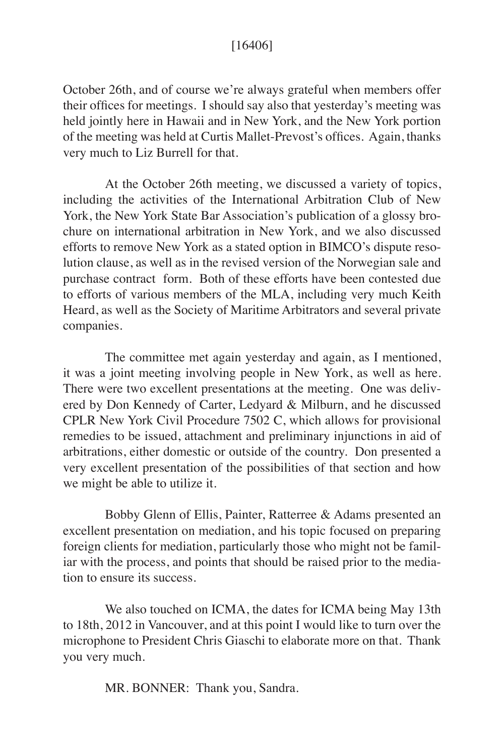October 26th, and of course we're always grateful when members offer their offices for meetings. I should say also that yesterday's meeting was held jointly here in Hawaii and in New York, and the New York portion of the meeting was held at Curtis Mallet-Prevost's offices. Again, thanks very much to Liz Burrell for that.

At the October 26th meeting, we discussed a variety of topics, including the activities of the International Arbitration Club of New York, the New York State Bar Association's publication of a glossy brochure on international arbitration in New York, and we also discussed efforts to remove New York as a stated option in BIMCO's dispute resolution clause, as well as in the revised version of the Norwegian sale and purchase contract form. Both of these efforts have been contested due to efforts of various members of the MLA, including very much Keith Heard, as well as the Society of Maritime Arbitrators and several private companies.

The committee met again yesterday and again, as I mentioned, it was a joint meeting involving people in New York, as well as here. There were two excellent presentations at the meeting. One was delivered by Don Kennedy of Carter, Ledyard & Milburn, and he discussed CPLR New York Civil Procedure 7502 C, which allows for provisional remedies to be issued, attachment and preliminary injunctions in aid of arbitrations, either domestic or outside of the country. Don presented a very excellent presentation of the possibilities of that section and how we might be able to utilize it.

Bobby Glenn of Ellis, Painter, Ratterree & Adams presented an excellent presentation on mediation, and his topic focused on preparing foreign clients for mediation, particularly those who might not be familiar with the process, and points that should be raised prior to the mediation to ensure its success.

We also touched on ICMA, the dates for ICMA being May 13th to 18th, 2012 in Vancouver, and at this point I would like to turn over the microphone to President Chris Giaschi to elaborate more on that. Thank you very much.

MR. BONNER: Thank you, Sandra.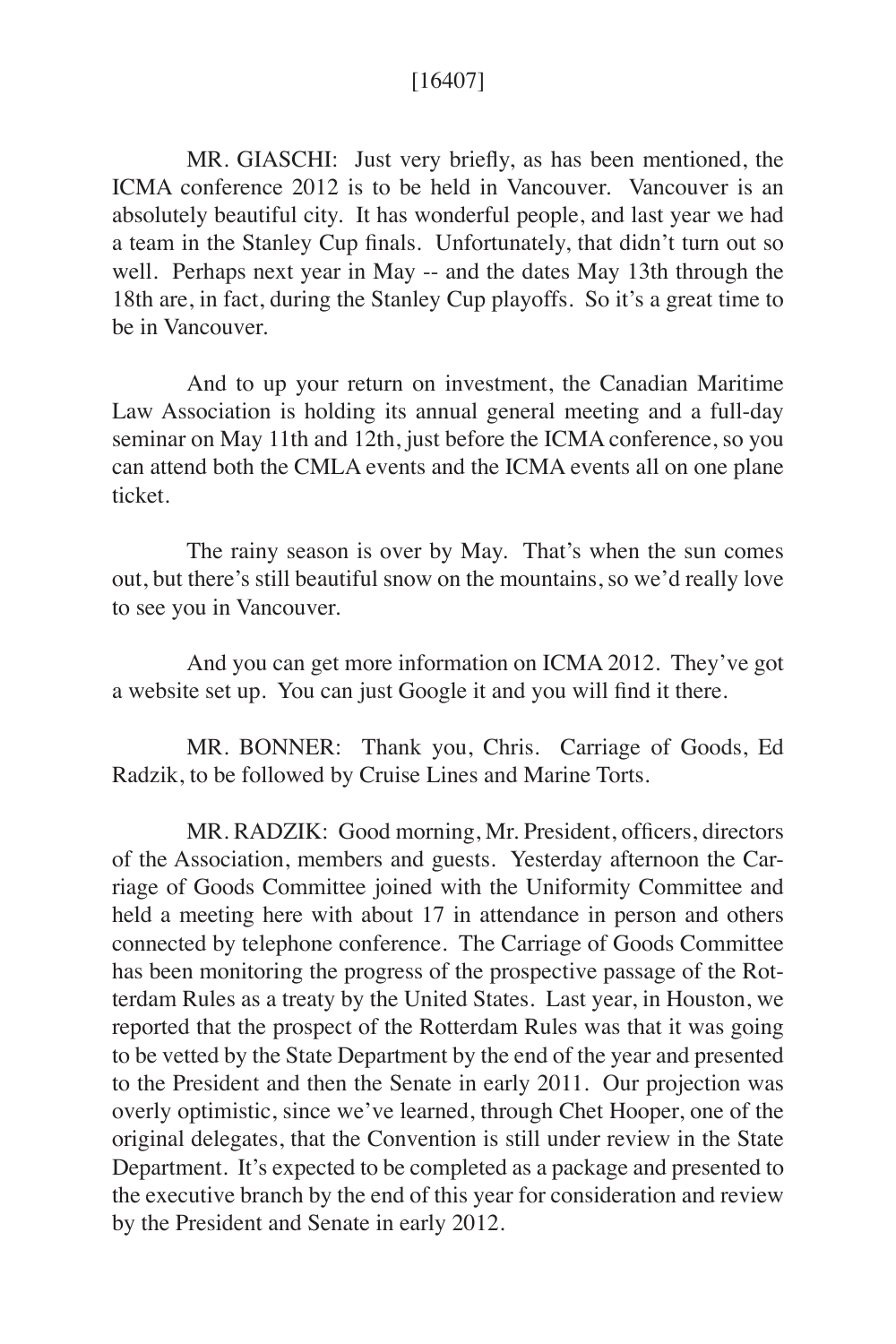[16407]

MR. GIASCHI: Just very briefly, as has been mentioned, the ICMA conference 2012 is to be held in Vancouver. Vancouver is an absolutely beautiful city. It has wonderful people, and last year we had a team in the Stanley Cup finals. Unfortunately, that didn't turn out so well. Perhaps next year in May -- and the dates May 13th through the 18th are, in fact, during the Stanley Cup playoffs. So it's a great time to be in Vancouver.

And to up your return on investment, the Canadian Maritime Law Association is holding its annual general meeting and a full-day seminar on May 11th and 12th, just before the ICMA conference, so you can attend both the CMLA events and the ICMA events all on one plane ticket.

The rainy season is over by May. That's when the sun comes out, but there's still beautiful snow on the mountains, so we'd really love to see you in Vancouver.

And you can get more information on ICMA 2012. They've got a website set up. You can just Google it and you will find it there.

MR. BONNER: Thank you, Chris. Carriage of Goods, Ed Radzik, to be followed by Cruise Lines and Marine Torts.

MR. RADZIK: Good morning, Mr. President, officers, directors of the Association, members and guests. Yesterday afternoon the Carriage of Goods Committee joined with the Uniformity Committee and held a meeting here with about 17 in attendance in person and others connected by telephone conference. The Carriage of Goods Committee has been monitoring the progress of the prospective passage of the Rotterdam Rules as a treaty by the United States. Last year, in Houston, we reported that the prospect of the Rotterdam Rules was that it was going to be vetted by the State Department by the end of the year and presented to the President and then the Senate in early 2011. Our projection was overly optimistic, since we've learned, through Chet Hooper, one of the original delegates, that the Convention is still under review in the State Department. It's expected to be completed as a package and presented to the executive branch by the end of this year for consideration and review by the President and Senate in early 2012.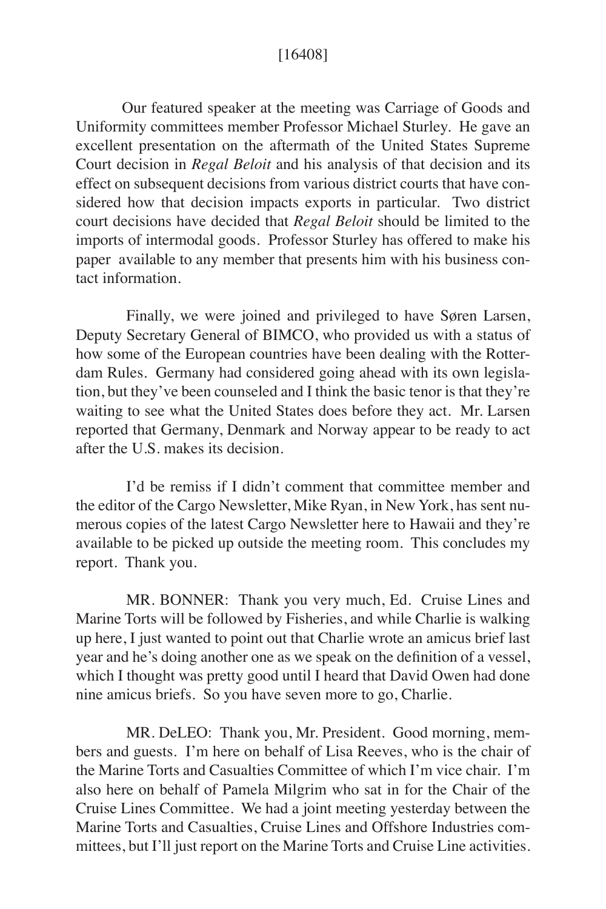[16408]

Our featured speaker at the meeting was Carriage of Goods and Uniformity committees member Professor Michael Sturley. He gave an excellent presentation on the aftermath of the United States Supreme Court decision in *Regal Beloit* and his analysis of that decision and its effect on subsequent decisions from various district courts that have considered how that decision impacts exports in particular. Two district court decisions have decided that *Regal Beloit* should be limited to the imports of intermodal goods. Professor Sturley has offered to make his paper available to any member that presents him with his business contact information.

Finally, we were joined and privileged to have Søren Larsen, Deputy Secretary General of BIMCO, who provided us with a status of how some of the European countries have been dealing with the Rotterdam Rules. Germany had considered going ahead with its own legislation, but they've been counseled and I think the basic tenor is that they're waiting to see what the United States does before they act. Mr. Larsen reported that Germany, Denmark and Norway appear to be ready to act after the U.S. makes its decision.

I'd be remiss if I didn't comment that committee member and the editor of the Cargo Newsletter, Mike Ryan, in New York, has sent numerous copies of the latest Cargo Newsletter here to Hawaii and they're available to be picked up outside the meeting room. This concludes my report. Thank you.

MR. BONNER: Thank you very much, Ed. Cruise Lines and Marine Torts will be followed by Fisheries, and while Charlie is walking up here, I just wanted to point out that Charlie wrote an amicus brief last year and he's doing another one as we speak on the definition of a vessel, which I thought was pretty good until I heard that David Owen had done nine amicus briefs. So you have seven more to go, Charlie.

MR. DeLEO: Thank you, Mr. President. Good morning, members and guests. I'm here on behalf of Lisa Reeves, who is the chair of the Marine Torts and Casualties Committee of which I'm vice chair. I'm also here on behalf of Pamela Milgrim who sat in for the Chair of the Cruise Lines Committee. We had a joint meeting yesterday between the Marine Torts and Casualties, Cruise Lines and Offshore Industries committees, but I'll just report on the Marine Torts and Cruise Line activities.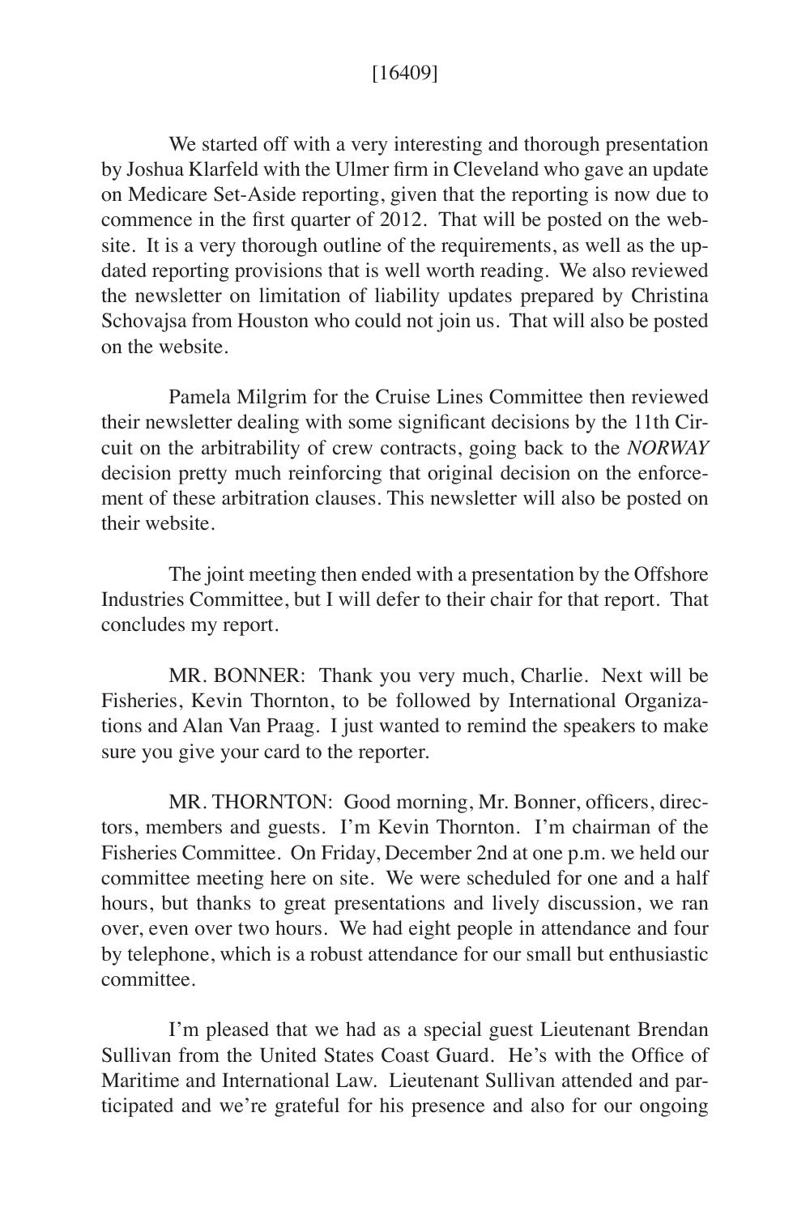[16409]

We started off with a very interesting and thorough presentation by Joshua Klarfeld with the Ulmer firm in Cleveland who gave an update on Medicare Set-Aside reporting, given that the reporting is now due to commence in the first quarter of 2012. That will be posted on the website. It is a very thorough outline of the requirements, as well as the updated reporting provisions that is well worth reading. We also reviewed the newsletter on limitation of liability updates prepared by Christina Schovajsa from Houston who could not join us. That will also be posted on the website.

Pamela Milgrim for the Cruise Lines Committee then reviewed their newsletter dealing with some significant decisions by the 11th Circuit on the arbitrability of crew contracts, going back to the *NORWAY* decision pretty much reinforcing that original decision on the enforcement of these arbitration clauses. This newsletter will also be posted on their website.

The joint meeting then ended with a presentation by the Offshore Industries Committee, but I will defer to their chair for that report. That concludes my report.

MR. BONNER: Thank you very much, Charlie. Next will be Fisheries, Kevin Thornton, to be followed by International Organizations and Alan Van Praag. I just wanted to remind the speakers to make sure you give your card to the reporter.

MR. THORNTON: Good morning, Mr. Bonner, officers, directors, members and guests. I'm Kevin Thornton. I'm chairman of the Fisheries Committee. On Friday, December 2nd at one p.m. we held our committee meeting here on site. We were scheduled for one and a half hours, but thanks to great presentations and lively discussion, we ran over, even over two hours. We had eight people in attendance and four by telephone, which is a robust attendance for our small but enthusiastic committee.

I'm pleased that we had as a special guest Lieutenant Brendan Sullivan from the United States Coast Guard. He's with the Office of Maritime and International Law. Lieutenant Sullivan attended and participated and we're grateful for his presence and also for our ongoing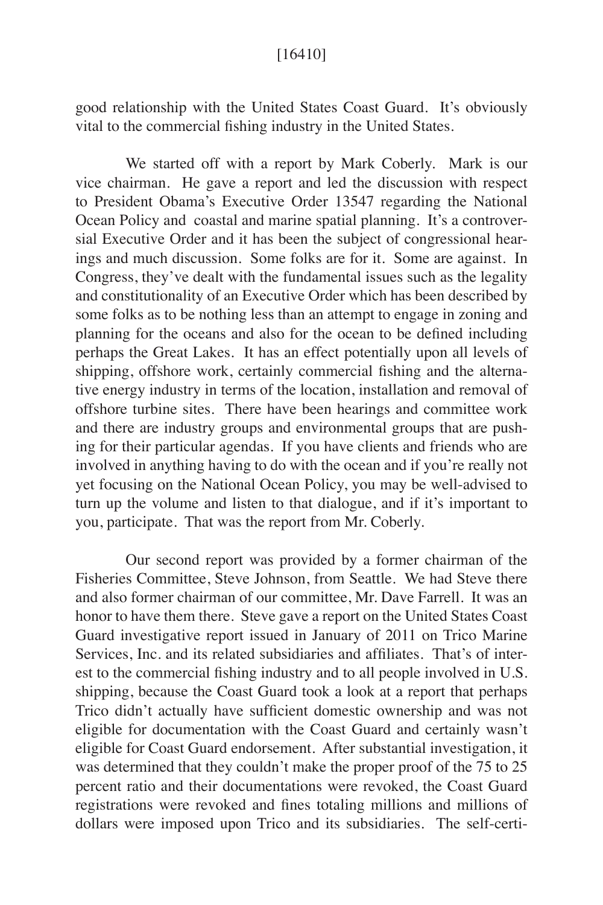good relationship with the United States Coast Guard. It's obviously vital to the commercial fishing industry in the United States.

We started off with a report by Mark Coberly. Mark is our vice chairman. He gave a report and led the discussion with respect to President Obama's Executive Order 13547 regarding the National Ocean Policy and coastal and marine spatial planning. It's a controversial Executive Order and it has been the subject of congressional hearings and much discussion. Some folks are for it. Some are against. In Congress, they've dealt with the fundamental issues such as the legality and constitutionality of an Executive Order which has been described by some folks as to be nothing less than an attempt to engage in zoning and planning for the oceans and also for the ocean to be defined including perhaps the Great Lakes. It has an effect potentially upon all levels of shipping, offshore work, certainly commercial fishing and the alternative energy industry in terms of the location, installation and removal of offshore turbine sites. There have been hearings and committee work and there are industry groups and environmental groups that are pushing for their particular agendas. If you have clients and friends who are involved in anything having to do with the ocean and if you're really not yet focusing on the National Ocean Policy, you may be well-advised to turn up the volume and listen to that dialogue, and if it's important to you, participate. That was the report from Mr. Coberly.

Our second report was provided by a former chairman of the Fisheries Committee, Steve Johnson, from Seattle. We had Steve there and also former chairman of our committee, Mr. Dave Farrell. It was an honor to have them there. Steve gave a report on the United States Coast Guard investigative report issued in January of 2011 on Trico Marine Services, Inc. and its related subsidiaries and affiliates. That's of interest to the commercial fishing industry and to all people involved in U.S. shipping, because the Coast Guard took a look at a report that perhaps Trico didn't actually have sufficient domestic ownership and was not eligible for documentation with the Coast Guard and certainly wasn't eligible for Coast Guard endorsement. After substantial investigation, it was determined that they couldn't make the proper proof of the 75 to 25 percent ratio and their documentations were revoked, the Coast Guard registrations were revoked and fines totaling millions and millions of dollars were imposed upon Trico and its subsidiaries. The self-certi-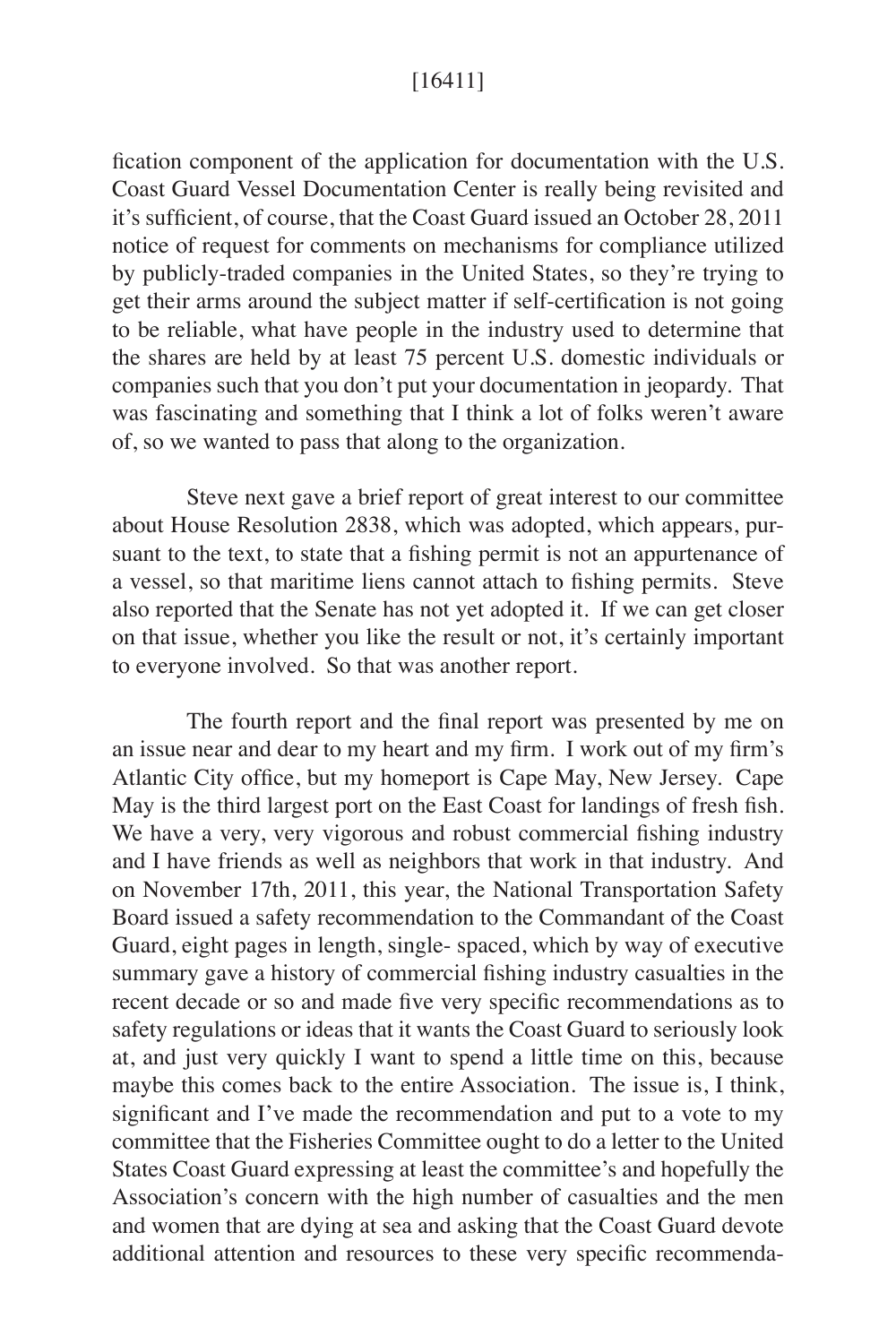fication component of the application for documentation with the U.S. Coast Guard Vessel Documentation Center is really being revisited and it's sufficient, of course, that the Coast Guard issued an October 28, 2011 notice of request for comments on mechanisms for compliance utilized by publicly-traded companies in the United States, so they're trying to get their arms around the subject matter if self-certification is not going to be reliable, what have people in the industry used to determine that the shares are held by at least 75 percent U.S. domestic individuals or companies such that you don't put your documentation in jeopardy. That was fascinating and something that I think a lot of folks weren't aware of, so we wanted to pass that along to the organization.

Steve next gave a brief report of great interest to our committee about House Resolution 2838, which was adopted, which appears, pursuant to the text, to state that a fishing permit is not an appurtenance of a vessel, so that maritime liens cannot attach to fishing permits. Steve also reported that the Senate has not yet adopted it. If we can get closer on that issue, whether you like the result or not, it's certainly important to everyone involved. So that was another report.

The fourth report and the final report was presented by me on an issue near and dear to my heart and my firm. I work out of my firm's Atlantic City office, but my homeport is Cape May, New Jersey. Cape May is the third largest port on the East Coast for landings of fresh fish. We have a very, very vigorous and robust commercial fishing industry and I have friends as well as neighbors that work in that industry. And on November 17th, 2011, this year, the National Transportation Safety Board issued a safety recommendation to the Commandant of the Coast Guard, eight pages in length, single- spaced, which by way of executive summary gave a history of commercial fishing industry casualties in the recent decade or so and made five very specific recommendations as to safety regulations or ideas that it wants the Coast Guard to seriously look at, and just very quickly I want to spend a little time on this, because maybe this comes back to the entire Association. The issue is, I think, significant and I've made the recommendation and put to a vote to my committee that the Fisheries Committee ought to do a letter to the United States Coast Guard expressing at least the committee's and hopefully the Association's concern with the high number of casualties and the men and women that are dying at sea and asking that the Coast Guard devote additional attention and resources to these very specific recommenda-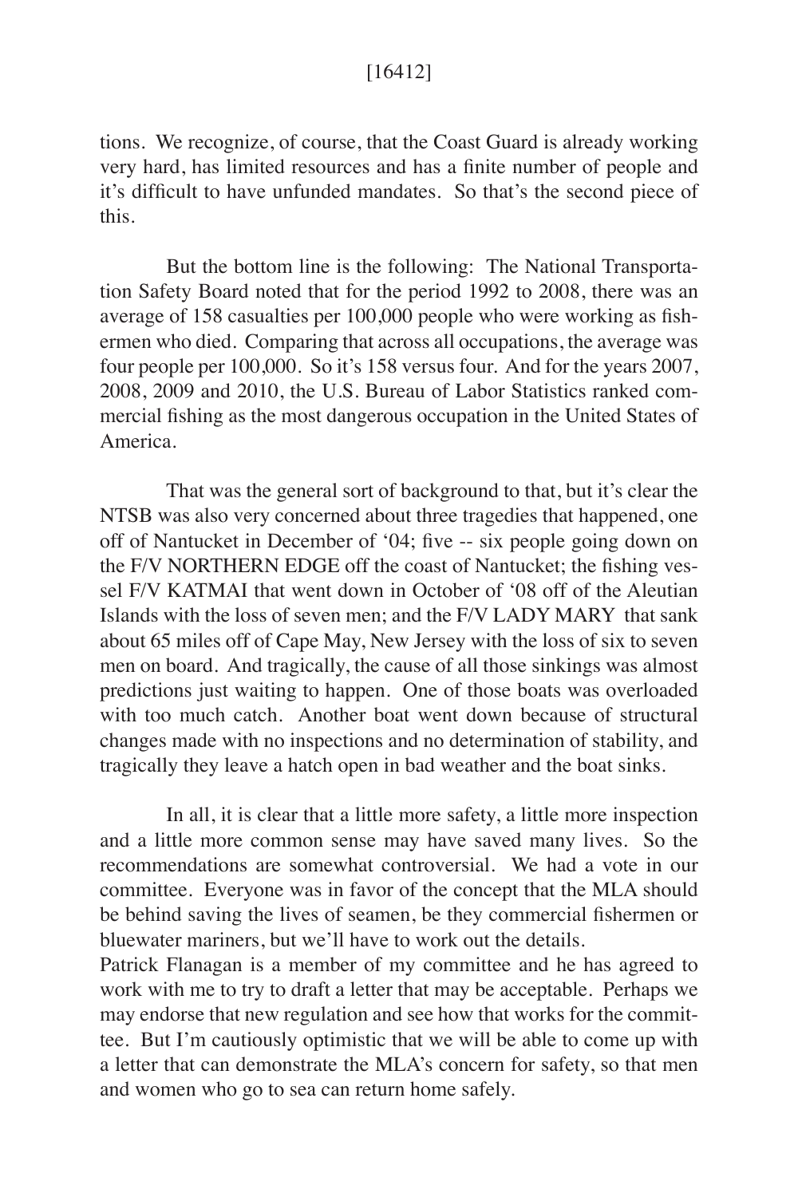tions. We recognize, of course, that the Coast Guard is already working very hard, has limited resources and has a finite number of people and it's difficult to have unfunded mandates. So that's the second piece of this.

But the bottom line is the following: The National Transportation Safety Board noted that for the period 1992 to 2008, there was an average of 158 casualties per 100,000 people who were working as fishermen who died. Comparing that across all occupations, the average was four people per 100,000. So it's 158 versus four. And for the years 2007, 2008, 2009 and 2010, the U.S. Bureau of Labor Statistics ranked commercial fishing as the most dangerous occupation in the United States of America.

That was the general sort of background to that, but it's clear the NTSB was also very concerned about three tragedies that happened, one off of Nantucket in December of '04; five -- six people going down on the F/V NORTHERN EDGE off the coast of Nantucket; the fishing vessel F/V KATMAI that went down in October of '08 off of the Aleutian Islands with the loss of seven men; and the F/V LADY MARY that sank about 65 miles off of Cape May, New Jersey with the loss of six to seven men on board. And tragically, the cause of all those sinkings was almost predictions just waiting to happen. One of those boats was overloaded with too much catch. Another boat went down because of structural changes made with no inspections and no determination of stability, and tragically they leave a hatch open in bad weather and the boat sinks.

In all, it is clear that a little more safety, a little more inspection and a little more common sense may have saved many lives. So the recommendations are somewhat controversial. We had a vote in our committee. Everyone was in favor of the concept that the MLA should be behind saving the lives of seamen, be they commercial fishermen or bluewater mariners, but we'll have to work out the details.

Patrick Flanagan is a member of my committee and he has agreed to work with me to try to draft a letter that may be acceptable. Perhaps we may endorse that new regulation and see how that works for the committee. But I'm cautiously optimistic that we will be able to come up with a letter that can demonstrate the MLA's concern for safety, so that men and women who go to sea can return home safely.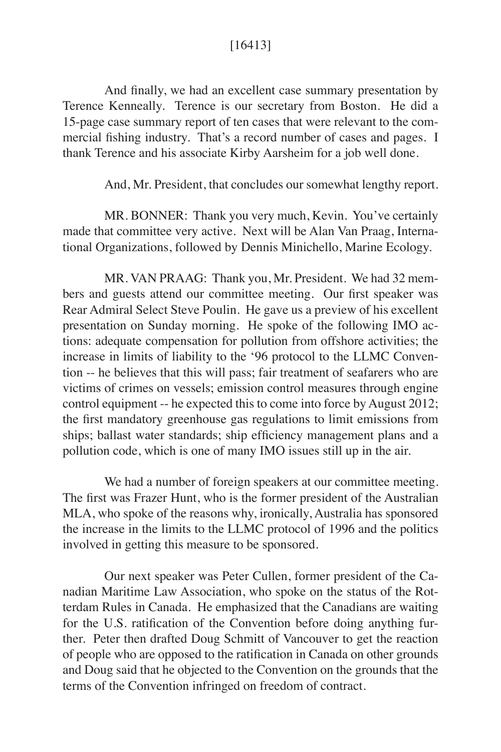And finally, we had an excellent case summary presentation by Terence Kenneally. Terence is our secretary from Boston. He did a 15-page case summary report of ten cases that were relevant to the commercial fishing industry. That's a record number of cases and pages. I thank Terence and his associate Kirby Aarsheim for a job well done.

And, Mr. President, that concludes our somewhat lengthy report.

MR. BONNER: Thank you very much, Kevin. You've certainly made that committee very active. Next will be Alan Van Praag, International Organizations, followed by Dennis Minichello, Marine Ecology.

MR. VAN PRAAG: Thank you, Mr. President. We had 32 members and guests attend our committee meeting. Our first speaker was Rear Admiral Select Steve Poulin. He gave us a preview of his excellent presentation on Sunday morning. He spoke of the following IMO actions: adequate compensation for pollution from offshore activities; the increase in limits of liability to the '96 protocol to the LLMC Convention -- he believes that this will pass; fair treatment of seafarers who are victims of crimes on vessels; emission control measures through engine control equipment -- he expected this to come into force by August 2012; the first mandatory greenhouse gas regulations to limit emissions from ships; ballast water standards; ship efficiency management plans and a pollution code, which is one of many IMO issues still up in the air.

We had a number of foreign speakers at our committee meeting. The first was Frazer Hunt, who is the former president of the Australian MLA, who spoke of the reasons why, ironically, Australia has sponsored the increase in the limits to the LLMC protocol of 1996 and the politics involved in getting this measure to be sponsored.

Our next speaker was Peter Cullen, former president of the Canadian Maritime Law Association, who spoke on the status of the Rotterdam Rules in Canada. He emphasized that the Canadians are waiting for the U.S. ratification of the Convention before doing anything further. Peter then drafted Doug Schmitt of Vancouver to get the reaction of people who are opposed to the ratification in Canada on other grounds and Doug said that he objected to the Convention on the grounds that the terms of the Convention infringed on freedom of contract.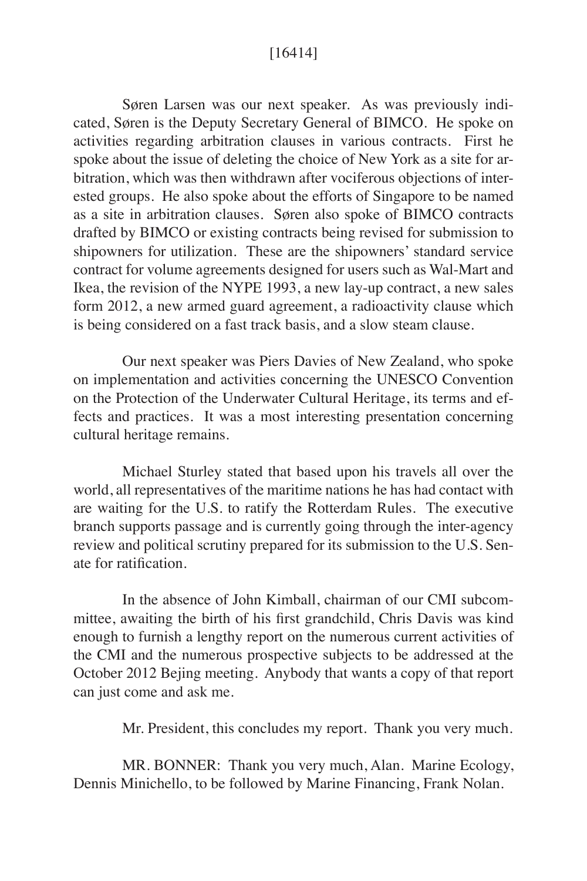[16414]

Søren Larsen was our next speaker. As was previously indicated, Søren is the Deputy Secretary General of BIMCO. He spoke on activities regarding arbitration clauses in various contracts. First he spoke about the issue of deleting the choice of New York as a site for arbitration, which was then withdrawn after vociferous objections of interested groups. He also spoke about the efforts of Singapore to be named as a site in arbitration clauses. Søren also spoke of BIMCO contracts drafted by BIMCO or existing contracts being revised for submission to shipowners for utilization. These are the shipowners' standard service contract for volume agreements designed for users such as Wal-Mart and Ikea, the revision of the NYPE 1993, a new lay-up contract, a new sales form 2012, a new armed guard agreement, a radioactivity clause which is being considered on a fast track basis, and a slow steam clause.

Our next speaker was Piers Davies of New Zealand, who spoke on implementation and activities concerning the UNESCO Convention on the Protection of the Underwater Cultural Heritage, its terms and effects and practices. It was a most interesting presentation concerning cultural heritage remains.

Michael Sturley stated that based upon his travels all over the world, all representatives of the maritime nations he has had contact with are waiting for the U.S. to ratify the Rotterdam Rules. The executive branch supports passage and is currently going through the inter-agency review and political scrutiny prepared for its submission to the U.S. Senate for ratification.

In the absence of John Kimball, chairman of our CMI subcommittee, awaiting the birth of his first grandchild, Chris Davis was kind enough to furnish a lengthy report on the numerous current activities of the CMI and the numerous prospective subjects to be addressed at the October 2012 Bejing meeting. Anybody that wants a copy of that report can just come and ask me.

Mr. President, this concludes my report. Thank you very much.

MR. BONNER: Thank you very much, Alan. Marine Ecology, Dennis Minichello, to be followed by Marine Financing, Frank Nolan.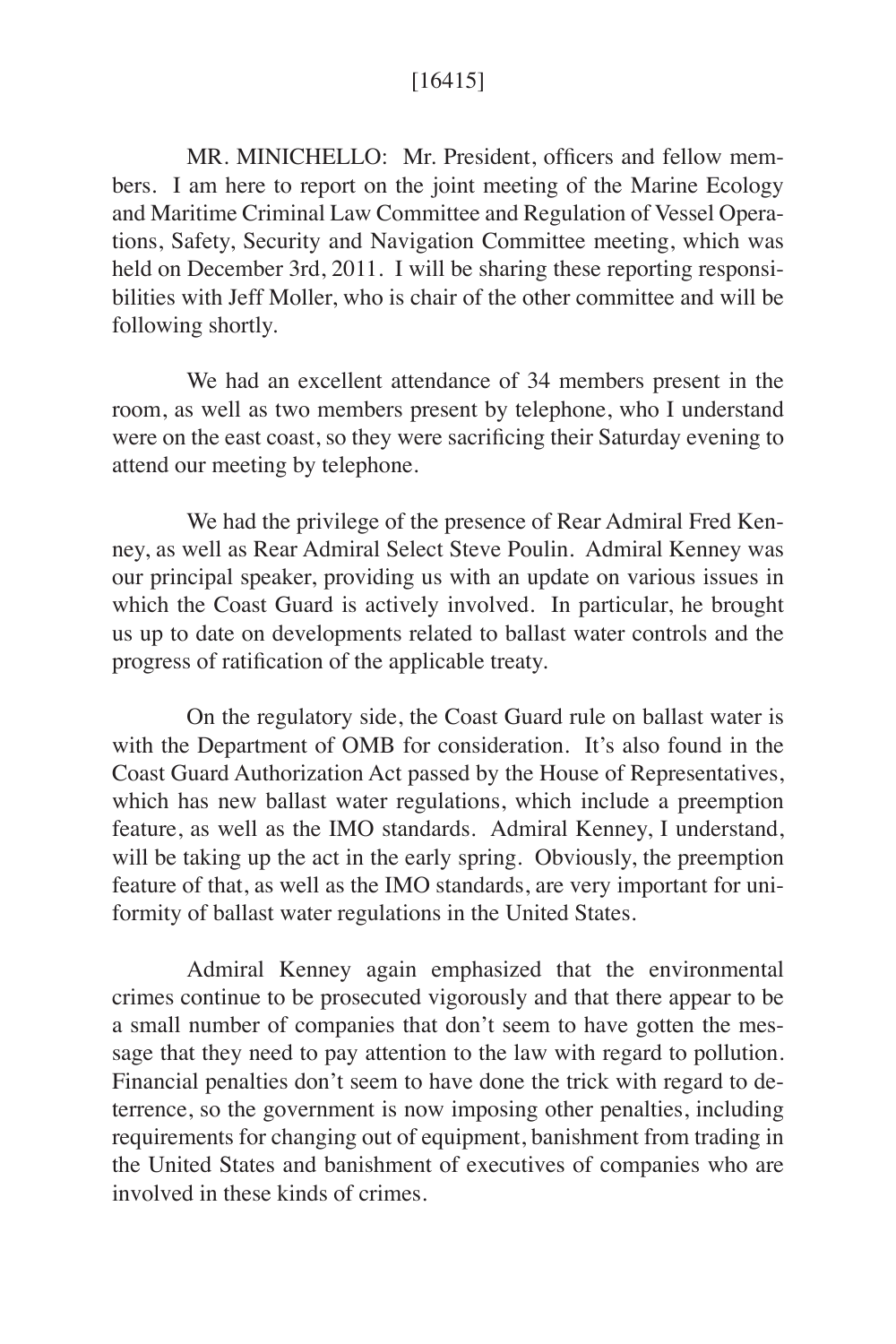[16415]

MR. MINICHELLO: Mr. President, officers and fellow members. I am here to report on the joint meeting of the Marine Ecology and Maritime Criminal Law Committee and Regulation of Vessel Operations, Safety, Security and Navigation Committee meeting, which was held on December 3rd, 2011. I will be sharing these reporting responsibilities with Jeff Moller, who is chair of the other committee and will be following shortly.

We had an excellent attendance of 34 members present in the room, as well as two members present by telephone, who I understand were on the east coast, so they were sacrificing their Saturday evening to attend our meeting by telephone.

We had the privilege of the presence of Rear Admiral Fred Kenney, as well as Rear Admiral Select Steve Poulin. Admiral Kenney was our principal speaker, providing us with an update on various issues in which the Coast Guard is actively involved. In particular, he brought us up to date on developments related to ballast water controls and the progress of ratification of the applicable treaty.

On the regulatory side, the Coast Guard rule on ballast water is with the Department of OMB for consideration. It's also found in the Coast Guard Authorization Act passed by the House of Representatives, which has new ballast water regulations, which include a preemption feature, as well as the IMO standards. Admiral Kenney, I understand, will be taking up the act in the early spring. Obviously, the preemption feature of that, as well as the IMO standards, are very important for uniformity of ballast water regulations in the United States.

Admiral Kenney again emphasized that the environmental crimes continue to be prosecuted vigorously and that there appear to be a small number of companies that don't seem to have gotten the message that they need to pay attention to the law with regard to pollution. Financial penalties don't seem to have done the trick with regard to deterrence, so the government is now imposing other penalties, including requirements for changing out of equipment, banishment from trading in the United States and banishment of executives of companies who are involved in these kinds of crimes.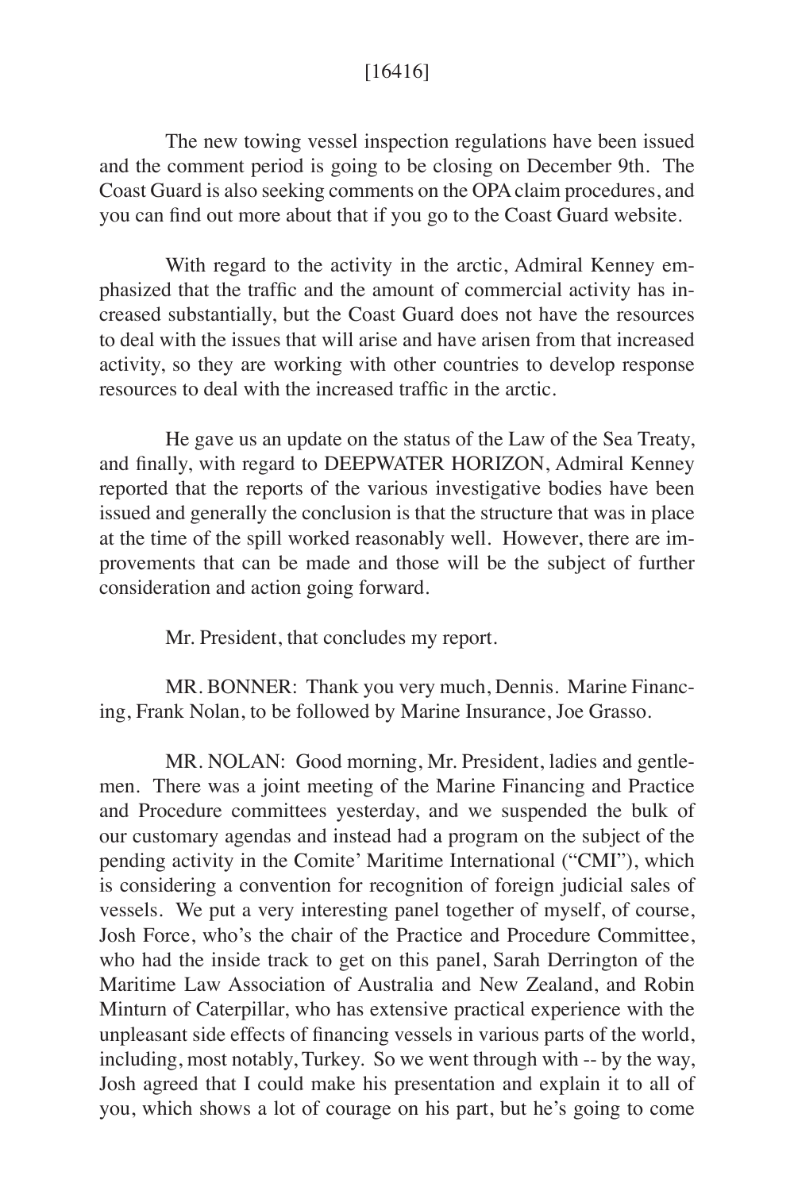The new towing vessel inspection regulations have been issued and the comment period is going to be closing on December 9th. The Coast Guard is also seeking comments on the OPA claim procedures, and you can find out more about that if you go to the Coast Guard website.

With regard to the activity in the arctic, Admiral Kenney emphasized that the traffic and the amount of commercial activity has increased substantially, but the Coast Guard does not have the resources to deal with the issues that will arise and have arisen from that increased activity, so they are working with other countries to develop response resources to deal with the increased traffic in the arctic.

He gave us an update on the status of the Law of the Sea Treaty, and finally, with regard to DEEPWATER HORIZON, Admiral Kenney reported that the reports of the various investigative bodies have been issued and generally the conclusion is that the structure that was in place at the time of the spill worked reasonably well. However, there are improvements that can be made and those will be the subject of further consideration and action going forward.

Mr. President, that concludes my report.

MR. BONNER: Thank you very much, Dennis. Marine Financing, Frank Nolan, to be followed by Marine Insurance, Joe Grasso.

MR. NOLAN: Good morning, Mr. President, ladies and gentlemen. There was a joint meeting of the Marine Financing and Practice and Procedure committees yesterday, and we suspended the bulk of our customary agendas and instead had a program on the subject of the pending activity in the Comite' Maritime International ("CMI"), which is considering a convention for recognition of foreign judicial sales of vessels. We put a very interesting panel together of myself, of course, Josh Force, who's the chair of the Practice and Procedure Committee, who had the inside track to get on this panel, Sarah Derrington of the Maritime Law Association of Australia and New Zealand, and Robin Minturn of Caterpillar, who has extensive practical experience with the unpleasant side effects of financing vessels in various parts of the world, including, most notably, Turkey. So we went through with -- by the way, Josh agreed that I could make his presentation and explain it to all of you, which shows a lot of courage on his part, but he's going to come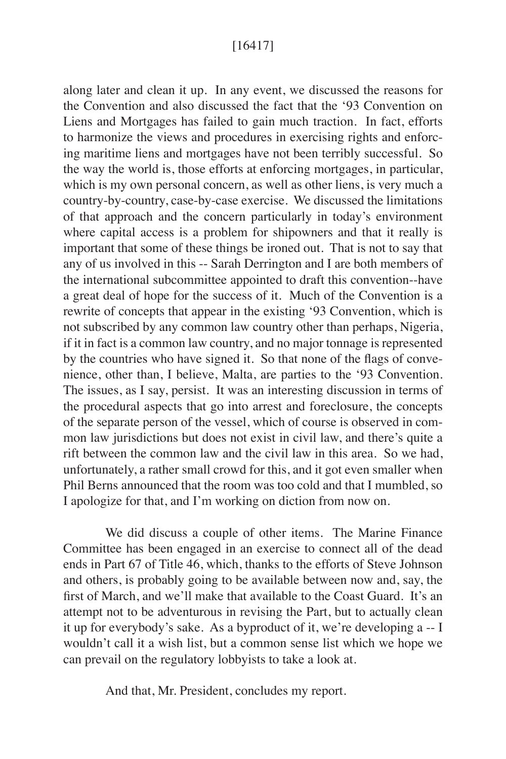along later and clean it up. In any event, we discussed the reasons for the Convention and also discussed the fact that the '93 Convention on Liens and Mortgages has failed to gain much traction. In fact, efforts to harmonize the views and procedures in exercising rights and enforcing maritime liens and mortgages have not been terribly successful. So the way the world is, those efforts at enforcing mortgages, in particular, which is my own personal concern, as well as other liens, is very much a country-by-country, case-by-case exercise. We discussed the limitations of that approach and the concern particularly in today's environment where capital access is a problem for shipowners and that it really is important that some of these things be ironed out. That is not to say that any of us involved in this -- Sarah Derrington and I are both members of the international subcommittee appointed to draft this convention--have a great deal of hope for the success of it. Much of the Convention is a rewrite of concepts that appear in the existing '93 Convention, which is not subscribed by any common law country other than perhaps, Nigeria, if it in fact is a common law country, and no major tonnage is represented by the countries who have signed it. So that none of the flags of convenience, other than, I believe, Malta, are parties to the '93 Convention. The issues, as I say, persist. It was an interesting discussion in terms of the procedural aspects that go into arrest and foreclosure, the concepts of the separate person of the vessel, which of course is observed in common law jurisdictions but does not exist in civil law, and there's quite a rift between the common law and the civil law in this area. So we had, unfortunately, a rather small crowd for this, and it got even smaller when Phil Berns announced that the room was too cold and that I mumbled, so I apologize for that, and I'm working on diction from now on.

We did discuss a couple of other items. The Marine Finance Committee has been engaged in an exercise to connect all of the dead ends in Part 67 of Title 46, which, thanks to the efforts of Steve Johnson and others, is probably going to be available between now and, say, the first of March, and we'll make that available to the Coast Guard. It's an attempt not to be adventurous in revising the Part, but to actually clean it up for everybody's sake. As a byproduct of it, we're developing a -- I wouldn't call it a wish list, but a common sense list which we hope we can prevail on the regulatory lobbyists to take a look at.

And that, Mr. President, concludes my report.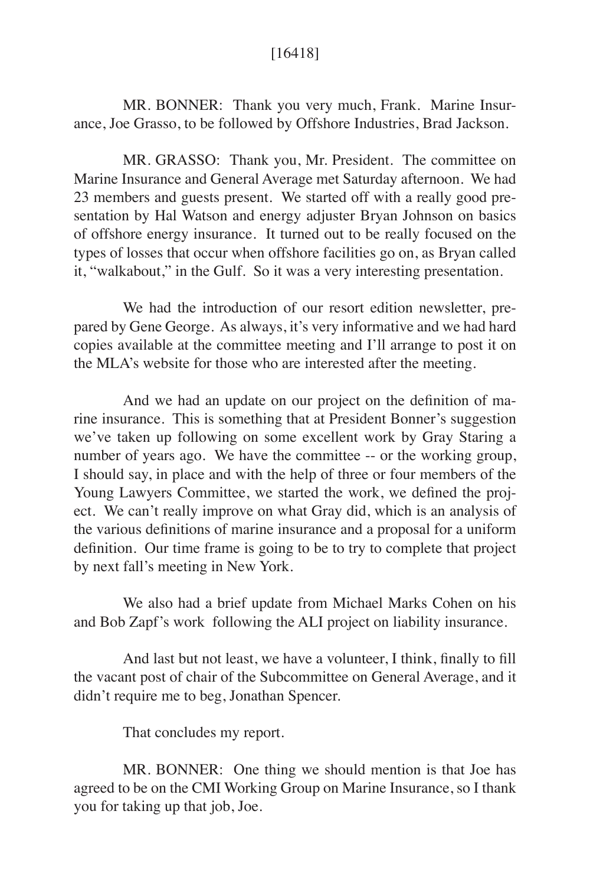[16418]

MR. BONNER: Thank you very much, Frank. Marine Insurance, Joe Grasso, to be followed by Offshore Industries, Brad Jackson.

MR. GRASSO: Thank you, Mr. President. The committee on Marine Insurance and General Average met Saturday afternoon. We had 23 members and guests present. We started off with a really good presentation by Hal Watson and energy adjuster Bryan Johnson on basics of offshore energy insurance. It turned out to be really focused on the types of losses that occur when offshore facilities go on, as Bryan called it, "walkabout," in the Gulf. So it was a very interesting presentation.

We had the introduction of our resort edition newsletter, prepared by Gene George. As always, it's very informative and we had hard copies available at the committee meeting and I'll arrange to post it on the MLA's website for those who are interested after the meeting.

And we had an update on our project on the definition of marine insurance. This is something that at President Bonner's suggestion we've taken up following on some excellent work by Gray Staring a number of years ago. We have the committee -- or the working group, I should say, in place and with the help of three or four members of the Young Lawyers Committee, we started the work, we defined the project. We can't really improve on what Gray did, which is an analysis of the various definitions of marine insurance and a proposal for a uniform definition. Our time frame is going to be to try to complete that project by next fall's meeting in New York.

We also had a brief update from Michael Marks Cohen on his and Bob Zapf's work following the ALI project on liability insurance.

And last but not least, we have a volunteer, I think, finally to fill the vacant post of chair of the Subcommittee on General Average, and it didn't require me to beg, Jonathan Spencer.

That concludes my report.

MR. BONNER: One thing we should mention is that Joe has agreed to be on the CMI Working Group on Marine Insurance, so I thank you for taking up that job, Joe.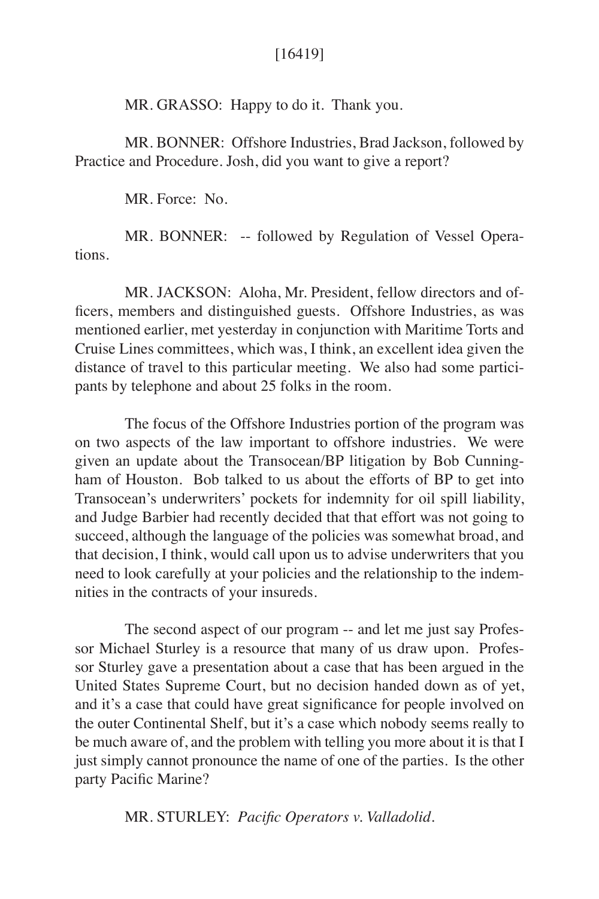MR. GRASSO: Happy to do it. Thank you.

MR. BONNER: Offshore Industries, Brad Jackson, followed by Practice and Procedure. Josh, did you want to give a report?

MR. Force: No.

MR. BONNER: -- followed by Regulation of Vessel Operations.

MR. JACKSON: Aloha, Mr. President, fellow directors and officers, members and distinguished guests. Offshore Industries, as was mentioned earlier, met yesterday in conjunction with Maritime Torts and Cruise Lines committees, which was, I think, an excellent idea given the distance of travel to this particular meeting. We also had some participants by telephone and about 25 folks in the room.

The focus of the Offshore Industries portion of the program was on two aspects of the law important to offshore industries. We were given an update about the Transocean/BP litigation by Bob Cunningham of Houston. Bob talked to us about the efforts of BP to get into Transocean's underwriters' pockets for indemnity for oil spill liability, and Judge Barbier had recently decided that that effort was not going to succeed, although the language of the policies was somewhat broad, and that decision, I think, would call upon us to advise underwriters that you need to look carefully at your policies and the relationship to the indemnities in the contracts of your insureds.

The second aspect of our program -- and let me just say Professor Michael Sturley is a resource that many of us draw upon. Professor Sturley gave a presentation about a case that has been argued in the United States Supreme Court, but no decision handed down as of yet, and it's a case that could have great significance for people involved on the outer Continental Shelf, but it's a case which nobody seems really to be much aware of, and the problem with telling you more about it is that I just simply cannot pronounce the name of one of the parties. Is the other party Pacific Marine?

MR. STURLEY: *Pacific Operators v. Valladolid*.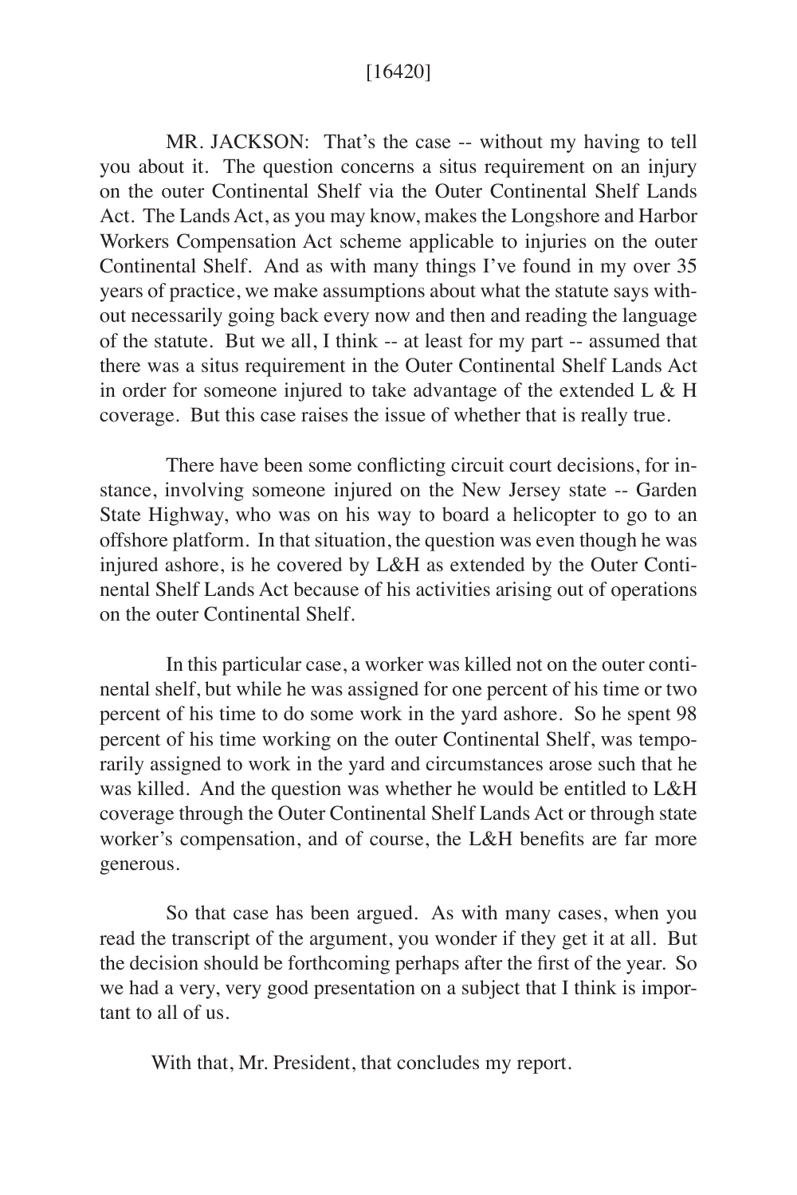[16420]

MR. JACKSON: That's the case -- without my having to tell you about it. The question concerns a situs requirement on an injury on the outer Continental Shelf via the Outer Continental Shelf Lands Act. The Lands Act, as you may know, makes the Longshore and Harbor Workers Compensation Act scheme applicable to injuries on the outer Continental Shelf. And as with many things I've found in my over 35 years of practice, we make assumptions about what the statute says without necessarily going back every now and then and reading the language of the statute. But we all, I think -- at least for my part -- assumed that there was a situs requirement in the Outer Continental Shelf Lands Act in order for someone injured to take advantage of the extended L & H coverage. But this case raises the issue of whether that is really true.

There have been some conflicting circuit court decisions, for instance, involving someone injured on the New Jersey state -- Garden State Highway, who was on his way to board a helicopter to go to an offshore platform. In that situation, the question was even though he was injured ashore, is he covered by L&H as extended by the Outer Continental Shelf Lands Act because of his activities arising out of operations on the outer Continental Shelf.

In this particular case, a worker was killed not on the outer continental shelf, but while he was assigned for one percent of his time or two percent of his time to do some work in the yard ashore. So he spent 98 percent of his time working on the outer Continental Shelf, was temporarily assigned to work in the yard and circumstances arose such that he was killed. And the question was whether he would be entitled to L&H coverage through the Outer Continental Shelf Lands Act or through state worker's compensation, and of course, the L&H benefits are far more generous.

So that case has been argued. As with many cases, when you read the transcript of the argument, you wonder if they get it at all. But the decision should be forthcoming perhaps after the first of the year. So we had a very, very good presentation on a subject that I think is important to all of us.

With that, Mr. President, that concludes my report.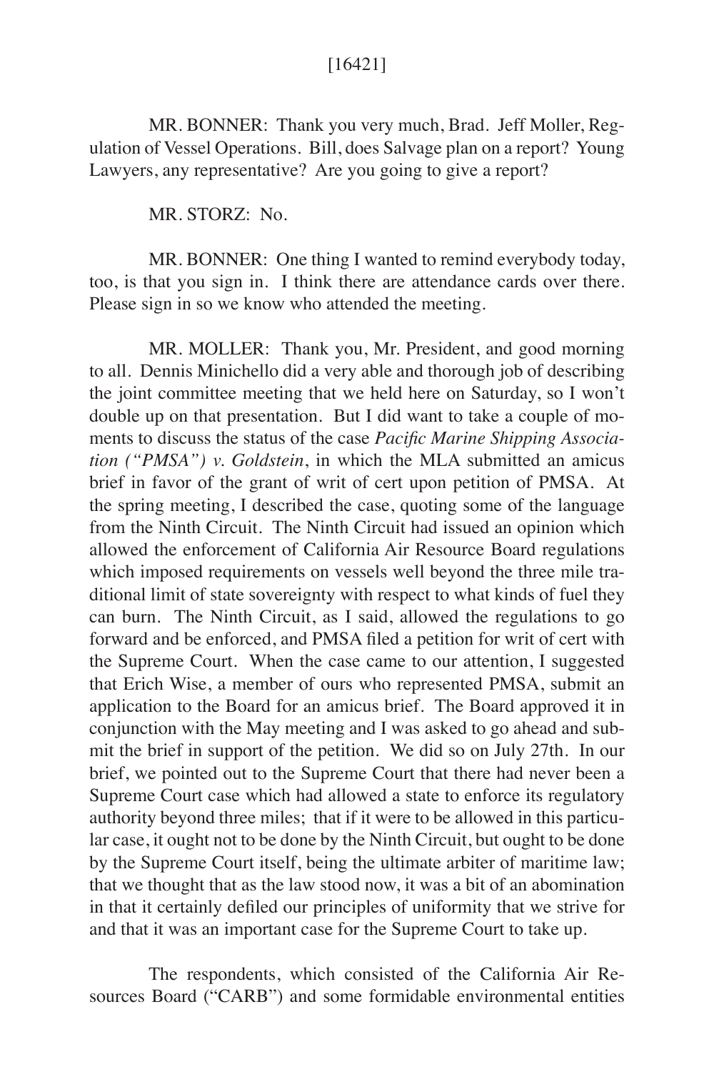[16421]

MR. BONNER: Thank you very much, Brad. Jeff Moller, Regulation of Vessel Operations. Bill, does Salvage plan on a report? Young Lawyers, any representative? Are you going to give a report?

MR. STORZ: No.

MR. BONNER: One thing I wanted to remind everybody today, too, is that you sign in. I think there are attendance cards over there. Please sign in so we know who attended the meeting.

MR. MOLLER: Thank you, Mr. President, and good morning to all. Dennis Minichello did a very able and thorough job of describing the joint committee meeting that we held here on Saturday, so I won't double up on that presentation. But I did want to take a couple of moments to discuss the status of the case *Pacific Marine Shipping Association ("PMSA") v. Goldstein*, in which the MLA submitted an amicus brief in favor of the grant of writ of cert upon petition of PMSA. At the spring meeting, I described the case, quoting some of the language from the Ninth Circuit. The Ninth Circuit had issued an opinion which allowed the enforcement of California Air Resource Board regulations which imposed requirements on vessels well beyond the three mile traditional limit of state sovereignty with respect to what kinds of fuel they can burn. The Ninth Circuit, as I said, allowed the regulations to go forward and be enforced, and PMSA filed a petition for writ of cert with the Supreme Court. When the case came to our attention, I suggested that Erich Wise, a member of ours who represented PMSA, submit an application to the Board for an amicus brief. The Board approved it in conjunction with the May meeting and I was asked to go ahead and submit the brief in support of the petition. We did so on July 27th. In our brief, we pointed out to the Supreme Court that there had never been a Supreme Court case which had allowed a state to enforce its regulatory authority beyond three miles; that if it were to be allowed in this particular case, it ought not to be done by the Ninth Circuit, but ought to be done by the Supreme Court itself, being the ultimate arbiter of maritime law; that we thought that as the law stood now, it was a bit of an abomination in that it certainly defiled our principles of uniformity that we strive for and that it was an important case for the Supreme Court to take up.

The respondents, which consisted of the California Air Resources Board ("CARB") and some formidable environmental entities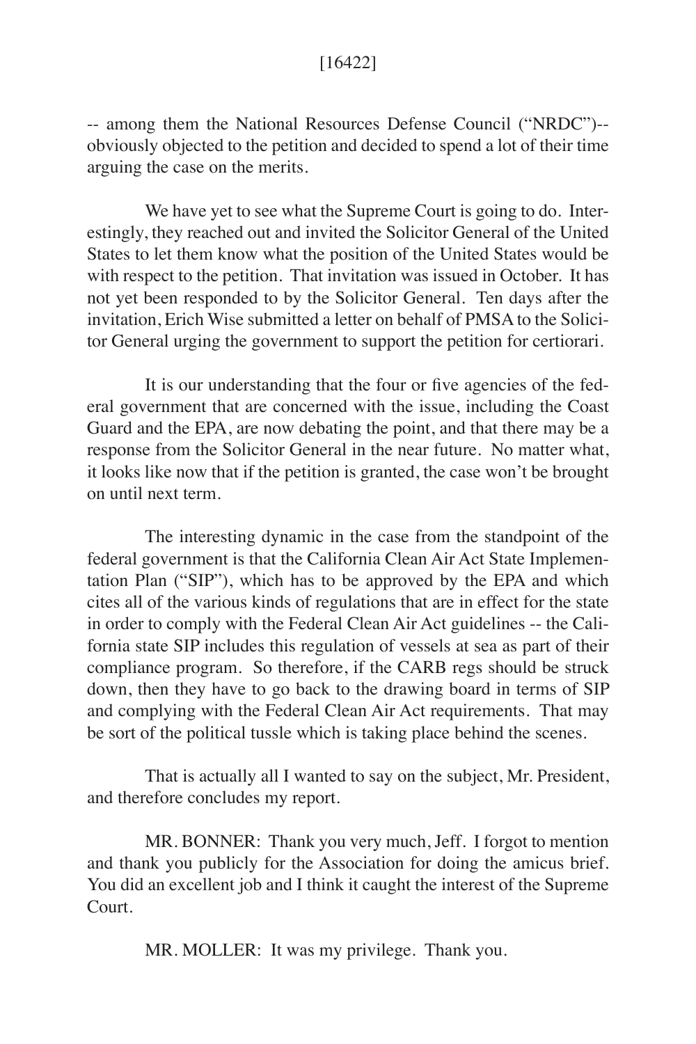-- among them the National Resources Defense Council ("NRDC")-- obviously objected to the petition and decided to spend a lot of their time arguing the case on the merits.

We have yet to see what the Supreme Court is going to do. Interestingly, they reached out and invited the Solicitor General of the United States to let them know what the position of the United States would be with respect to the petition. That invitation was issued in October. It has not yet been responded to by the Solicitor General. Ten days after the invitation, Erich Wise submitted a letter on behalf of PMSA to the Solicitor General urging the government to support the petition for certiorari.

It is our understanding that the four or five agencies of the federal government that are concerned with the issue, including the Coast Guard and the EPA, are now debating the point, and that there may be a response from the Solicitor General in the near future. No matter what, it looks like now that if the petition is granted, the case won't be brought on until next term.

The interesting dynamic in the case from the standpoint of the federal government is that the California Clean Air Act State Implementation Plan ("SIP"), which has to be approved by the EPA and which cites all of the various kinds of regulations that are in effect for the state in order to comply with the Federal Clean Air Act guidelines -- the California state SIP includes this regulation of vessels at sea as part of their compliance program. So therefore, if the CARB regs should be struck down, then they have to go back to the drawing board in terms of SIP and complying with the Federal Clean Air Act requirements. That may be sort of the political tussle which is taking place behind the scenes.

That is actually all I wanted to say on the subject, Mr. President, and therefore concludes my report.

MR. BONNER: Thank you very much, Jeff. I forgot to mention and thank you publicly for the Association for doing the amicus brief. You did an excellent job and I think it caught the interest of the Supreme Court.

MR. MOLLER: It was my privilege. Thank you.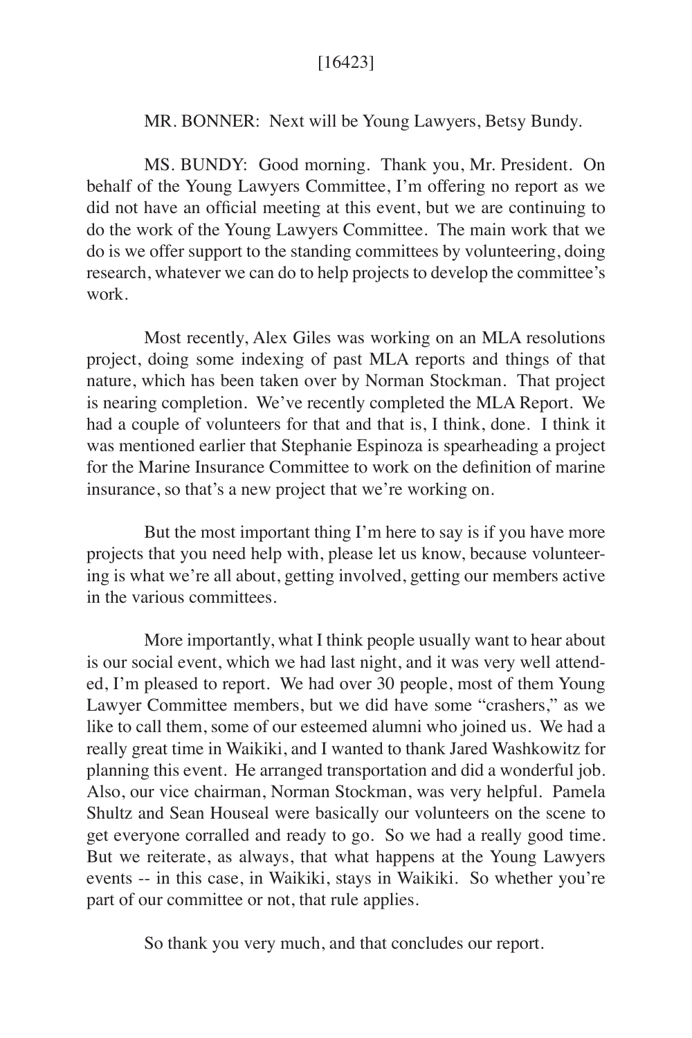[16423]

MR. BONNER: Next will be Young Lawyers, Betsy Bundy.

MS. BUNDY: Good morning. Thank you, Mr. President. On behalf of the Young Lawyers Committee, I'm offering no report as we did not have an official meeting at this event, but we are continuing to do the work of the Young Lawyers Committee. The main work that we do is we offer support to the standing committees by volunteering, doing research, whatever we can do to help projects to develop the committee's work.

Most recently, Alex Giles was working on an MLA resolutions project, doing some indexing of past MLA reports and things of that nature, which has been taken over by Norman Stockman. That project is nearing completion. We've recently completed the MLA Report. We had a couple of volunteers for that and that is, I think, done. I think it was mentioned earlier that Stephanie Espinoza is spearheading a project for the Marine Insurance Committee to work on the definition of marine insurance, so that's a new project that we're working on.

But the most important thing I'm here to say is if you have more projects that you need help with, please let us know, because volunteering is what we're all about, getting involved, getting our members active in the various committees.

More importantly, what I think people usually want to hear about is our social event, which we had last night, and it was very well attended, I'm pleased to report. We had over 30 people, most of them Young Lawyer Committee members, but we did have some "crashers," as we like to call them, some of our esteemed alumni who joined us. We had a really great time in Waikiki, and I wanted to thank Jared Washkowitz for planning this event. He arranged transportation and did a wonderful job. Also, our vice chairman, Norman Stockman, was very helpful. Pamela Shultz and Sean Houseal were basically our volunteers on the scene to get everyone corralled and ready to go. So we had a really good time. But we reiterate, as always, that what happens at the Young Lawyers events -- in this case, in Waikiki, stays in Waikiki. So whether you're part of our committee or not, that rule applies.

So thank you very much, and that concludes our report.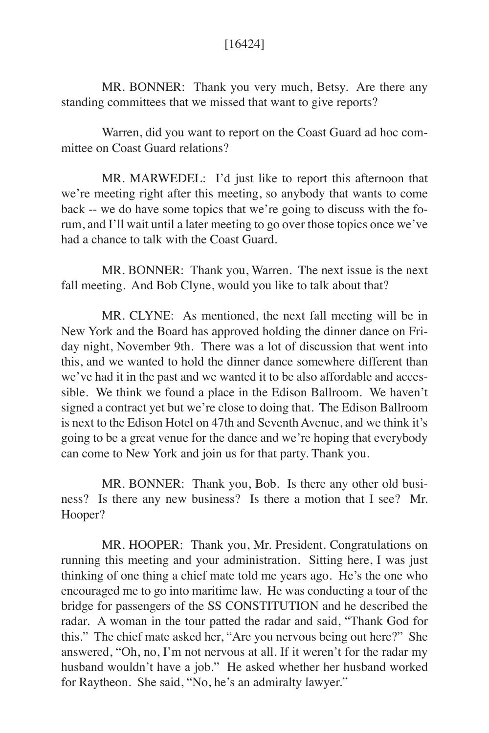[16424]

MR. BONNER: Thank you very much, Betsy. Are there any standing committees that we missed that want to give reports?

Warren, did you want to report on the Coast Guard ad hoc committee on Coast Guard relations?

MR. MARWEDEL: I'd just like to report this afternoon that we're meeting right after this meeting, so anybody that wants to come back -- we do have some topics that we're going to discuss with the forum, and I'll wait until a later meeting to go over those topics once we've had a chance to talk with the Coast Guard.

MR. BONNER: Thank you, Warren. The next issue is the next fall meeting. And Bob Clyne, would you like to talk about that?

MR. CLYNE: As mentioned, the next fall meeting will be in New York and the Board has approved holding the dinner dance on Friday night, November 9th. There was a lot of discussion that went into this, and we wanted to hold the dinner dance somewhere different than we've had it in the past and we wanted it to be also affordable and accessible. We think we found a place in the Edison Ballroom. We haven't signed a contract yet but we're close to doing that. The Edison Ballroom is next to the Edison Hotel on 47th and Seventh Avenue, and we think it's going to be a great venue for the dance and we're hoping that everybody can come to New York and join us for that party. Thank you.

MR. BONNER: Thank you, Bob. Is there any other old business? Is there any new business? Is there a motion that I see? Mr. Hooper?

MR. HOOPER: Thank you, Mr. President. Congratulations on running this meeting and your administration. Sitting here, I was just thinking of one thing a chief mate told me years ago. He's the one who encouraged me to go into maritime law. He was conducting a tour of the bridge for passengers of the SS CONSTITUTION and he described the radar. A woman in the tour patted the radar and said, "Thank God for this." The chief mate asked her, "Are you nervous being out here?" She answered, "Oh, no, I'm not nervous at all. If it weren't for the radar my husband wouldn't have a job." He asked whether her husband worked for Raytheon. She said, "No, he's an admiralty lawyer."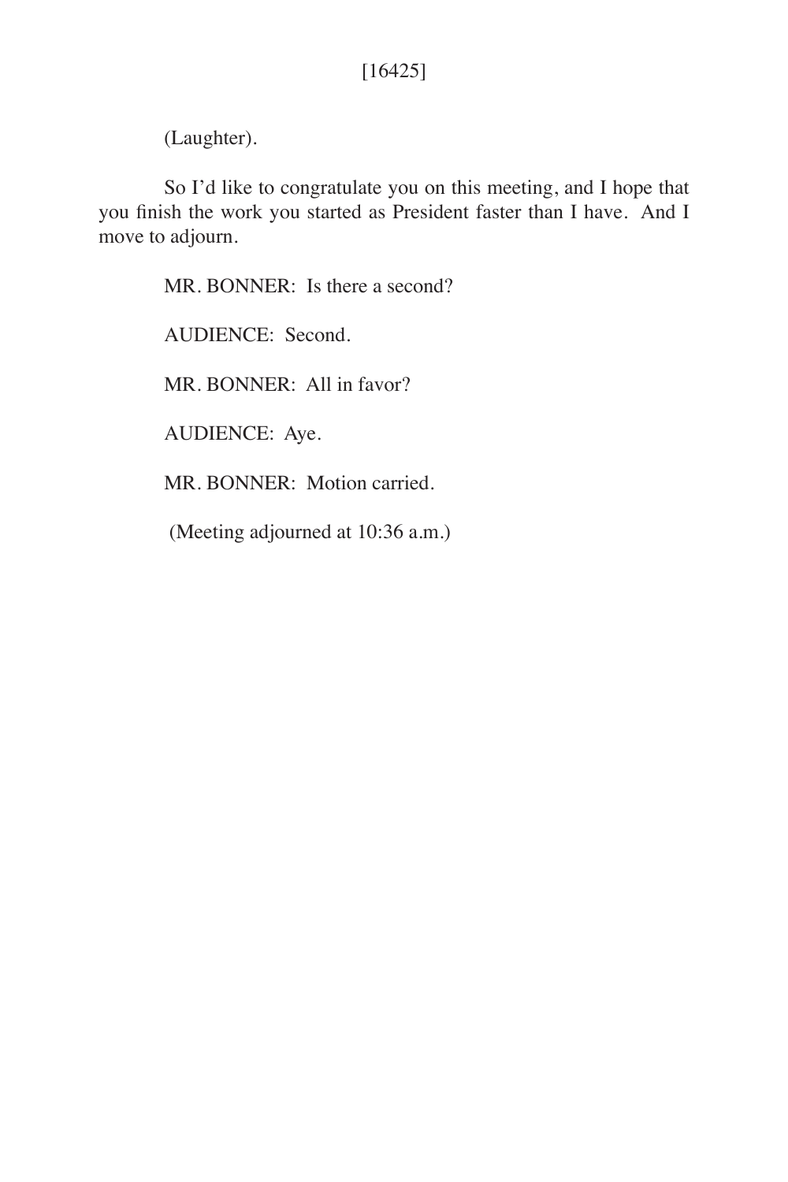(Laughter).

So I'd like to congratulate you on this meeting, and I hope that you finish the work you started as President faster than I have. And I move to adjourn.

MR. BONNER: Is there a second?

AUDIENCE: Second.

MR. BONNER: All in favor?

AUDIENCE: Aye.

MR. BONNER: Motion carried.

(Meeting adjourned at 10:36 a.m.)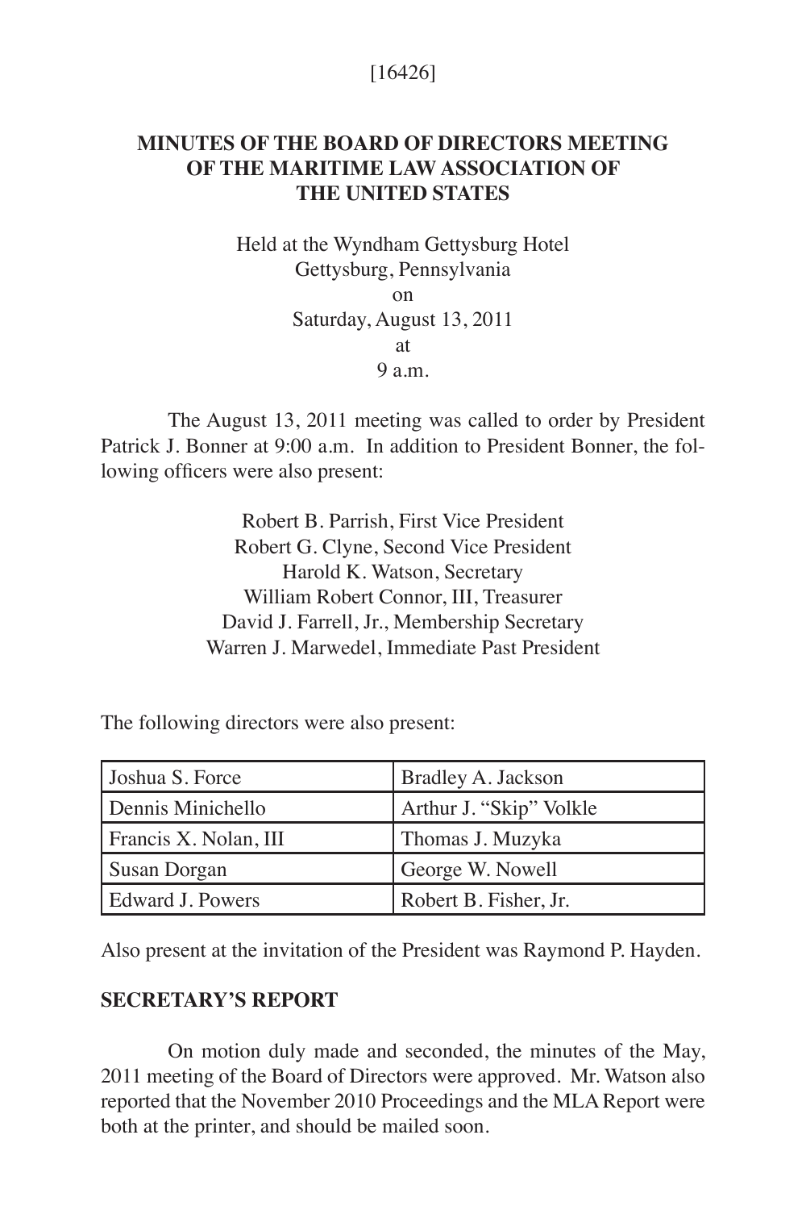[16426]

## MINUTES OF THE BOARD OF DIRECTORS MEETING OF THE MARITIME LAW ASSOCIATION OF THE UNITED STATES

Held at the Wyndham Gettysburg Hotel
Gettysburg, Pennsylvania
on
Saturday, August 13, 2011
at
9 a.m.

The August 13, 2011 meeting was called to order by President Patrick J. Bonner at 9:00 a.m. In addition to President Bonner, the following officers were also present:

Robert B. Parrish, First Vice President
Robert G. Clyne, Second Vice President
Harold K. Watson, Secretary
William Robert Connor, III, Treasurer
David J. Farrell, Jr., Membership Secretary
Warren J. Marwedel, Immediate Past President

The following directors were also present:

| | |
|---|---|
| Joshua S. Force | Bradley A. Jackson |
| Dennis Minichello | Arthur J. "Skip" Volkle |
| Francis X. Nolan, III | Thomas J. Muzyka |
| Susan Dorgan | George W. Nowell |
| Edward J. Powers | Robert B. Fisher, Jr. |

Also present at the invitation of the President was Raymond P. Hayden.

**SECRETARY'S REPORT**

On motion duly made and seconded, the minutes of the May, 2011 meeting of the Board of Directors were approved. Mr. Watson also reported that the November 2010 Proceedings and the MLA Report were both at the printer, and should be mailed soon.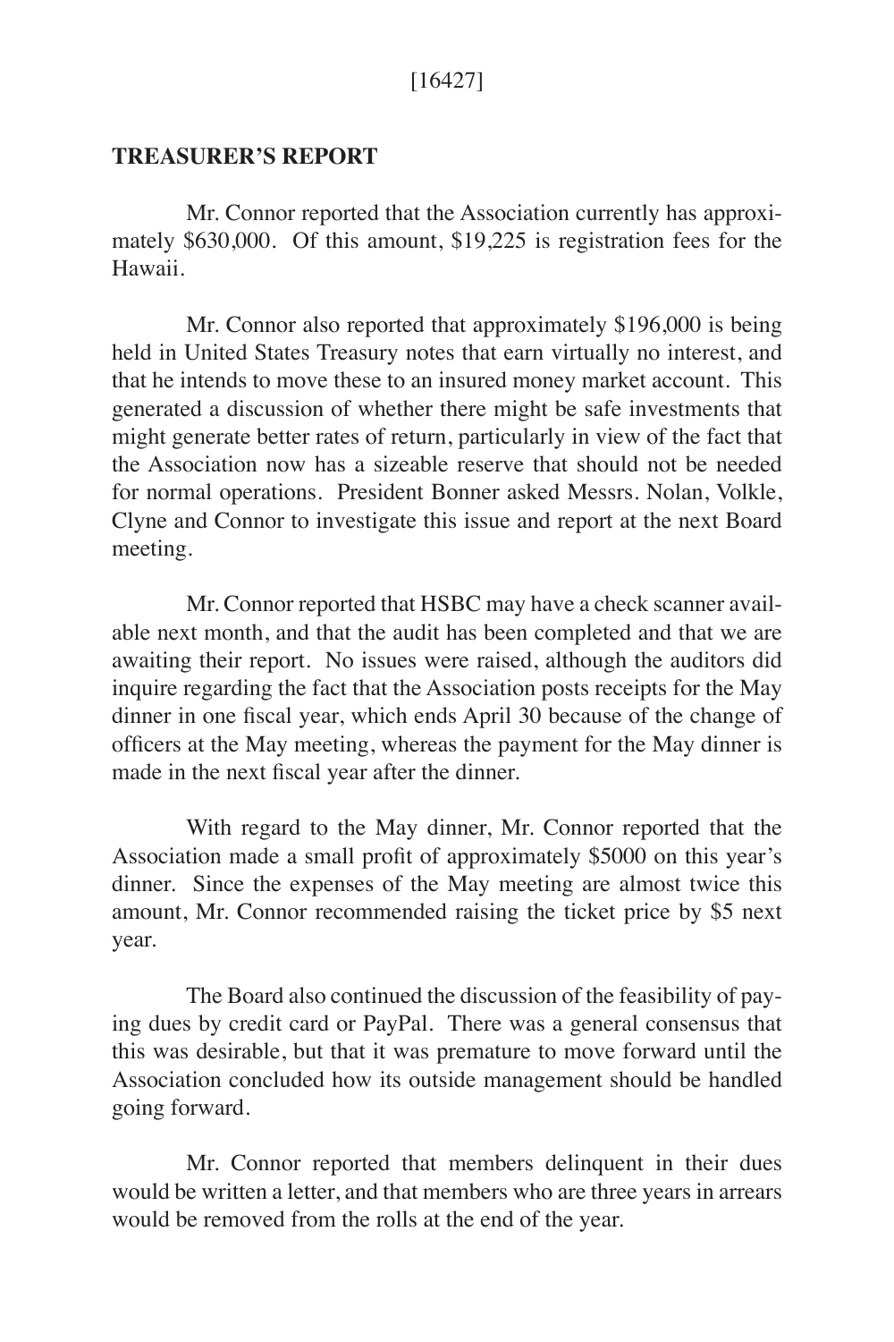**TREASURER'S REPORT**

Mr. Connor reported that the Association currently has approximately $630,000. Of this amount, $19,225 is registration fees for the Hawaii.

Mr. Connor also reported that approximately $196,000 is being held in United States Treasury notes that earn virtually no interest, and that he intends to move these to an insured money market account. This generated a discussion of whether there might be safe investments that might generate better rates of return, particularly in view of the fact that the Association now has a sizeable reserve that should not be needed for normal operations. President Bonner asked Messrs. Nolan, Volkle, Clyne and Connor to investigate this issue and report at the next Board meeting.

Mr. Connor reported that HSBC may have a check scanner available next month, and that the audit has been completed and that we are awaiting their report. No issues were raised, although the auditors did inquire regarding the fact that the Association posts receipts for the May dinner in one fiscal year, which ends April 30 because of the change of officers at the May meeting, whereas the payment for the May dinner is made in the next fiscal year after the dinner.

With regard to the May dinner, Mr. Connor reported that the Association made a small profit of approximately $5000 on this year's dinner. Since the expenses of the May meeting are almost twice this amount, Mr. Connor recommended raising the ticket price by $5 next year.

The Board also continued the discussion of the feasibility of paying dues by credit card or PayPal. There was a general consensus that this was desirable, but that it was premature to move forward until the Association concluded how its outside management should be handled going forward.

Mr. Connor reported that members delinquent in their dues would be written a letter, and that members who are three years in arrears would be removed from the rolls at the end of the year.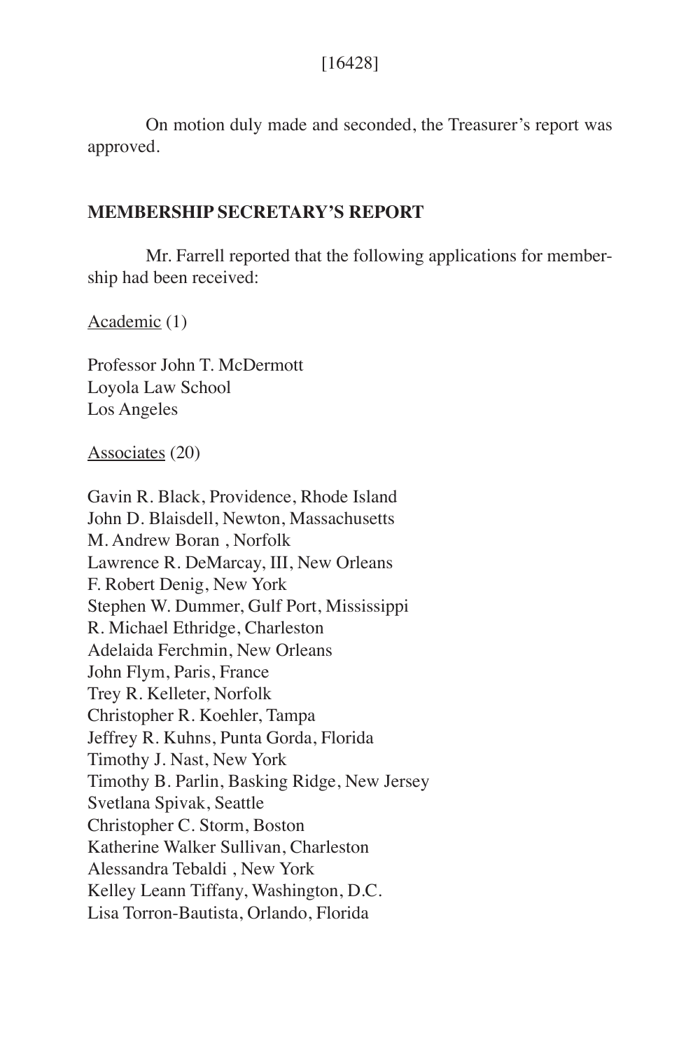On motion duly made and seconded, the Treasurer's report was approved.

## MEMBERSHIP SECRETARY'S REPORT

Mr. Farrell reported that the following applications for membership had been received:

Academic (1)

Professor John T. McDermott
Loyola Law School
Los Angeles

Associates (20)

Gavin R. Black, Providence, Rhode Island
John D. Blaisdell, Newton, Massachusetts
M. Andrew Boran , Norfolk
Lawrence R. DeMarcay, III, New Orleans
F. Robert Denig, New York
Stephen W. Dummer, Gulf Port, Mississippi
R. Michael Ethridge, Charleston
Adelaida Ferchmin, New Orleans
John Flym, Paris, France
Trey R. Kelleter, Norfolk
Christopher R. Koehler, Tampa
Jeffrey R. Kuhns, Punta Gorda, Florida
Timothy J. Nast, New York
Timothy B. Parlin, Basking Ridge, New Jersey
Svetlana Spivak, Seattle
Christopher C. Storm, Boston
Katherine Walker Sullivan, Charleston
Alessandra Tebaldi , New York
Kelley Leann Tiffany, Washington, D.C.
Lisa Torron-Bautista, Orlando, Florida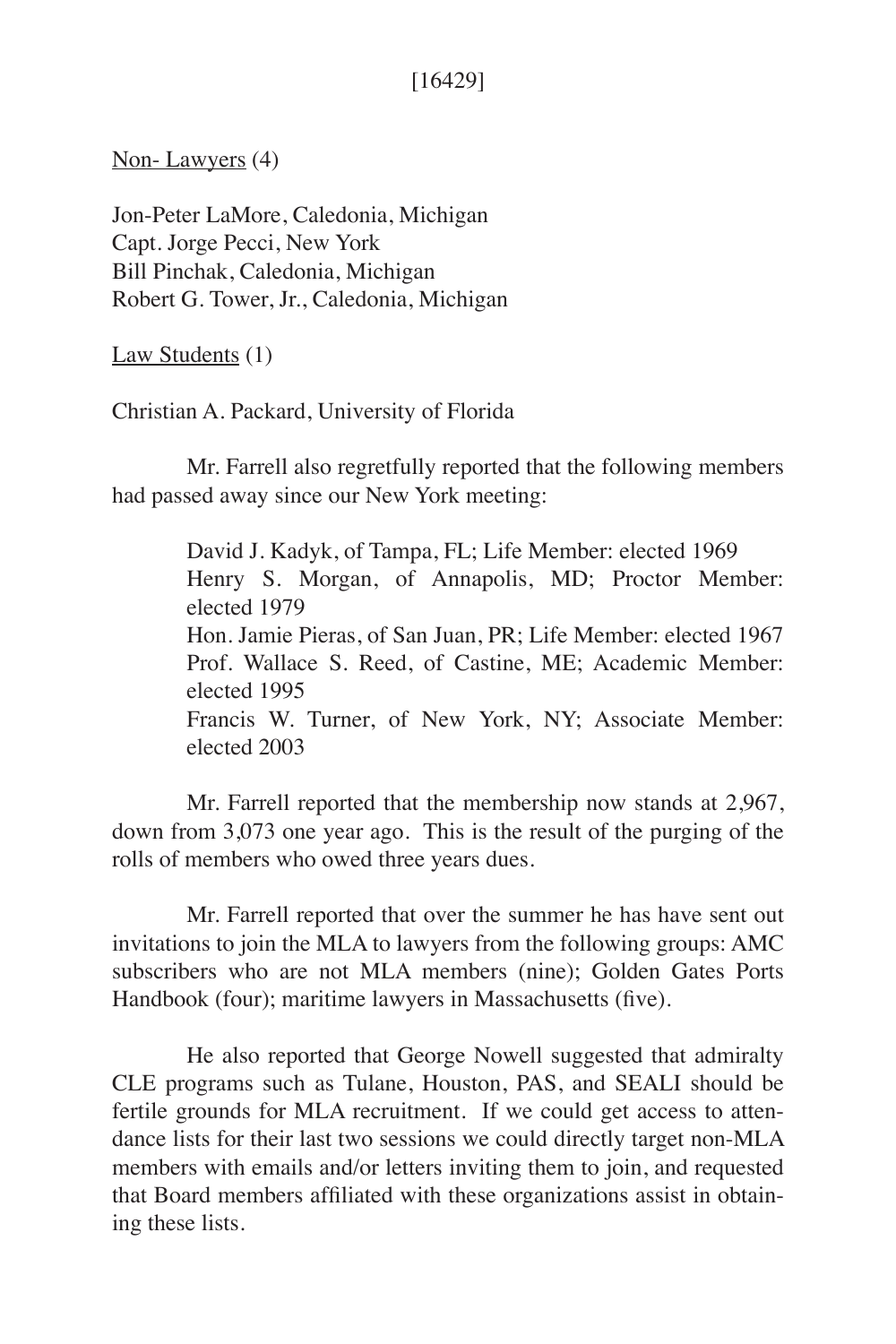[16429]

Non- Lawyers (4)

Jon-Peter LaMore, Caledonia, Michigan
Capt. Jorge Pecci, New York
Bill Pinchak, Caledonia, Michigan
Robert G. Tower, Jr., Caledonia, Michigan

Law Students (1)

Christian A. Packard, University of Florida

Mr. Farrell also regretfully reported that the following members had passed away since our New York meeting:

> David J. Kadyk, of Tampa, FL; Life Member: elected 1969
> Henry S. Morgan, of Annapolis, MD; Proctor Member: elected 1979
> Hon. Jamie Pieras, of San Juan, PR; Life Member: elected 1967
> Prof. Wallace S. Reed, of Castine, ME; Academic Member: elected 1995
> Francis W. Turner, of New York, NY; Associate Member: elected 2003

Mr. Farrell reported that the membership now stands at 2,967, down from 3,073 one year ago. This is the result of the purging of the rolls of members who owed three years dues.

Mr. Farrell reported that over the summer he has have sent out invitations to join the MLA to lawyers from the following groups: AMC subscribers who are not MLA members (nine); Golden Gates Ports Handbook (four); maritime lawyers in Massachusetts (five).

He also reported that George Nowell suggested that admiralty CLE programs such as Tulane, Houston, PAS, and SEALI should be fertile grounds for MLA recruitment. If we could get access to attendance lists for their last two sessions we could directly target non-MLA members with emails and/or letters inviting them to join, and requested that Board members affiliated with these organizations assist in obtaining these lists.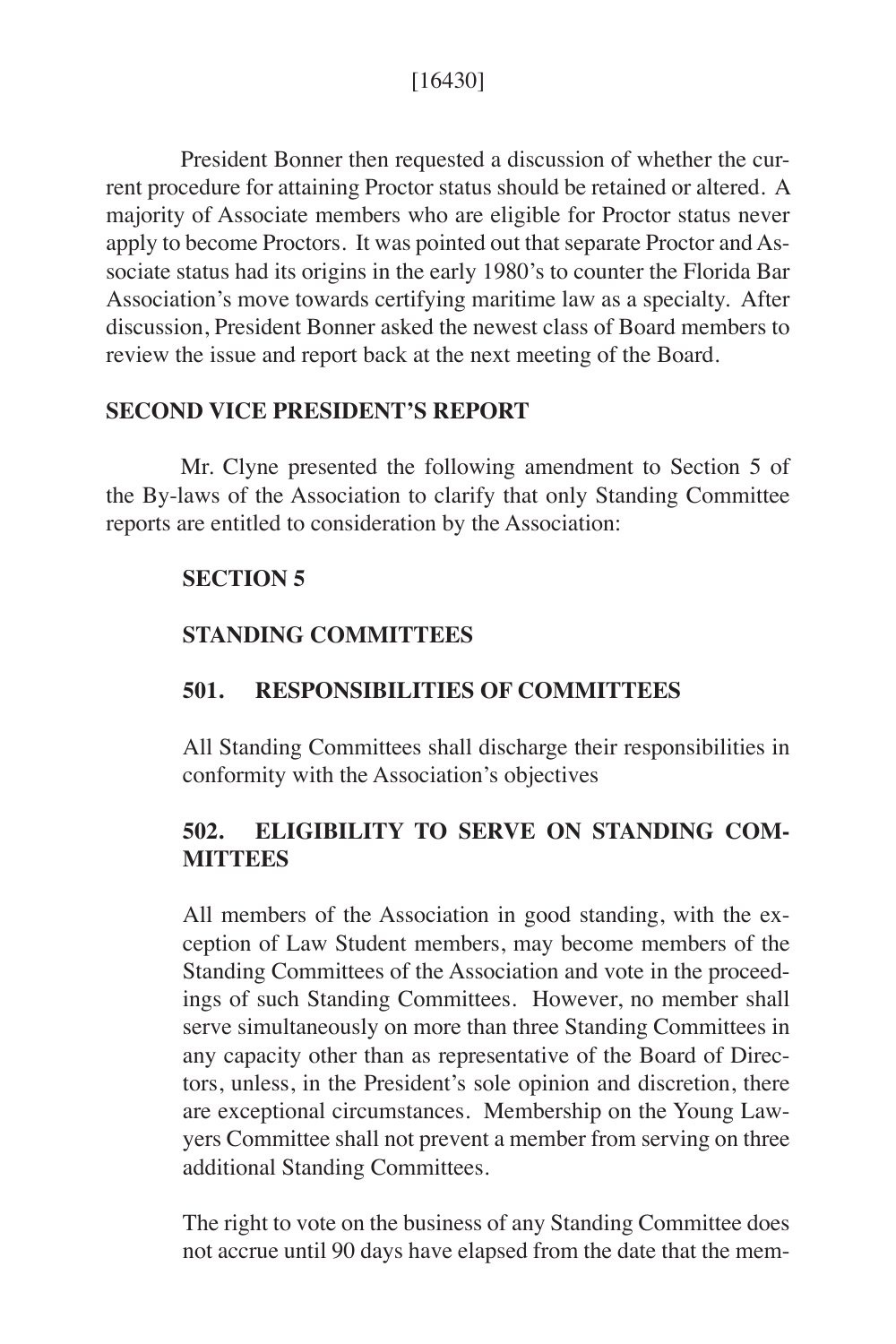President Bonner then requested a discussion of whether the current procedure for attaining Proctor status should be retained or altered. A majority of Associate members who are eligible for Proctor status never apply to become Proctors. It was pointed out that separate Proctor and Associate status had its origins in the early 1980's to counter the Florida Bar Association's move towards certifying maritime law as a specialty. After discussion, President Bonner asked the newest class of Board members to review the issue and report back at the next meeting of the Board.

**SECOND VICE PRESIDENT'S REPORT**

Mr. Clyne presented the following amendment to Section 5 of the By-laws of the Association to clarify that only Standing Committee reports are entitled to consideration by the Association:

> **SECTION 5**
>
> **STANDING COMMITTEES**
>
> **501. RESPONSIBILITIES OF COMMITTEES**
>
> All Standing Committees shall discharge their responsibilities in conformity with the Association's objectives
>
> **502. ELIGIBILITY TO SERVE ON STANDING COMMITTEES**
>
> All members of the Association in good standing, with the exception of Law Student members, may become members of the Standing Committees of the Association and vote in the proceedings of such Standing Committees. However, no member shall serve simultaneously on more than three Standing Committees in any capacity other than as representative of the Board of Directors, unless, in the President's sole opinion and discretion, there are exceptional circumstances. Membership on the Young Lawyers Committee shall not prevent a member from serving on three additional Standing Committees.
>
> The right to vote on the business of any Standing Committee does not accrue until 90 days have elapsed from the date that the mem-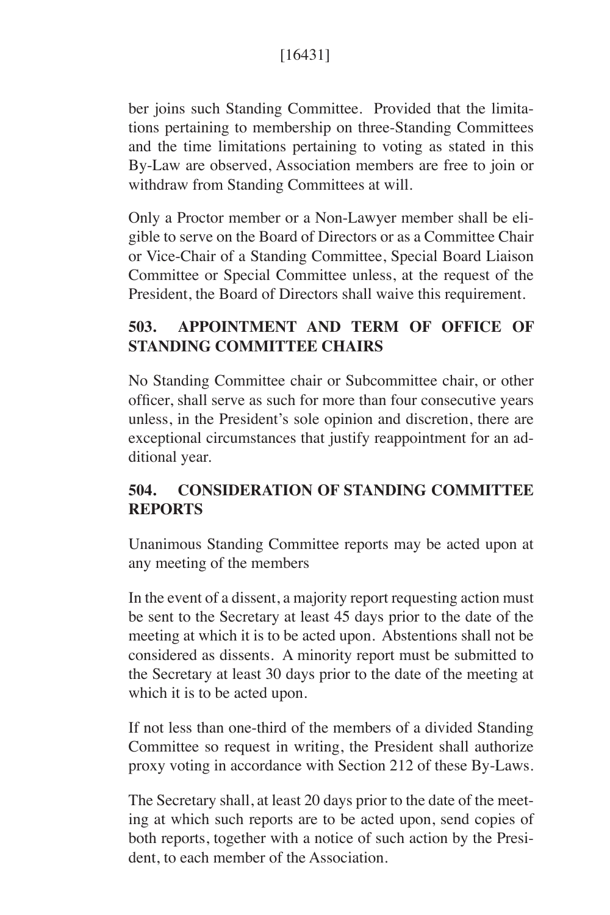ber joins such Standing Committee. Provided that the limitations pertaining to membership on three-Standing Committees and the time limitations pertaining to voting as stated in this By-Law are observed, Association members are free to join or withdraw from Standing Committees at will.

Only a Proctor member or a Non-Lawyer member shall be eligible to serve on the Board of Directors or as a Committee Chair or Vice-Chair of a Standing Committee, Special Board Liaison Committee or Special Committee unless, at the request of the President, the Board of Directors shall waive this requirement.

## 503. APPOINTMENT AND TERM OF OFFICE OF STANDING COMMITTEE CHAIRS

No Standing Committee chair or Subcommittee chair, or other officer, shall serve as such for more than four consecutive years unless, in the President's sole opinion and discretion, there are exceptional circumstances that justify reappointment for an additional year.

## 504. CONSIDERATION OF STANDING COMMITTEE REPORTS

Unanimous Standing Committee reports may be acted upon at any meeting of the members

In the event of a dissent, a majority report requesting action must be sent to the Secretary at least 45 days prior to the date of the meeting at which it is to be acted upon. Abstentions shall not be considered as dissents. A minority report must be submitted to the Secretary at least 30 days prior to the date of the meeting at which it is to be acted upon.

If not less than one-third of the members of a divided Standing Committee so request in writing, the President shall authorize proxy voting in accordance with Section 212 of these By-Laws.

The Secretary shall, at least 20 days prior to the date of the meeting at which such reports are to be acted upon, send copies of both reports, together with a notice of such action by the President, to each member of the Association.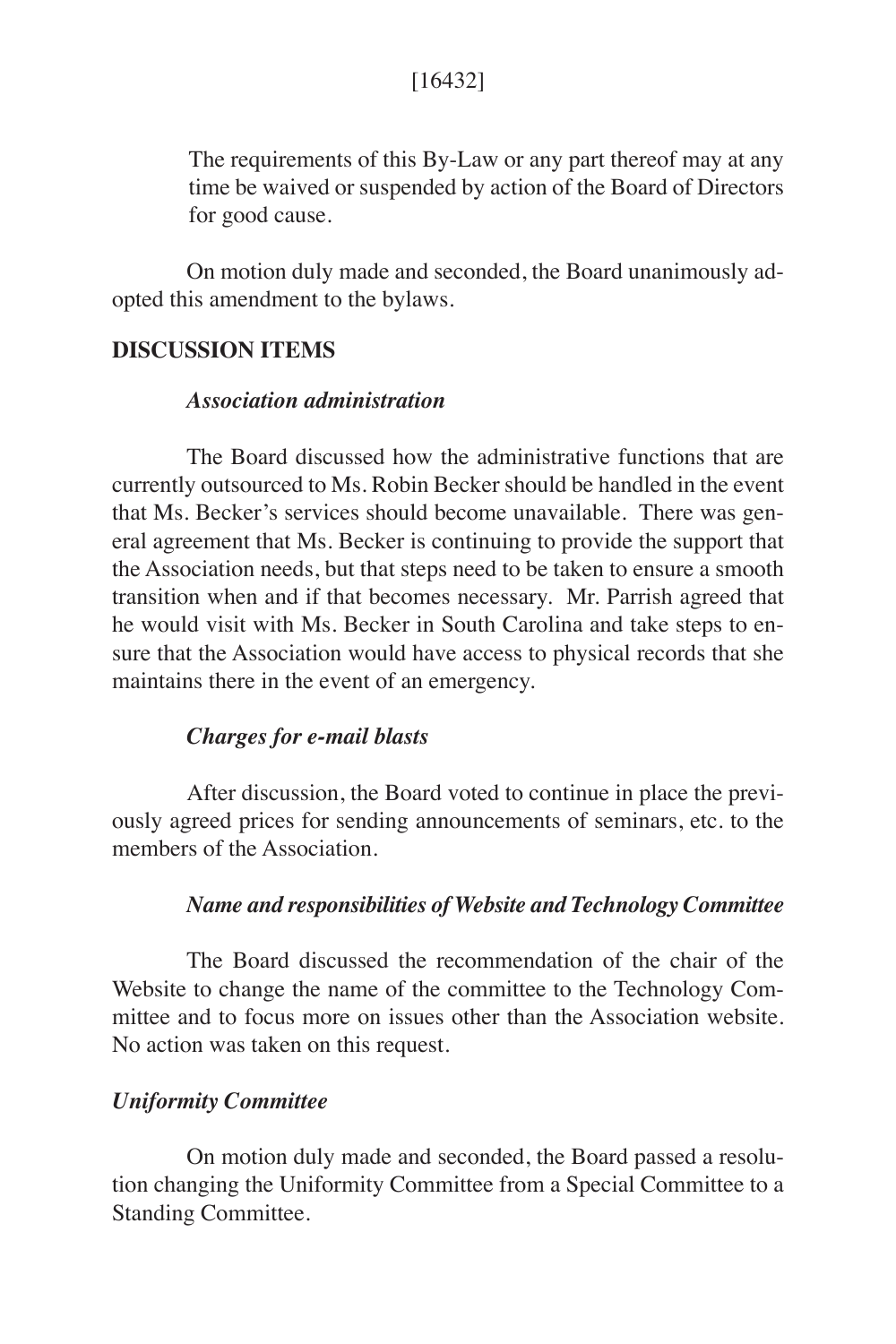[16432]

> The requirements of this By-Law or any part thereof may at any time be waived or suspended by action of the Board of Directors for good cause.

On motion duly made and seconded, the Board unanimously adopted this amendment to the bylaws.

**DISCUSSION ITEMS**

***Association administration***

The Board discussed how the administrative functions that are currently outsourced to Ms. Robin Becker should be handled in the event that Ms. Becker's services should become unavailable. There was general agreement that Ms. Becker is continuing to provide the support that the Association needs, but that steps need to be taken to ensure a smooth transition when and if that becomes necessary. Mr. Parrish agreed that he would visit with Ms. Becker in South Carolina and take steps to ensure that the Association would have access to physical records that she maintains there in the event of an emergency.

***Charges for e-mail blasts***

After discussion, the Board voted to continue in place the previously agreed prices for sending announcements of seminars, etc. to the members of the Association.

***Name and responsibilities of Website and Technology Committee***

The Board discussed the recommendation of the chair of the Website to change the name of the committee to the Technology Committee and to focus more on issues other than the Association website. No action was taken on this request.

***Uniformity Committee***

On motion duly made and seconded, the Board passed a resolution changing the Uniformity Committee from a Special Committee to a Standing Committee.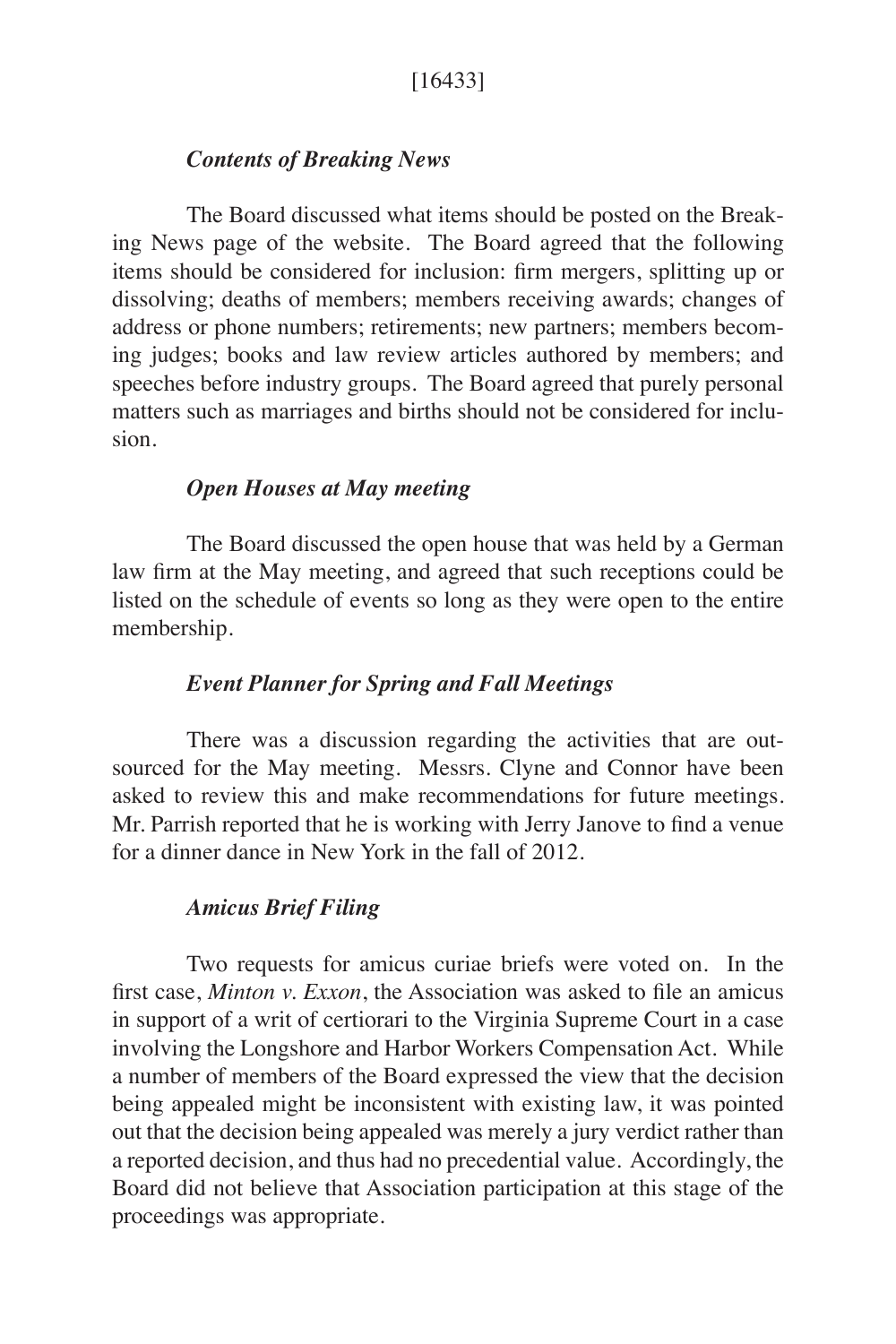### *Contents of Breaking News*

The Board discussed what items should be posted on the Breaking News page of the website. The Board agreed that the following items should be considered for inclusion: firm mergers, splitting up or dissolving; deaths of members; members receiving awards; changes of address or phone numbers; retirements; new partners; members becoming judges; books and law review articles authored by members; and speeches before industry groups. The Board agreed that purely personal matters such as marriages and births should not be considered for inclusion.

### *Open Houses at May meeting*

The Board discussed the open house that was held by a German law firm at the May meeting, and agreed that such receptions could be listed on the schedule of events so long as they were open to the entire membership.

### *Event Planner for Spring and Fall Meetings*

There was a discussion regarding the activities that are outsourced for the May meeting. Messrs. Clyne and Connor have been asked to review this and make recommendations for future meetings. Mr. Parrish reported that he is working with Jerry Janove to find a venue for a dinner dance in New York in the fall of 2012.

### *Amicus Brief Filing*

Two requests for amicus curiae briefs were voted on. In the first case, *Minton v. Exxon*, the Association was asked to file an amicus in support of a writ of certiorari to the Virginia Supreme Court in a case involving the Longshore and Harbor Workers Compensation Act. While a number of members of the Board expressed the view that the decision being appealed might be inconsistent with existing law, it was pointed out that the decision being appealed was merely a jury verdict rather than a reported decision, and thus had no precedential value. Accordingly, the Board did not believe that Association participation at this stage of the proceedings was appropriate.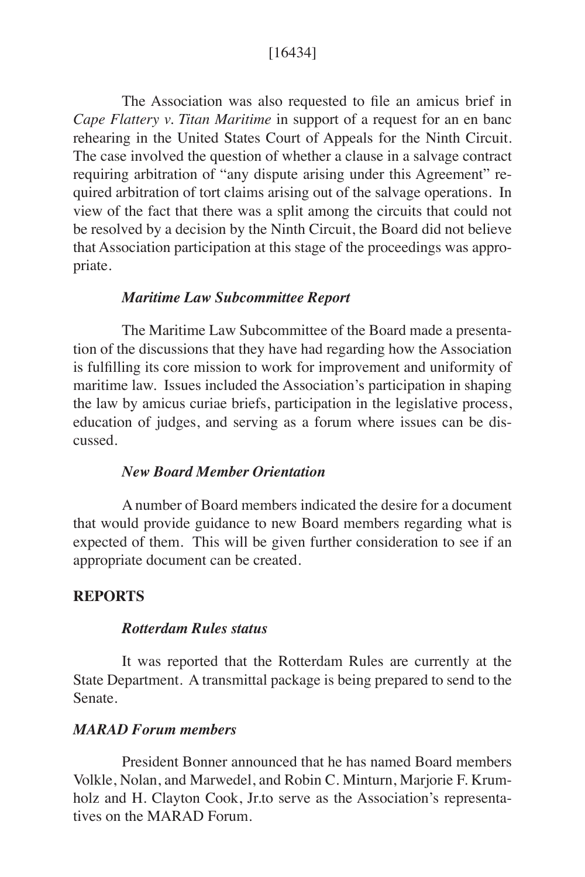The Association was also requested to file an amicus brief in *Cape Flattery v. Titan Maritime* in support of a request for an en banc rehearing in the United States Court of Appeals for the Ninth Circuit. The case involved the question of whether a clause in a salvage contract requiring arbitration of "any dispute arising under this Agreement" required arbitration of tort claims arising out of the salvage operations. In view of the fact that there was a split among the circuits that could not be resolved by a decision by the Ninth Circuit, the Board did not believe that Association participation at this stage of the proceedings was appropriate.

### *Maritime Law Subcommittee Report*

The Maritime Law Subcommittee of the Board made a presentation of the discussions that they have had regarding how the Association is fulfilling its core mission to work for improvement and uniformity of maritime law. Issues included the Association's participation in shaping the law by amicus curiae briefs, participation in the legislative process, education of judges, and serving as a forum where issues can be discussed.

### *New Board Member Orientation*

A number of Board members indicated the desire for a document that would provide guidance to new Board members regarding what is expected of them. This will be given further consideration to see if an appropriate document can be created.

## **REPORTS**

### *Rotterdam Rules status*

It was reported that the Rotterdam Rules are currently at the State Department. A transmittal package is being prepared to send to the Senate.

### *MARAD Forum members*

President Bonner announced that he has named Board members Volkle, Nolan, and Marwedel, and Robin C. Minturn, Marjorie F. Krumholz and H. Clayton Cook, Jr.to serve as the Association's representatives on the MARAD Forum.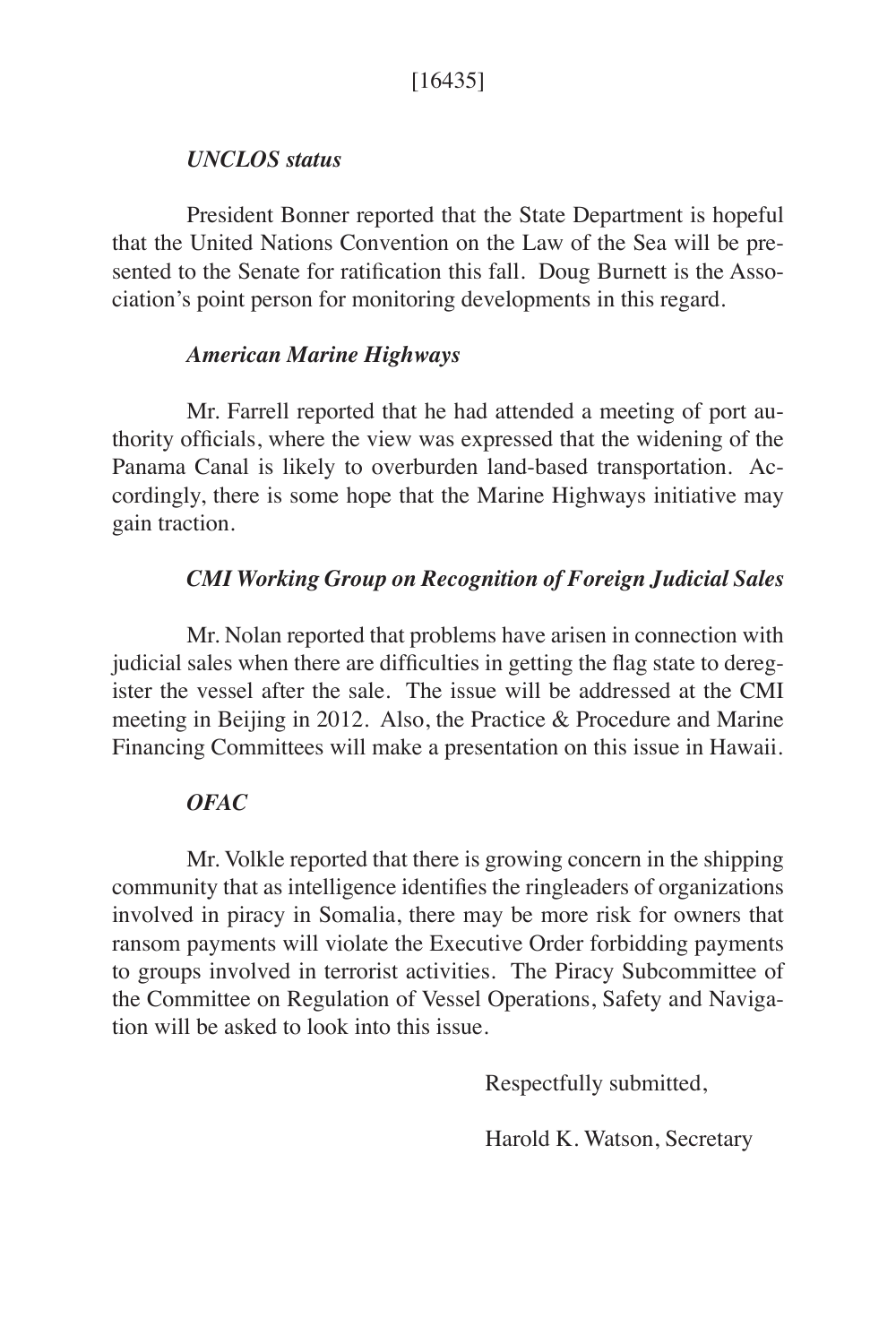[16435]

### *UNCLOS status*

President Bonner reported that the State Department is hopeful that the United Nations Convention on the Law of the Sea will be presented to the Senate for ratification this fall. Doug Burnett is the Association's point person for monitoring developments in this regard.

### *American Marine Highways*

Mr. Farrell reported that he had attended a meeting of port authority officials, where the view was expressed that the widening of the Panama Canal is likely to overburden land-based transportation. Accordingly, there is some hope that the Marine Highways initiative may gain traction.

### *CMI Working Group on Recognition of Foreign Judicial Sales*

Mr. Nolan reported that problems have arisen in connection with judicial sales when there are difficulties in getting the flag state to deregister the vessel after the sale. The issue will be addressed at the CMI meeting in Beijing in 2012. Also, the Practice & Procedure and Marine Financing Committees will make a presentation on this issue in Hawaii.

### *OFAC*

Mr. Volkle reported that there is growing concern in the shipping community that as intelligence identifies the ringleaders of organizations involved in piracy in Somalia, there may be more risk for owners that ransom payments will violate the Executive Order forbidding payments to groups involved in terrorist activities. The Piracy Subcommittee of the Committee on Regulation of Vessel Operations, Safety and Navigation will be asked to look into this issue.

Respectfully submitted,

Harold K. Watson, Secretary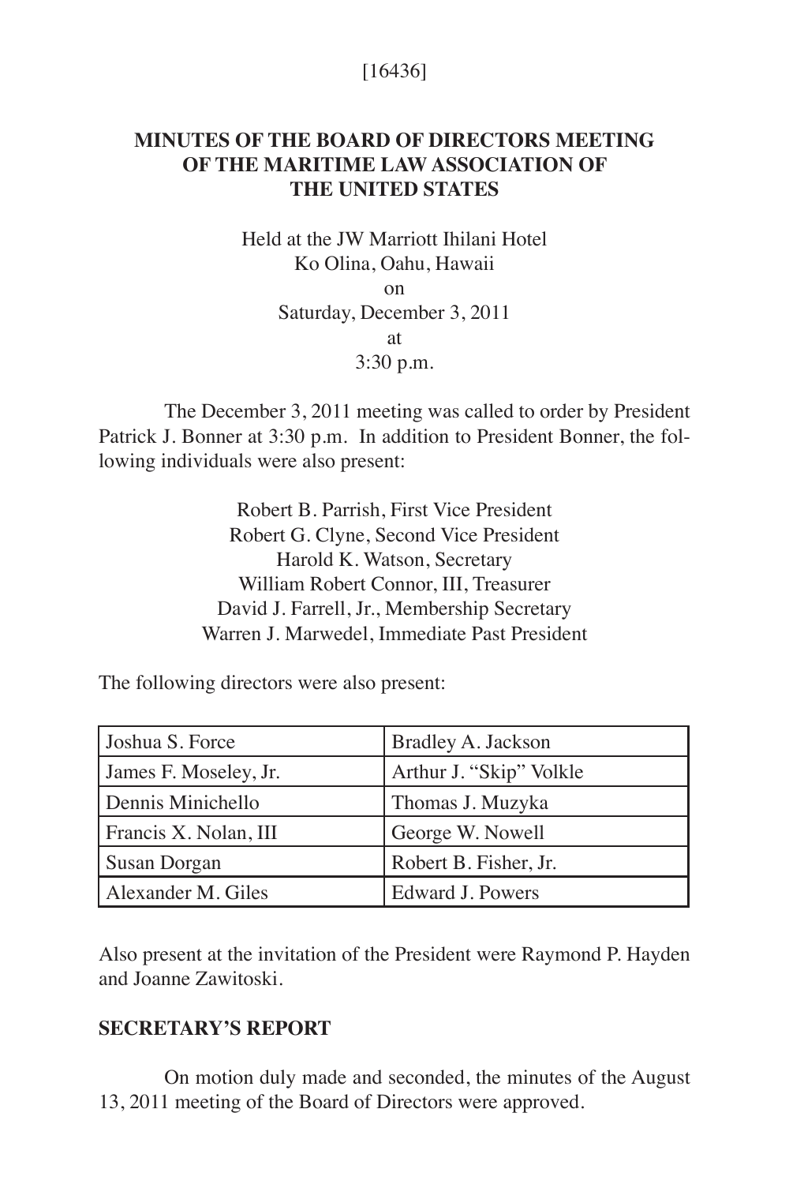[16436]

# MINUTES OF THE BOARD OF DIRECTORS MEETING OF THE MARITIME LAW ASSOCIATION OF THE UNITED STATES

Held at the JW Marriott Ihilani Hotel
Ko Olina, Oahu, Hawaii
on
Saturday, December 3, 2011
at
3:30 p.m.

The December 3, 2011 meeting was called to order by President Patrick J. Bonner at 3:30 p.m. In addition to President Bonner, the following individuals were also present:

Robert B. Parrish, First Vice President
Robert G. Clyne, Second Vice President
Harold K. Watson, Secretary
William Robert Connor, III, Treasurer
David J. Farrell, Jr., Membership Secretary
Warren J. Marwedel, Immediate Past President

The following directors were also present:

| | |
|---|---|
| Joshua S. Force | Bradley A. Jackson |
| James F. Moseley, Jr. | Arthur J. "Skip" Volkle |
| Dennis Minichello | Thomas J. Muzyka |
| Francis X. Nolan, III | George W. Nowell |
| Susan Dorgan | Robert B. Fisher, Jr. |
| Alexander M. Giles | Edward J. Powers |

Also present at the invitation of the President were Raymond P. Hayden and Joanne Zawitoski.

## SECRETARY'S REPORT

On motion duly made and seconded, the minutes of the August 13, 2011 meeting of the Board of Directors were approved.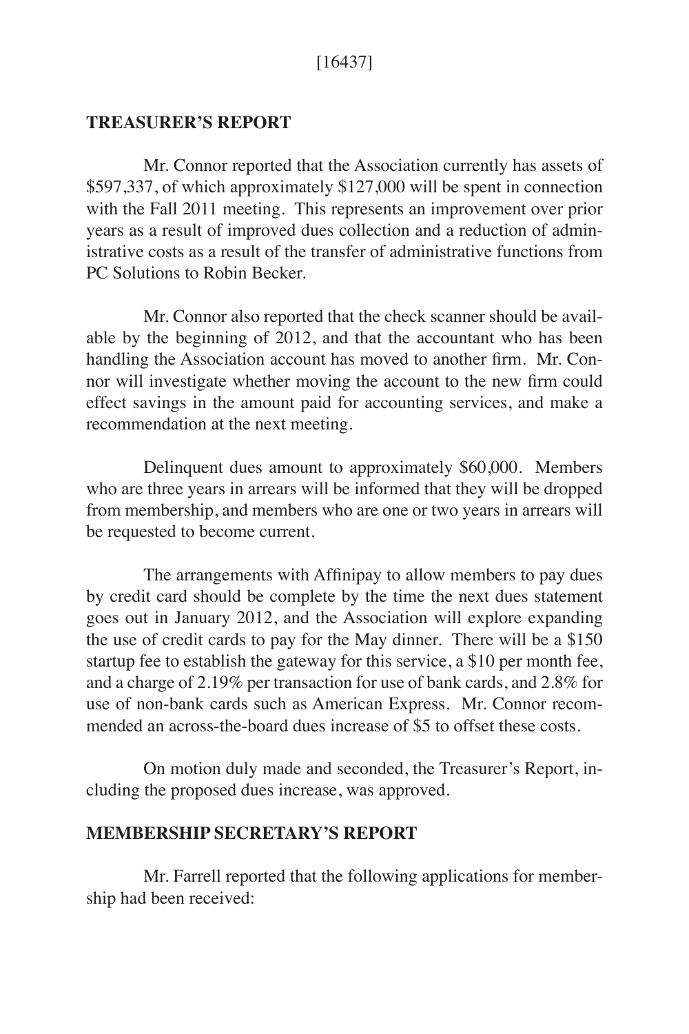[16437]

**TREASURER'S REPORT**

Mr. Connor reported that the Association currently has assets of $597,337, of which approximately $127,000 will be spent in connection with the Fall 2011 meeting. This represents an improvement over prior years as a result of improved dues collection and a reduction of administrative costs as a result of the transfer of administrative functions from PC Solutions to Robin Becker.

Mr. Connor also reported that the check scanner should be available by the beginning of 2012, and that the accountant who has been handling the Association account has moved to another firm. Mr. Connor will investigate whether moving the account to the new firm could effect savings in the amount paid for accounting services, and make a recommendation at the next meeting.

Delinquent dues amount to approximately $60,000. Members who are three years in arrears will be informed that they will be dropped from membership, and members who are one or two years in arrears will be requested to become current.

The arrangements with Affinipay to allow members to pay dues by credit card should be complete by the time the next dues statement goes out in January 2012, and the Association will explore expanding the use of credit cards to pay for the May dinner. There will be a $150 startup fee to establish the gateway for this service, a $10 per month fee, and a charge of 2.19% per transaction for use of bank cards, and 2.8% for use of non-bank cards such as American Express. Mr. Connor recommended an across-the-board dues increase of $5 to offset these costs.

On motion duly made and seconded, the Treasurer's Report, including the proposed dues increase, was approved.

**MEMBERSHIP SECRETARY'S REPORT**

Mr. Farrell reported that the following applications for membership had been received: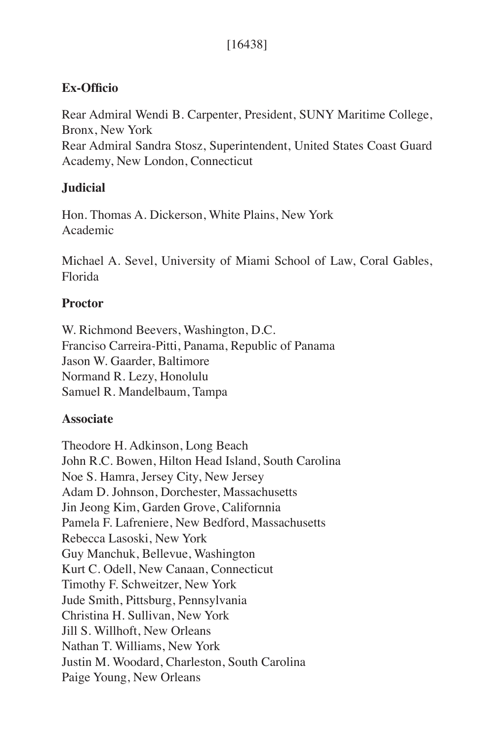[16438]

**Ex-Officio**

Rear Admiral Wendi B. Carpenter, President, SUNY Maritime College, Bronx, New York
Rear Admiral Sandra Stosz, Superintendent, United States Coast Guard Academy, New London, Connecticut

**Judicial**

Hon. Thomas A. Dickerson, White Plains, New York
Academic

Michael A. Sevel, University of Miami School of Law, Coral Gables, Florida

**Proctor**

W. Richmond Beevers, Washington, D.C.
Francisco Carreira-Pitti, Panama, Republic of Panama
Jason W. Gaarder, Baltimore
Normand R. Lezy, Honolulu
Samuel R. Mandelbaum, Tampa

**Associate**

Theodore H. Adkinson, Long Beach
John R.C. Bowen, Hilton Head Island, South Carolina
Noe S. Hamra, Jersey City, New Jersey
Adam D. Johnson, Dorchester, Massachusetts
Jin Jeong Kim, Garden Grove, Californnia
Pamela F. Lafreniere, New Bedford, Massachusetts
Rebecca Lasoski, New York
Guy Manchuk, Bellevue, Washington
Kurt C. Odell, New Canaan, Connecticut
Timothy F. Schweitzer, New York
Jude Smith, Pittsburg, Pennsylvania
Christina H. Sullivan, New York
Jill S. Willhoft, New Orleans
Nathan T. Williams, New York
Justin M. Woodard, Charleston, South Carolina
Paige Young, New Orleans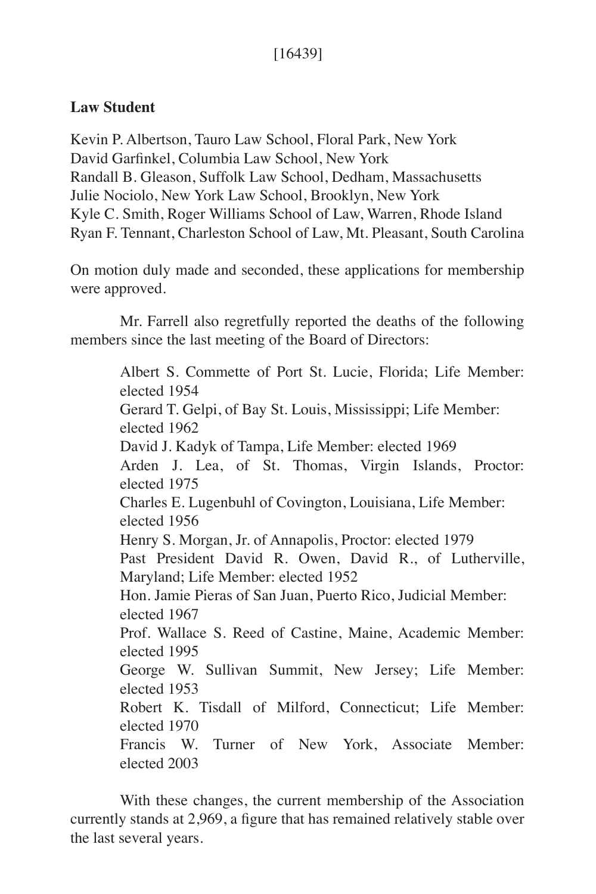[16439]

**Law Student**

Kevin P. Albertson, Tauro Law School, Floral Park, New York
David Garfinkel, Columbia Law School, New York
Randall B. Gleason, Suffolk Law School, Dedham, Massachusetts
Julie Nociolo, New York Law School, Brooklyn, New York
Kyle C. Smith, Roger Williams School of Law, Warren, Rhode Island
Ryan F. Tennant, Charleston School of Law, Mt. Pleasant, South Carolina

On motion duly made and seconded, these applications for membership were approved.

Mr. Farrell also regretfully reported the deaths of the following members since the last meeting of the Board of Directors:

> Albert S. Commette of Port St. Lucie, Florida; Life Member: elected 1954
> Gerard T. Gelpi, of Bay St. Louis, Mississippi; Life Member: elected 1962
> David J. Kadyk of Tampa, Life Member: elected 1969
> Arden J. Lea, of St. Thomas, Virgin Islands, Proctor: elected 1975
> Charles E. Lugenbuhl of Covington, Louisiana, Life Member: elected 1956
> Henry S. Morgan, Jr. of Annapolis, Proctor: elected 1979
> Past President David R. Owen, David R., of Lutherville, Maryland; Life Member: elected 1952
> Hon. Jamie Pieras of San Juan, Puerto Rico, Judicial Member: elected 1967
> Prof. Wallace S. Reed of Castine, Maine, Academic Member: elected 1995
> George W. Sullivan Summit, New Jersey; Life Member: elected 1953
> Robert K. Tisdall of Milford, Connecticut; Life Member: elected 1970
> Francis W. Turner of New York, Associate Member: elected 2003

With these changes, the current membership of the Association currently stands at 2,969, a figure that has remained relatively stable over the last several years.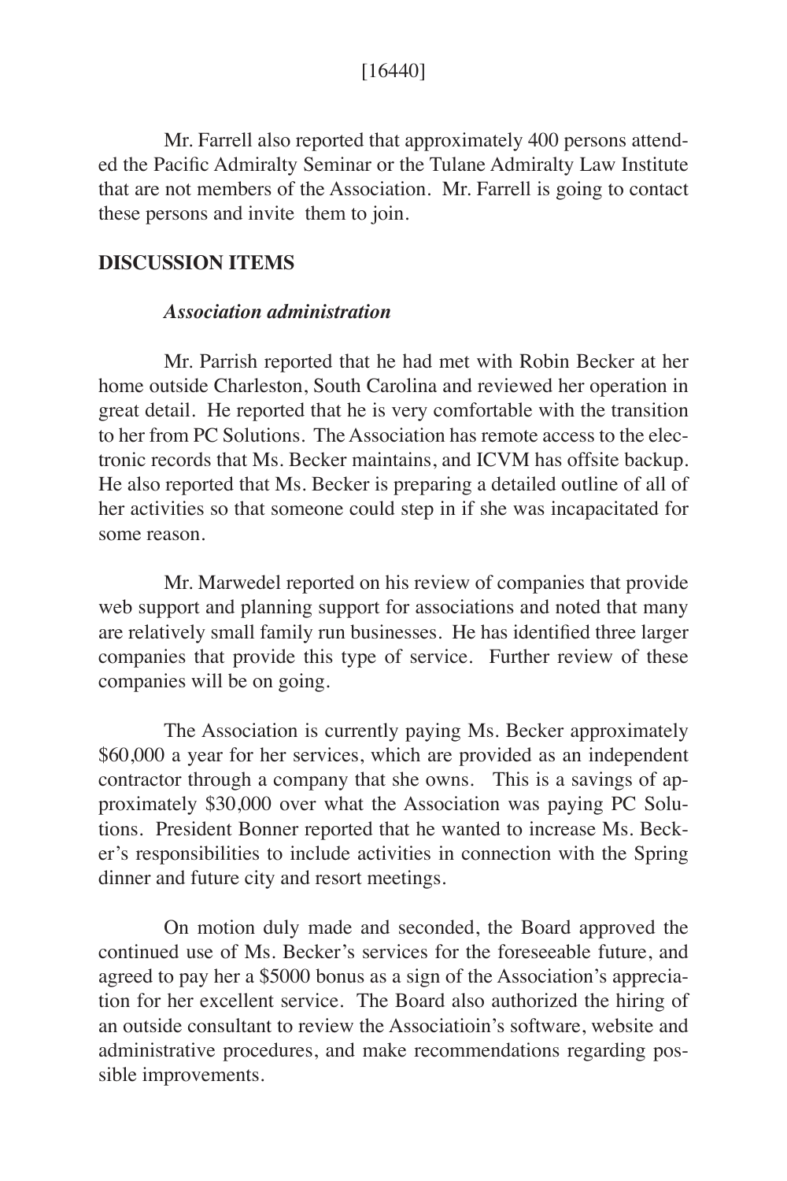Mr. Farrell also reported that approximately 400 persons attended the Pacific Admiralty Seminar or the Tulane Admiralty Law Institute that are not members of the Association. Mr. Farrell is going to contact these persons and invite them to join.

## DISCUSSION ITEMS

### *Association administration*

Mr. Parrish reported that he had met with Robin Becker at her home outside Charleston, South Carolina and reviewed her operation in great detail. He reported that he is very comfortable with the transition to her from PC Solutions. The Association has remote access to the electronic records that Ms. Becker maintains, and ICVM has offsite backup. He also reported that Ms. Becker is preparing a detailed outline of all of her activities so that someone could step in if she was incapacitated for some reason.

Mr. Marwedel reported on his review of companies that provide web support and planning support for associations and noted that many are relatively small family run businesses. He has identified three larger companies that provide this type of service. Further review of these companies will be on going.

The Association is currently paying Ms. Becker approximately $60,000 a year for her services, which are provided as an independent contractor through a company that she owns. This is a savings of approximately $30,000 over what the Association was paying PC Solutions. President Bonner reported that he wanted to increase Ms. Becker's responsibilities to include activities in connection with the Spring dinner and future city and resort meetings.

On motion duly made and seconded, the Board approved the continued use of Ms. Becker's services for the foreseeable future, and agreed to pay her a $5000 bonus as a sign of the Association's appreciation for her excellent service. The Board also authorized the hiring of an outside consultant to review the Associatioin's software, website and administrative procedures, and make recommendations regarding possible improvements.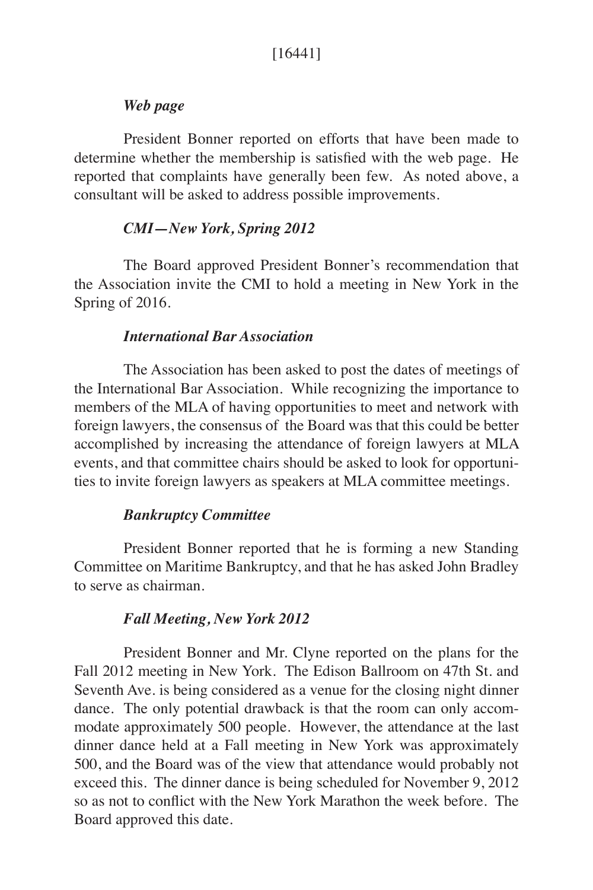[16441]

### *Web page*

President Bonner reported on efforts that have been made to determine whether the membership is satisfied with the web page. He reported that complaints have generally been few. As noted above, a consultant will be asked to address possible improvements.

### *CMI—New York, Spring 2012*

The Board approved President Bonner's recommendation that the Association invite the CMI to hold a meeting in New York in the Spring of 2016.

### *International Bar Association*

The Association has been asked to post the dates of meetings of the International Bar Association. While recognizing the importance to members of the MLA of having opportunities to meet and network with foreign lawyers, the consensus of the Board was that this could be better accomplished by increasing the attendance of foreign lawyers at MLA events, and that committee chairs should be asked to look for opportunities to invite foreign lawyers as speakers at MLA committee meetings.

### *Bankruptcy Committee*

President Bonner reported that he is forming a new Standing Committee on Maritime Bankruptcy, and that he has asked John Bradley to serve as chairman.

### *Fall Meeting, New York 2012*

President Bonner and Mr. Clyne reported on the plans for the Fall 2012 meeting in New York. The Edison Ballroom on 47th St. and Seventh Ave. is being considered as a venue for the closing night dinner dance. The only potential drawback is that the room can only accommodate approximately 500 people. However, the attendance at the last dinner dance held at a Fall meeting in New York was approximately 500, and the Board was of the view that attendance would probably not exceed this. The dinner dance is being scheduled for November 9, 2012 so as not to conflict with the New York Marathon the week before. The Board approved this date.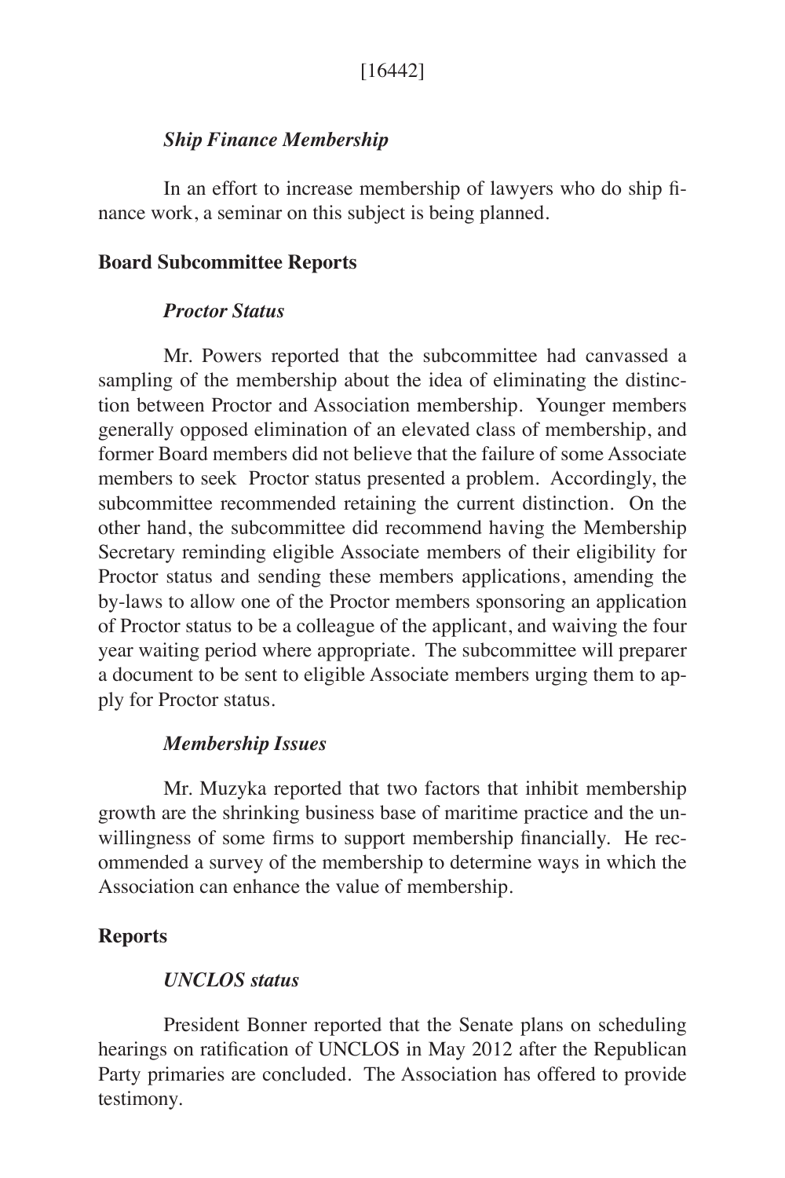[16442]

***Ship Finance Membership***

In an effort to increase membership of lawyers who do ship finance work, a seminar on this subject is being planned.

**Board Subcommittee Reports**

***Proctor Status***

Mr. Powers reported that the subcommittee had canvassed a sampling of the membership about the idea of eliminating the distinction between Proctor and Association membership. Younger members generally opposed elimination of an elevated class of membership, and former Board members did not believe that the failure of some Associate members to seek Proctor status presented a problem. Accordingly, the subcommittee recommended retaining the current distinction. On the other hand, the subcommittee did recommend having the Membership Secretary reminding eligible Associate members of their eligibility for Proctor status and sending these members applications, amending the by-laws to allow one of the Proctor members sponsoring an application of Proctor status to be a colleague of the applicant, and waiving the four year waiting period where appropriate. The subcommittee will preparer a document to be sent to eligible Associate members urging them to apply for Proctor status.

***Membership Issues***

Mr. Muzyka reported that two factors that inhibit membership growth are the shrinking business base of maritime practice and the unwillingness of some firms to support membership financially. He recommended a survey of the membership to determine ways in which the Association can enhance the value of membership.

**Reports**

***UNCLOS status***

President Bonner reported that the Senate plans on scheduling hearings on ratification of UNCLOS in May 2012 after the Republican Party primaries are concluded. The Association has offered to provide testimony.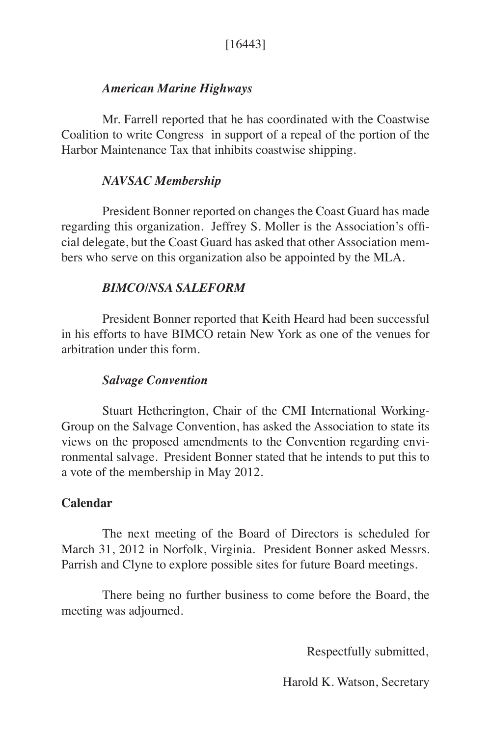[16443]

### *American Marine Highways*

Mr. Farrell reported that he has coordinated with the Coastwise Coalition to write Congress in support of a repeal of the portion of the Harbor Maintenance Tax that inhibits coastwise shipping.

### *NAVSAC Membership*

President Bonner reported on changes the Coast Guard has made regarding this organization. Jeffrey S. Moller is the Association's official delegate, but the Coast Guard has asked that other Association members who serve on this organization also be appointed by the MLA.

### *BIMCO/NSA SALEFORM*

President Bonner reported that Keith Heard had been successful in his efforts to have BIMCO retain New York as one of the venues for arbitration under this form.

### *Salvage Convention*

Stuart Hetherington, Chair of the CMI International Working-Group on the Salvage Convention, has asked the Association to state its views on the proposed amendments to the Convention regarding environmental salvage. President Bonner stated that he intends to put this to a vote of the membership in May 2012.

## Calendar

The next meeting of the Board of Directors is scheduled for March 31, 2012 in Norfolk, Virginia. President Bonner asked Messrs. Parrish and Clyne to explore possible sites for future Board meetings.

There being no further business to come before the Board, the meeting was adjourned.

Respectfully submitted,

Harold K. Watson, Secretary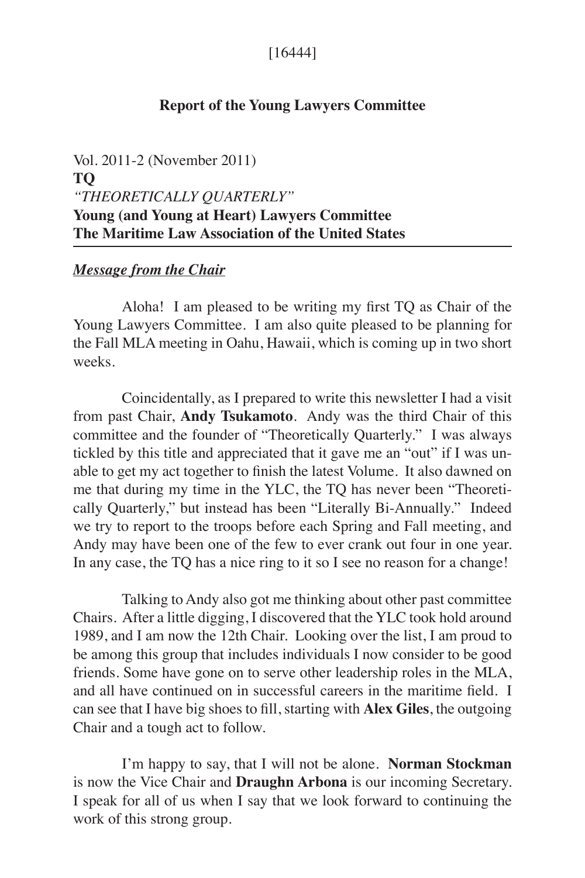[16444]

## Report of the Young Lawyers Committee

Vol. 2011-2 (November 2011)
**TQ**
*"THEORETICALLY QUARTERLY"*
**Young (and Young at Heart) Lawyers Committee**
**The Maritime Law Association of the United States**

---

***Message from the Chair***

Aloha! I am pleased to be writing my first TQ as Chair of the Young Lawyers Committee. I am also quite pleased to be planning for the Fall MLA meeting in Oahu, Hawaii, which is coming up in two short weeks.

Coincidentally, as I prepared to write this newsletter I had a visit from past Chair, **Andy Tsukamoto**. Andy was the third Chair of this committee and the founder of "Theoretically Quarterly." I was always tickled by this title and appreciated that it gave me an "out" if I was unable to get my act together to finish the latest Volume. It also dawned on me that during my time in the YLC, the TQ has never been "Theoretically Quarterly," but instead has been "Literally Bi-Annually." Indeed we try to report to the troops before each Spring and Fall meeting, and Andy may have been one of the few to ever crank out four in one year. In any case, the TQ has a nice ring to it so I see no reason for a change!

Talking to Andy also got me thinking about other past committee Chairs. After a little digging, I discovered that the YLC took hold around 1989, and I am now the 12th Chair. Looking over the list, I am proud to be among this group that includes individuals I now consider to be good friends. Some have gone on to serve other leadership roles in the MLA, and all have continued on in successful careers in the maritime field. I can see that I have big shoes to fill, starting with **Alex Giles**, the outgoing Chair and a tough act to follow.

I'm happy to say, that I will not be alone. **Norman Stockman** is now the Vice Chair and **Draughn Arbona** is our incoming Secretary. I speak for all of us when I say that we look forward to continuing the work of this strong group.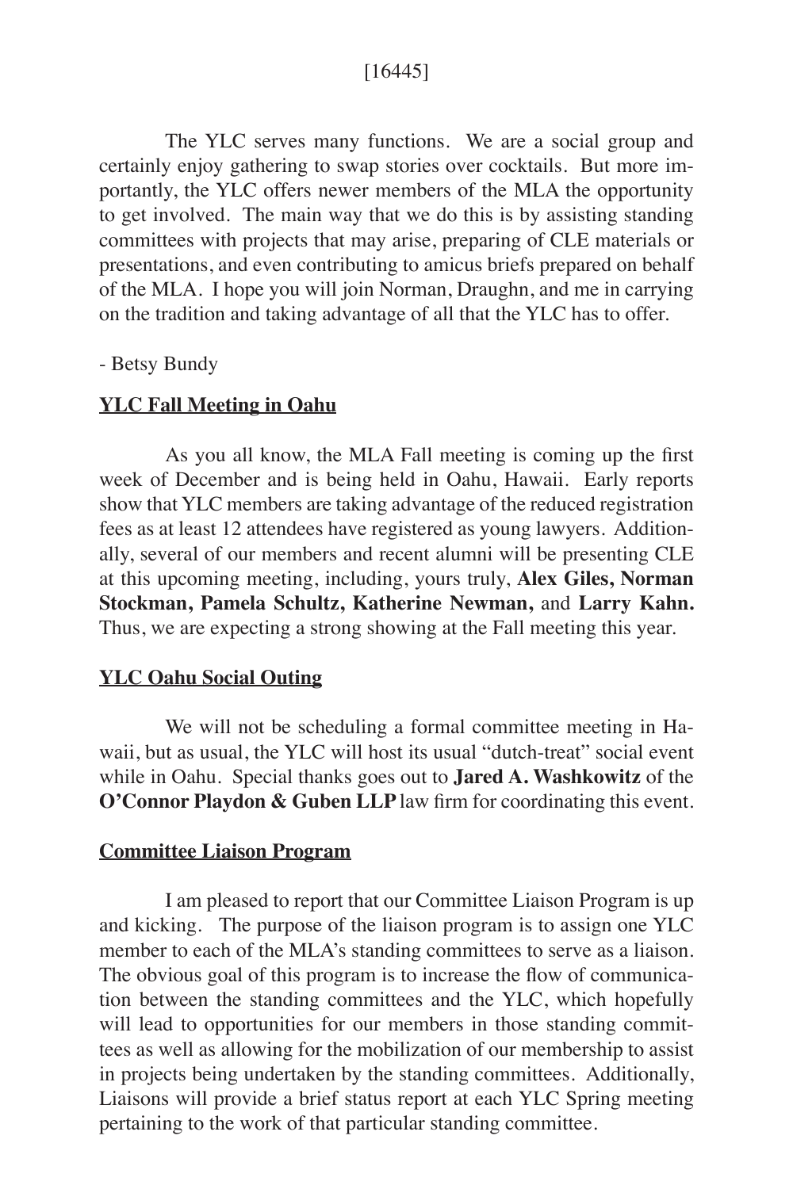The YLC serves many functions. We are a social group and certainly enjoy gathering to swap stories over cocktails. But more importantly, the YLC offers newer members of the MLA the opportunity to get involved. The main way that we do this is by assisting standing committees with projects that may arise, preparing of CLE materials or presentations, and even contributing to amicus briefs prepared on behalf of the MLA. I hope you will join Norman, Draughn, and me in carrying on the tradition and taking advantage of all that the YLC has to offer.

- Betsy Bundy

## YLC Fall Meeting in Oahu

As you all know, the MLA Fall meeting is coming up the first week of December and is being held in Oahu, Hawaii. Early reports show that YLC members are taking advantage of the reduced registration fees as at least 12 attendees have registered as young lawyers. Additionally, several of our members and recent alumni will be presenting CLE at this upcoming meeting, including, yours truly, **Alex Giles, Norman Stockman, Pamela Schultz, Katherine Newman,** and **Larry Kahn.** Thus, we are expecting a strong showing at the Fall meeting this year.

## YLC Oahu Social Outing

We will not be scheduling a formal committee meeting in Hawaii, but as usual, the YLC will host its usual "dutch-treat" social event while in Oahu. Special thanks goes out to **Jared A. Washkowitz** of the **O'Connor Playdon & Guben LLP** law firm for coordinating this event.

## Committee Liaison Program

I am pleased to report that our Committee Liaison Program is up and kicking. The purpose of the liaison program is to assign one YLC member to each of the MLA's standing committees to serve as a liaison. The obvious goal of this program is to increase the flow of communication between the standing committees and the YLC, which hopefully will lead to opportunities for our members in those standing committees as well as allowing for the mobilization of our membership to assist in projects being undertaken by the standing committees. Additionally, Liaisons will provide a brief status report at each YLC Spring meeting pertaining to the work of that particular standing committee.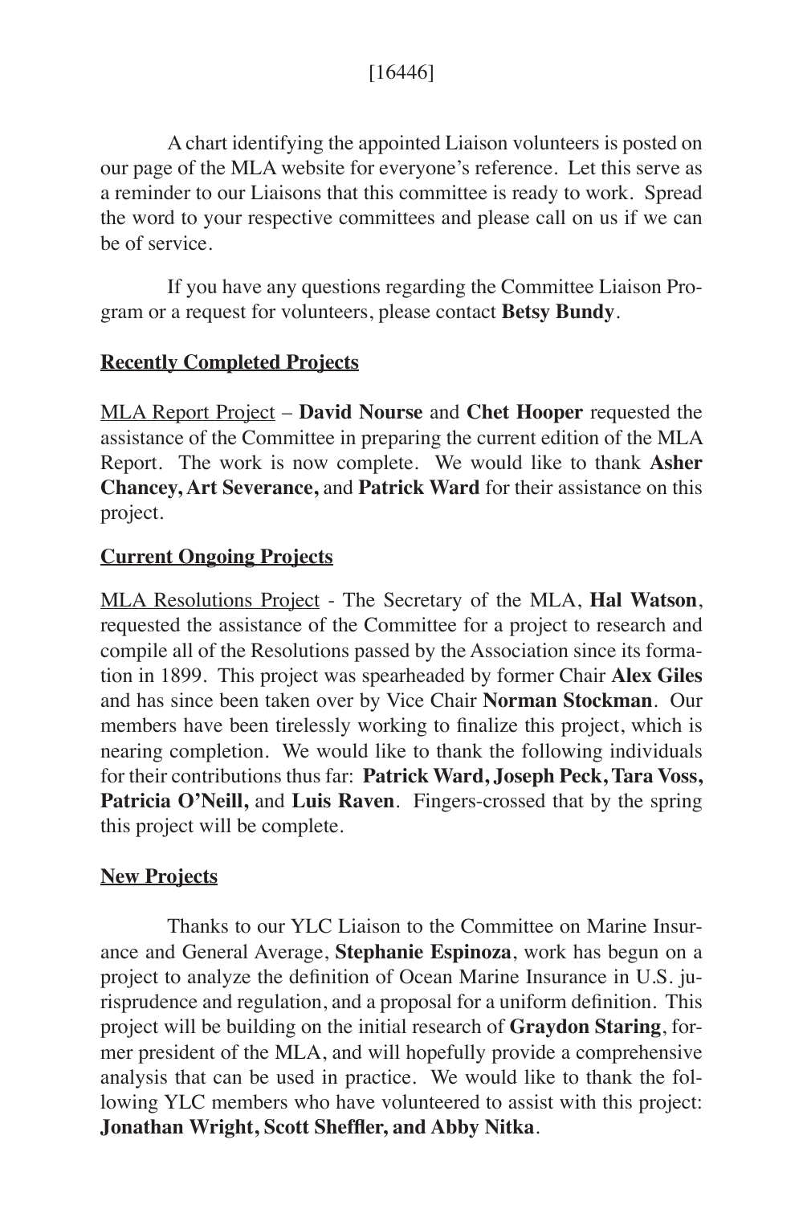A chart identifying the appointed Liaison volunteers is posted on our page of the MLA website for everyone's reference. Let this serve as a reminder to our Liaisons that this committee is ready to work. Spread the word to your respective committees and please call on us if we can be of service.

If you have any questions regarding the Committee Liaison Program or a request for volunteers, please contact **Betsy Bundy**.

**Recently Completed Projects**

MLA Report Project – **David Nourse** and **Chet Hooper** requested the assistance of the Committee in preparing the current edition of the MLA Report. The work is now complete. We would like to thank **Asher Chancey, Art Severance,** and **Patrick Ward** for their assistance on this project.

**Current Ongoing Projects**

MLA Resolutions Project - The Secretary of the MLA, **Hal Watson**, requested the assistance of the Committee for a project to research and compile all of the Resolutions passed by the Association since its formation in 1899. This project was spearheaded by former Chair **Alex Giles** and has since been taken over by Vice Chair **Norman Stockman**. Our members have been tirelessly working to finalize this project, which is nearing completion. We would like to thank the following individuals for their contributions thus far: **Patrick Ward, Joseph Peck, Tara Voss, Patricia O'Neill,** and **Luis Raven**. Fingers-crossed that by the spring this project will be complete.

**New Projects**

Thanks to our YLC Liaison to the Committee on Marine Insurance and General Average, **Stephanie Espinoza**, work has begun on a project to analyze the definition of Ocean Marine Insurance in U.S. jurisprudence and regulation, and a proposal for a uniform definition. This project will be building on the initial research of **Graydon Staring**, former president of the MLA, and will hopefully provide a comprehensive analysis that can be used in practice. We would like to thank the following YLC members who have volunteered to assist with this project: **Jonathan Wright, Scott Sheffler, and Abby Nitka**.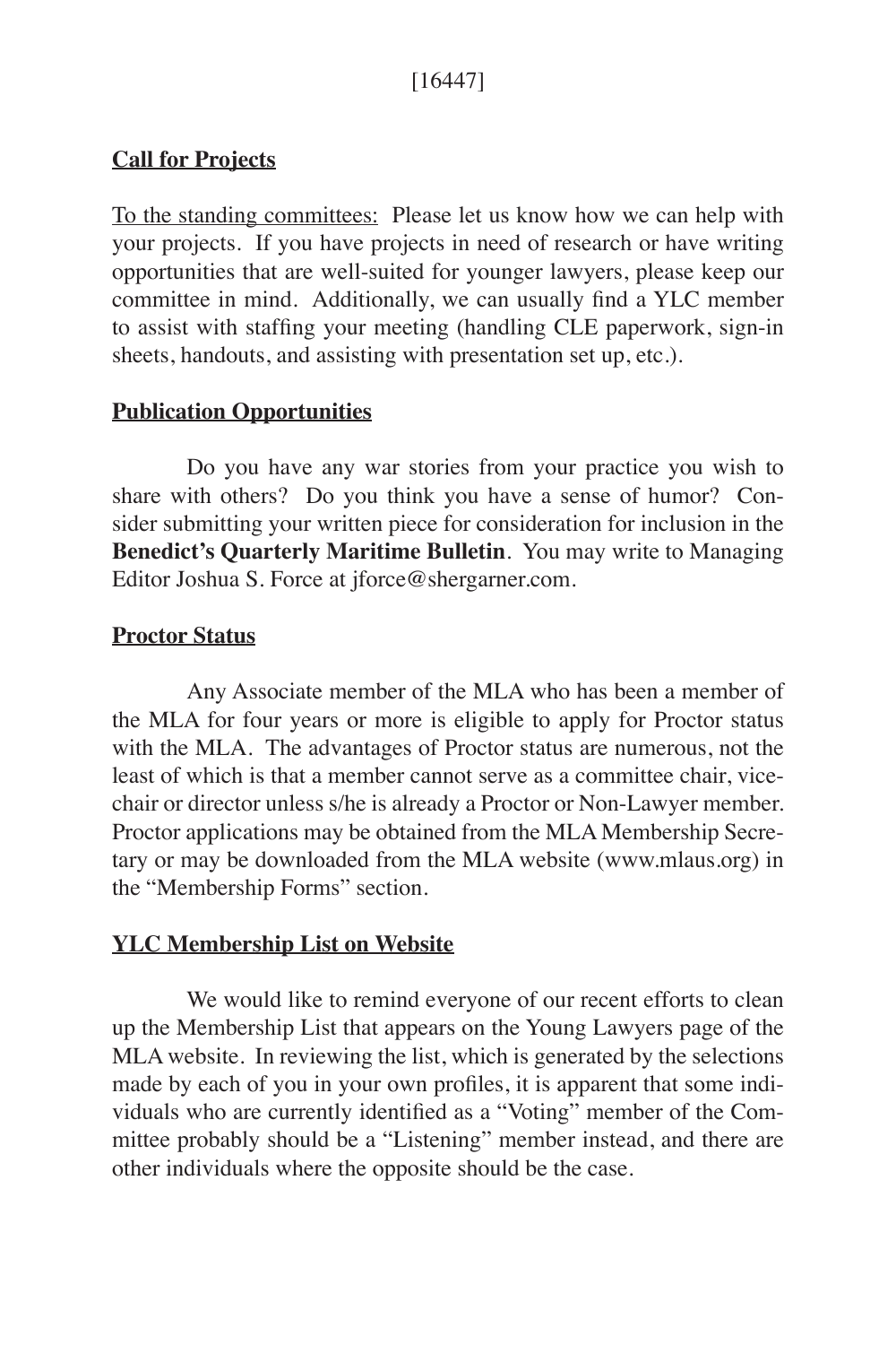**<u>Call for Projects</u>**

<u>To the standing committees:</u> Please let us know how we can help with your projects. If you have projects in need of research or have writing opportunities that are well-suited for younger lawyers, please keep our committee in mind. Additionally, we can usually find a YLC member to assist with staffing your meeting (handling CLE paperwork, sign-in sheets, handouts, and assisting with presentation set up, etc.).

**<u>Publication Opportunities</u>**

Do you have any war stories from your practice you wish to share with others? Do you think you have a sense of humor? Consider submitting your written piece for consideration for inclusion in the **Benedict's Quarterly Maritime Bulletin**. You may write to Managing Editor Joshua S. Force at jforce@shergarner.com.

**<u>Proctor Status</u>**

Any Associate member of the MLA who has been a member of the MLA for four years or more is eligible to apply for Proctor status with the MLA. The advantages of Proctor status are numerous, not the least of which is that a member cannot serve as a committee chair, vice-chair or director unless s/he is already a Proctor or Non-Lawyer member. Proctor applications may be obtained from the MLA Membership Secretary or may be downloaded from the MLA website (www.mlaus.org) in the "Membership Forms" section.

**<u>YLC Membership List on Website</u>**

We would like to remind everyone of our recent efforts to clean up the Membership List that appears on the Young Lawyers page of the MLA website. In reviewing the list, which is generated by the selections made by each of you in your own profiles, it is apparent that some individuals who are currently identified as a "Voting" member of the Committee probably should be a "Listening" member instead, and there are other individuals where the opposite should be the case.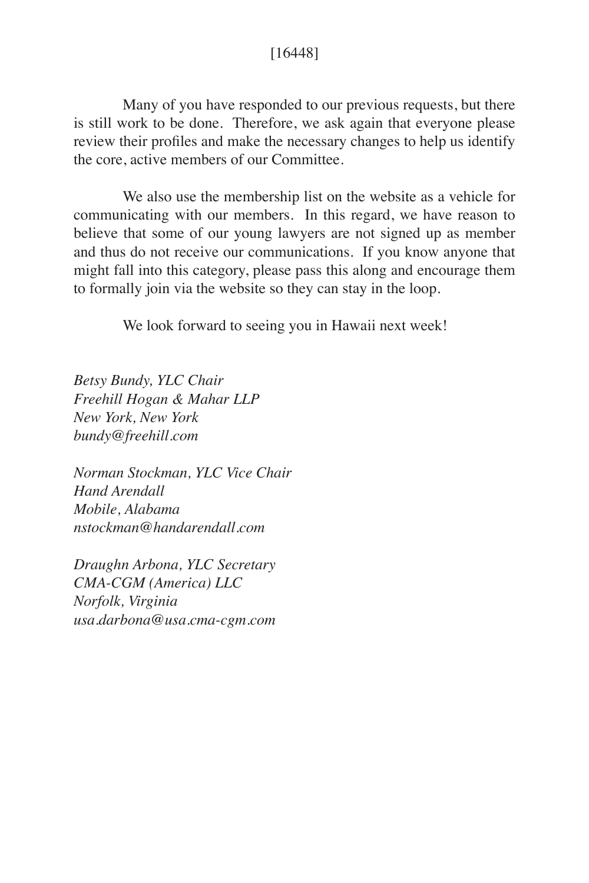Many of you have responded to our previous requests, but there is still work to be done. Therefore, we ask again that everyone please review their profiles and make the necessary changes to help us identify the core, active members of our Committee.

We also use the membership list on the website as a vehicle for communicating with our members. In this regard, we have reason to believe that some of our young lawyers are not signed up as member and thus do not receive our communications. If you know anyone that might fall into this category, please pass this along and encourage them to formally join via the website so they can stay in the loop.

We look forward to seeing you in Hawaii next week!

*Betsy Bundy, YLC Chair*
*Freehill Hogan & Mahar LLP*
*New York, New York*
*bundy@freehill.com*

*Norman Stockman, YLC Vice Chair*
*Hand Arendall*
*Mobile, Alabama*
*nstockman@handarendall.com*

*Draughn Arbona, YLC Secretary*
*CMA-CGM (America) LLC*
*Norfolk, Virginia*
*usa.darbona@usa.cma-cgm.com*